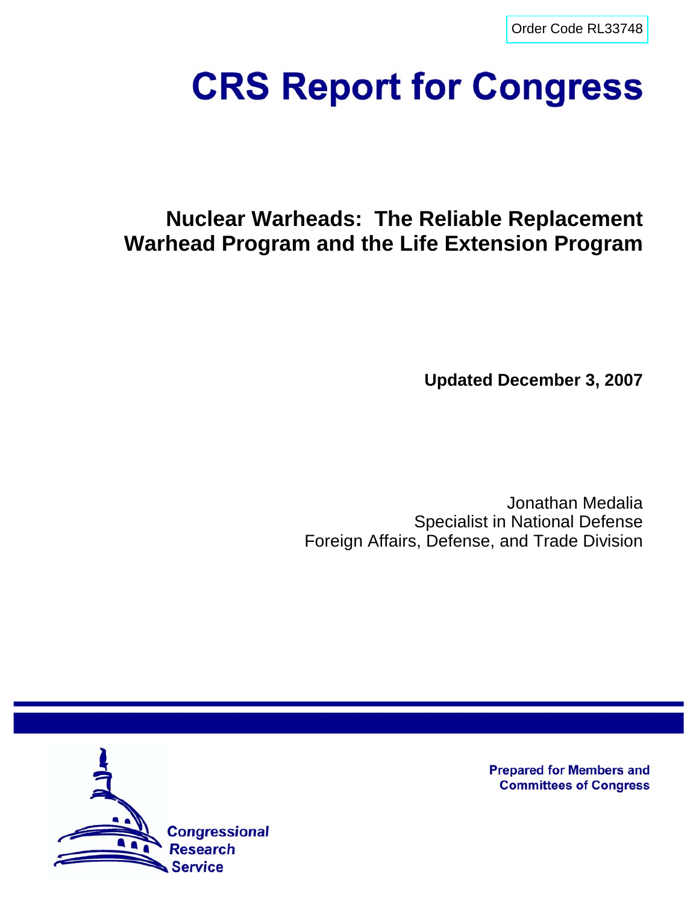Order Code RL33748

# CRS Report for Congress

## Nuclear Warheads: The Reliable Replacement Warhead Program and the Life Extension Program

**Updated December 3, 2007**

Jonathan Medalia
Specialist in National Defense
Foreign Affairs, Defense, and Trade Division

Prepared for Members and Committees of Congress

Congressional Research Service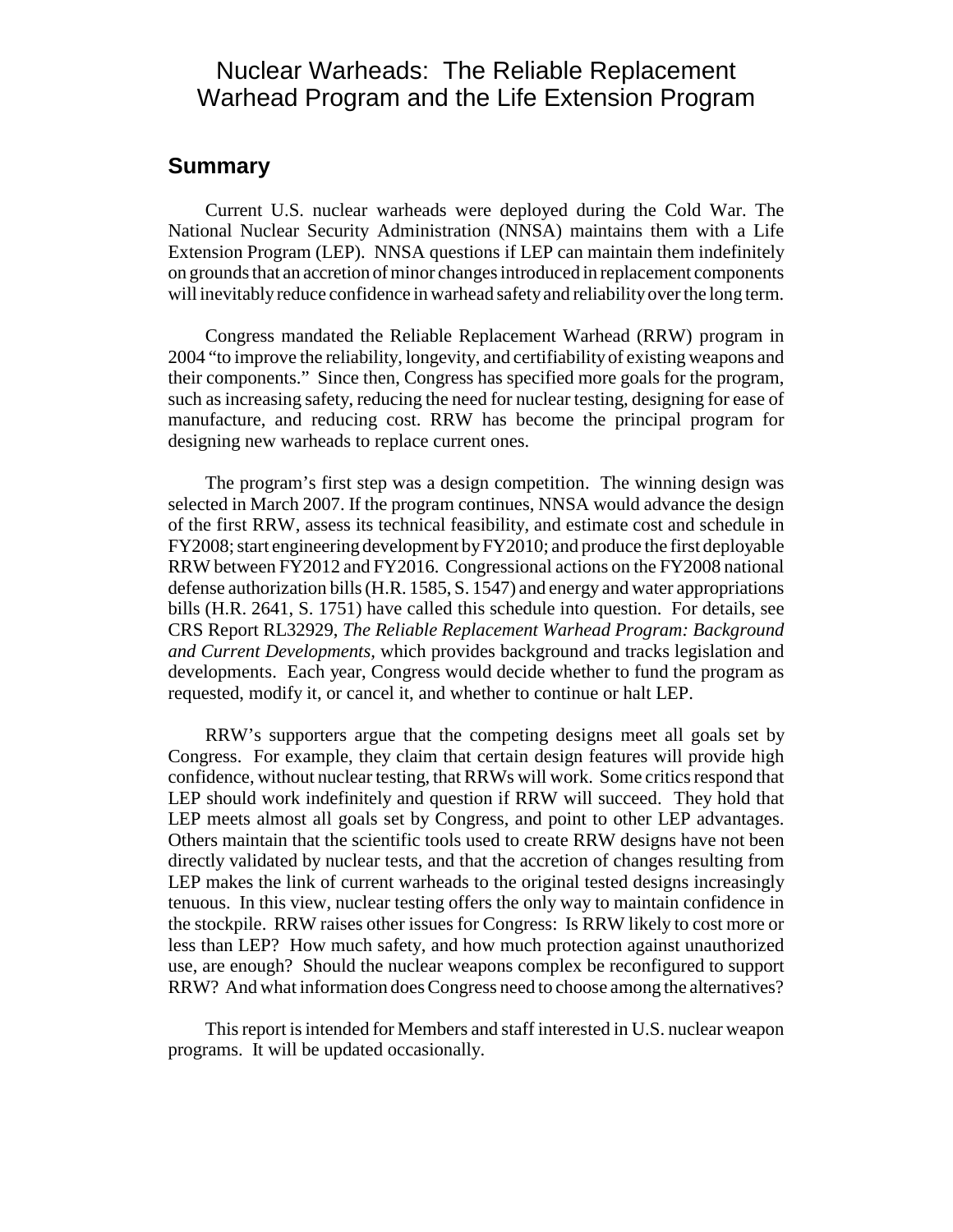# Nuclear Warheads: The Reliable Replacement Warhead Program and the Life Extension Program

## Summary

Current U.S. nuclear warheads were deployed during the Cold War. The National Nuclear Security Administration (NNSA) maintains them with a Life Extension Program (LEP). NNSA questions if LEP can maintain them indefinitely on grounds that an accretion of minor changes introduced in replacement components will inevitably reduce confidence in warhead safety and reliability over the long term.

Congress mandated the Reliable Replacement Warhead (RRW) program in 2004 "to improve the reliability, longevity, and certifiability of existing weapons and their components." Since then, Congress has specified more goals for the program, such as increasing safety, reducing the need for nuclear testing, designing for ease of manufacture, and reducing cost. RRW has become the principal program for designing new warheads to replace current ones.

The program's first step was a design competition. The winning design was selected in March 2007. If the program continues, NNSA would advance the design of the first RRW, assess its technical feasibility, and estimate cost and schedule in FY2008; start engineering development by FY2010; and produce the first deployable RRW between FY2012 and FY2016. Congressional actions on the FY2008 national defense authorization bills (H.R. 1585, S. 1547) and energy and water appropriations bills (H.R. 2641, S. 1751) have called this schedule into question. For details, see CRS Report RL32929, *The Reliable Replacement Warhead Program: Background and Current Developments*, which provides background and tracks legislation and developments. Each year, Congress would decide whether to fund the program as requested, modify it, or cancel it, and whether to continue or halt LEP.

RRW's supporters argue that the competing designs meet all goals set by Congress. For example, they claim that certain design features will provide high confidence, without nuclear testing, that RRWs will work. Some critics respond that LEP should work indefinitely and question if RRW will succeed. They hold that LEP meets almost all goals set by Congress, and point to other LEP advantages. Others maintain that the scientific tools used to create RRW designs have not been directly validated by nuclear tests, and that the accretion of changes resulting from LEP makes the link of current warheads to the original tested designs increasingly tenuous. In this view, nuclear testing offers the only way to maintain confidence in the stockpile. RRW raises other issues for Congress: Is RRW likely to cost more or less than LEP? How much safety, and how much protection against unauthorized use, are enough? Should the nuclear weapons complex be reconfigured to support RRW? And what information does Congress need to choose among the alternatives?

This report is intended for Members and staff interested in U.S. nuclear weapon programs. It will be updated occasionally.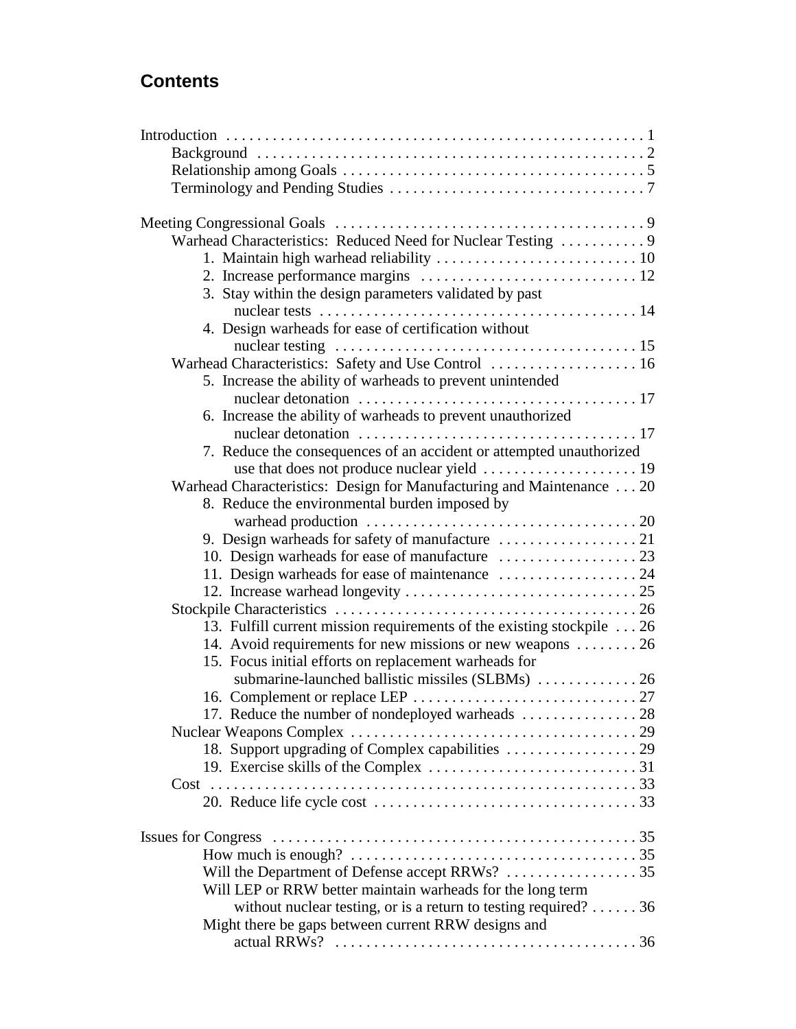## Contents

Introduction . . . . . . . . . . . . . . . . . . . . . . . . . . . . . . . . . . . . . . . . . . . . . . . . . . . . 1
- Background . . . . . . . . . . . . . . . . . . . . . . . . . . . . . . . . . . . . . . . . . . . . . . . . . . 2
- Relationship among Goals . . . . . . . . . . . . . . . . . . . . . . . . . . . . . . . . . . . . . . . 5
- Terminology and Pending Studies . . . . . . . . . . . . . . . . . . . . . . . . . . . . . . . . . 7

Meeting Congressional Goals . . . . . . . . . . . . . . . . . . . . . . . . . . . . . . . . . . . . . . . . 9
- Warhead Characteristics: Reduced Need for Nuclear Testing . . . . . . . . . . . 9
  - 1. Maintain high warhead reliability . . . . . . . . . . . . . . . . . . . . . . . . . . 10
  - 2. Increase performance margins . . . . . . . . . . . . . . . . . . . . . . . . . . . . 12
  - 3. Stay within the design parameters validated by past nuclear tests . . . . . . . . . . . . . . . . . . . . . . . . . . . . . . . . . . . . . . . . . 14
  - 4. Design warheads for ease of certification without nuclear testing . . . . . . . . . . . . . . . . . . . . . . . . . . . . . . . . . . . . . . . 15
- Warhead Characteristics: Safety and Use Control . . . . . . . . . . . . . . . . . . . 16
  - 5. Increase the ability of warheads to prevent unintended nuclear detonation . . . . . . . . . . . . . . . . . . . . . . . . . . . . . . . . . . . . 17
  - 6. Increase the ability of warheads to prevent unauthorized nuclear detonation . . . . . . . . . . . . . . . . . . . . . . . . . . . . . . . . . . . . 17
  - 7. Reduce the consequences of an accident or attempted unauthorized use that does not produce nuclear yield . . . . . . . . . . . . . . . . . . . . 19
- Warhead Characteristics: Design for Manufacturing and Maintenance . . . 20
  - 8. Reduce the environmental burden imposed by warhead production . . . . . . . . . . . . . . . . . . . . . . . . . . . . . . . . . . . 20
  - 9. Design warheads for safety of manufacture . . . . . . . . . . . . . . . . . . 21
  - 10. Design warheads for ease of manufacture . . . . . . . . . . . . . . . . . . 23
  - 11. Design warheads for ease of maintenance . . . . . . . . . . . . . . . . . . 24
  - 12. Increase warhead longevity . . . . . . . . . . . . . . . . . . . . . . . . . . . . . . 25
- Stockpile Characteristics . . . . . . . . . . . . . . . . . . . . . . . . . . . . . . . . . . . . . . . 26
  - 13. Fulfill current mission requirements of the existing stockpile . . . 26
  - 14. Avoid requirements for new missions or new weapons . . . . . . . . 26
  - 15. Focus initial efforts on replacement warheads for submarine-launched ballistic missiles (SLBMs) . . . . . . . . . . . . . 26
  - 16. Complement or replace LEP . . . . . . . . . . . . . . . . . . . . . . . . . . . . . 27
  - 17. Reduce the number of nondeployed warheads . . . . . . . . . . . . . . . 28
- Nuclear Weapons Complex . . . . . . . . . . . . . . . . . . . . . . . . . . . . . . . . . . . . . 29
  - 18. Support upgrading of Complex capabilities . . . . . . . . . . . . . . . . . 29
  - 19. Exercise skills of the Complex . . . . . . . . . . . . . . . . . . . . . . . . . . . 31
- Cost . . . . . . . . . . . . . . . . . . . . . . . . . . . . . . . . . . . . . . . . . . . . . . . . . . . . . . . 33
  - 20. Reduce life cycle cost . . . . . . . . . . . . . . . . . . . . . . . . . . . . . . . . . . 33

Issues for Congress . . . . . . . . . . . . . . . . . . . . . . . . . . . . . . . . . . . . . . . . . . . . . . . 35
- How much is enough? . . . . . . . . . . . . . . . . . . . . . . . . . . . . . . . . . . . . . 35
- Will the Department of Defense accept RRWs? . . . . . . . . . . . . . . . . . 35
- Will LEP or RRW better maintain warheads for the long term without nuclear testing, or is a return to testing required? . . . . . . 36
- Might there be gaps between current RRW designs and actual RRWs? . . . . . . . . . . . . . . . . . . . . . . . . . . . . . . . . . . . . . . . 36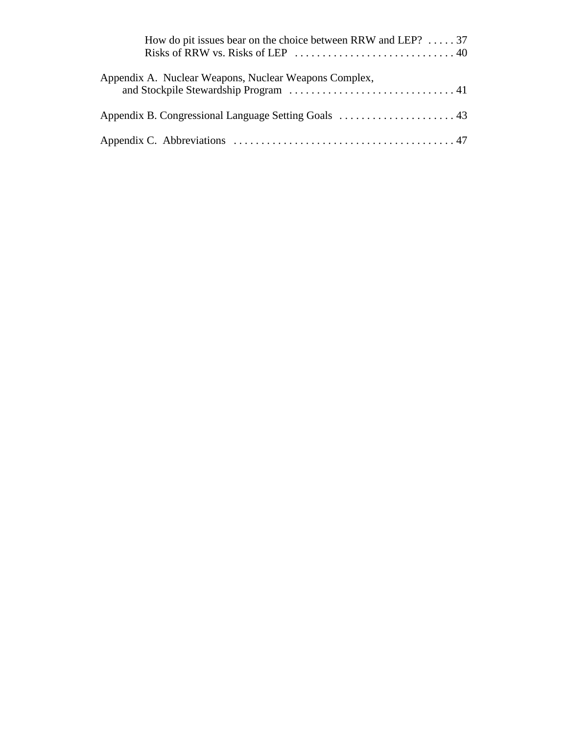How do pit issues bear on the choice between RRW and LEP? . . . . . 37
Risks of RRW vs. Risks of LEP . . . . . . . . . . . . . . . . . . . . . . . . . . . . . 40

Appendix A. Nuclear Weapons, Nuclear Weapons Complex, and Stockpile Stewardship Program . . . . . . . . . . . . . . . . . . . . . . . . . . . . . . 41

Appendix B. Congressional Language Setting Goals . . . . . . . . . . . . . . . . . . . . . 43

Appendix C. Abbreviations . . . . . . . . . . . . . . . . . . . . . . . . . . . . . . . . . . . . . . . . 47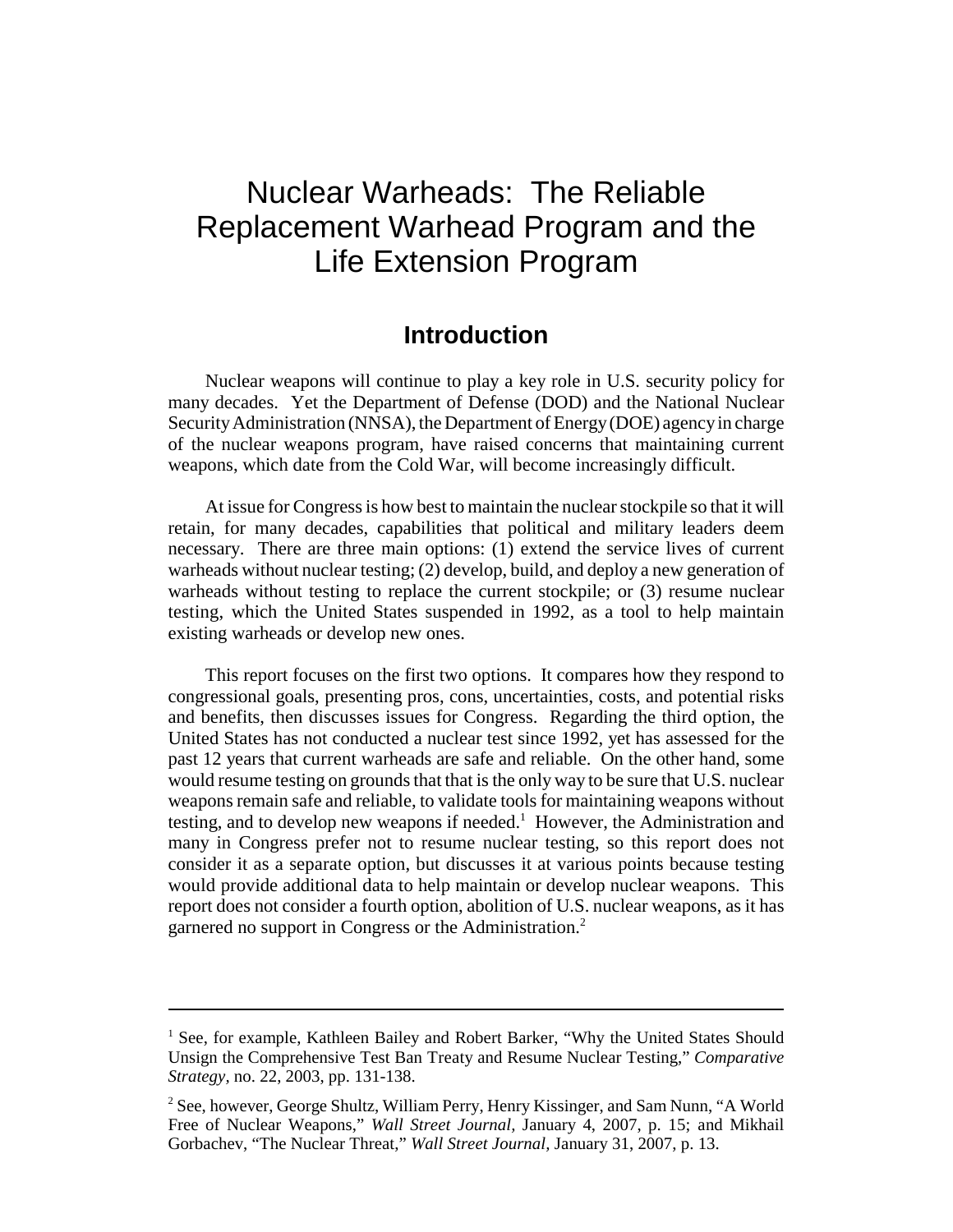# Nuclear Warheads: The Reliable Replacement Warhead Program and the Life Extension Program

## Introduction

Nuclear weapons will continue to play a key role in U.S. security policy for many decades. Yet the Department of Defense (DOD) and the National Nuclear Security Administration (NNSA), the Department of Energy (DOE) agency in charge of the nuclear weapons program, have raised concerns that maintaining current weapons, which date from the Cold War, will become increasingly difficult.

At issue for Congress is how best to maintain the nuclear stockpile so that it will retain, for many decades, capabilities that political and military leaders deem necessary. There are three main options: (1) extend the service lives of current warheads without nuclear testing; (2) develop, build, and deploy a new generation of warheads without testing to replace the current stockpile; or (3) resume nuclear testing, which the United States suspended in 1992, as a tool to help maintain existing warheads or develop new ones.

This report focuses on the first two options. It compares how they respond to congressional goals, presenting pros, cons, uncertainties, costs, and potential risks and benefits, then discusses issues for Congress. Regarding the third option, the United States has not conducted a nuclear test since 1992, yet has assessed for the past 12 years that current warheads are safe and reliable. On the other hand, some would resume testing on grounds that that is the only way to be sure that U.S. nuclear weapons remain safe and reliable, to validate tools for maintaining weapons without testing, and to develop new weapons if needed.[1] However, the Administration and many in Congress prefer not to resume nuclear testing, so this report does not consider it as a separate option, but discusses it at various points because testing would provide additional data to help maintain or develop nuclear weapons. This report does not consider a fourth option, abolition of U.S. nuclear weapons, as it has garnered no support in Congress or the Administration.[2]

---

[1] See, for example, Kathleen Bailey and Robert Barker, "Why the United States Should Unsign the Comprehensive Test Ban Treaty and Resume Nuclear Testing," *Comparative Strategy*, no. 22, 2003, pp. 131-138.

[2] See, however, George Shultz, William Perry, Henry Kissinger, and Sam Nunn, "A World Free of Nuclear Weapons," *Wall Street Journal,* January 4, 2007, p. 15; and Mikhail Gorbachev, "The Nuclear Threat," *Wall Street Journal*, January 31, 2007, p. 13.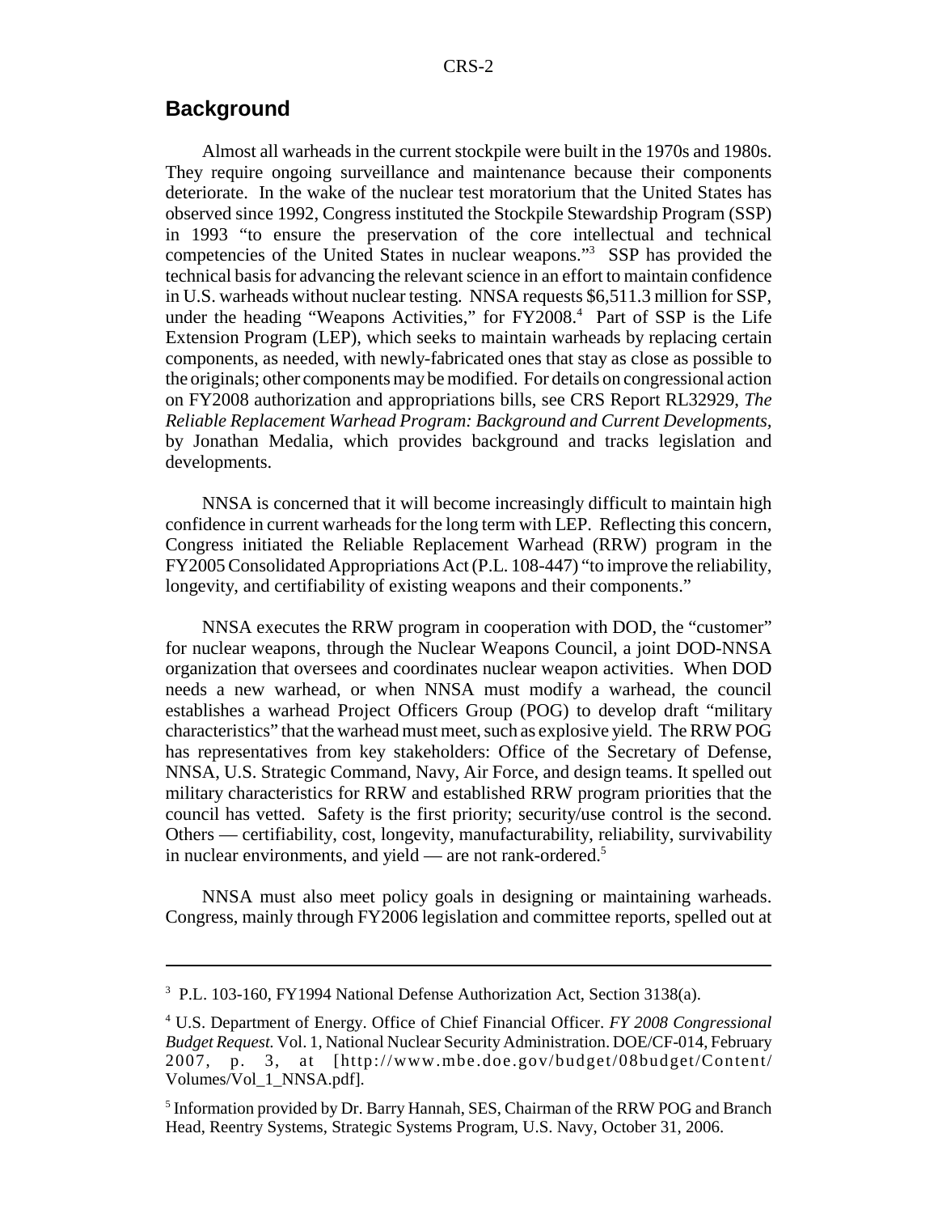## Background

Almost all warheads in the current stockpile were built in the 1970s and 1980s. They require ongoing surveillance and maintenance because their components deteriorate. In the wake of the nuclear test moratorium that the United States has observed since 1992, Congress instituted the Stockpile Stewardship Program (SSP) in 1993 "to ensure the preservation of the core intellectual and technical competencies of the United States in nuclear weapons."[3] SSP has provided the technical basis for advancing the relevant science in an effort to maintain confidence in U.S. warheads without nuclear testing. NNSA requests $6,511.3 million for SSP, under the heading "Weapons Activities," for FY2008.[4] Part of SSP is the Life Extension Program (LEP), which seeks to maintain warheads by replacing certain components, as needed, with newly-fabricated ones that stay as close as possible to the originals; other components may be modified. For details on congressional action on FY2008 authorization and appropriations bills, see CRS Report RL32929, *The Reliable Replacement Warhead Program: Background and Current Developments*, by Jonathan Medalia, which provides background and tracks legislation and developments.

NNSA is concerned that it will become increasingly difficult to maintain high confidence in current warheads for the long term with LEP. Reflecting this concern, Congress initiated the Reliable Replacement Warhead (RRW) program in the FY2005 Consolidated Appropriations Act (P.L. 108-447) "to improve the reliability, longevity, and certifiability of existing weapons and their components."

NNSA executes the RRW program in cooperation with DOD, the "customer" for nuclear weapons, through the Nuclear Weapons Council, a joint DOD-NNSA organization that oversees and coordinates nuclear weapon activities. When DOD needs a new warhead, or when NNSA must modify a warhead, the council establishes a warhead Project Officers Group (POG) to develop draft "military characteristics" that the warhead must meet, such as explosive yield. The RRW POG has representatives from key stakeholders: Office of the Secretary of Defense, NNSA, U.S. Strategic Command, Navy, Air Force, and design teams. It spelled out military characteristics for RRW and established RRW program priorities that the council has vetted. Safety is the first priority; security/use control is the second. Others — certifiability, cost, longevity, manufacturability, reliability, survivability in nuclear environments, and yield — are not rank-ordered.[5]

NNSA must also meet policy goals in designing or maintaining warheads. Congress, mainly through FY2006 legislation and committee reports, spelled out at

---

[3] P.L. 103-160, FY1994 National Defense Authorization Act, Section 3138(a).

[4] U.S. Department of Energy. Office of Chief Financial Officer. *FY 2008 Congressional Budget Request.* Vol. 1, National Nuclear Security Administration. DOE/CF-014, February 2007, p. 3, at [http://www.mbe.doe.gov/budget/08budget/Content/Volumes/Vol_1_NNSA.pdf].

[5] Information provided by Dr. Barry Hannah, SES, Chairman of the RRW POG and Branch Head, Reentry Systems, Strategic Systems Program, U.S. Navy, October 31, 2006.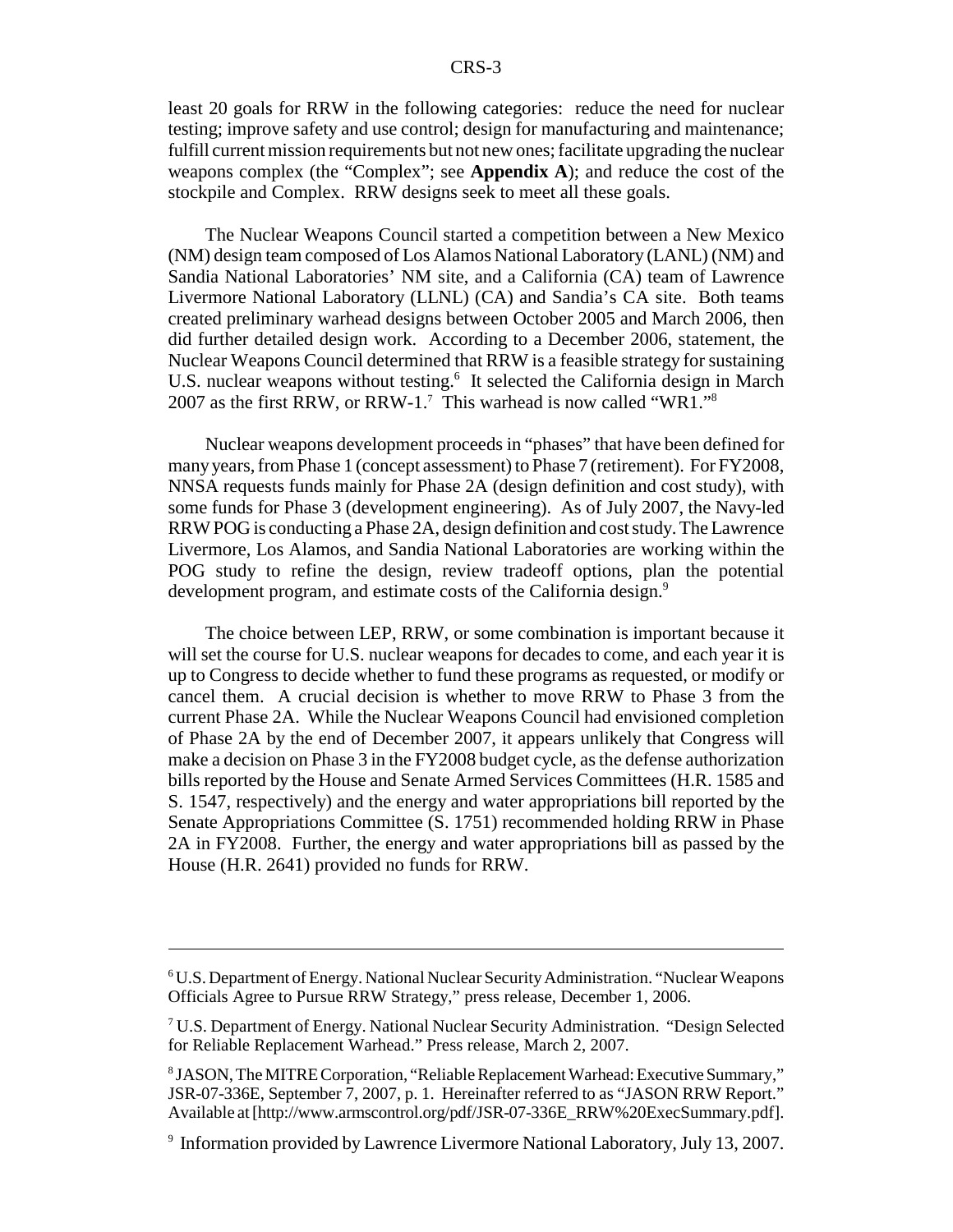least 20 goals for RRW in the following categories: reduce the need for nuclear testing; improve safety and use control; design for manufacturing and maintenance; fulfill current mission requirements but not new ones; facilitate upgrading the nuclear weapons complex (the "Complex"; see **Appendix A**); and reduce the cost of the stockpile and Complex. RRW designs seek to meet all these goals.

The Nuclear Weapons Council started a competition between a New Mexico (NM) design team composed of Los Alamos National Laboratory (LANL) (NM) and Sandia National Laboratories' NM site, and a California (CA) team of Lawrence Livermore National Laboratory (LLNL) (CA) and Sandia's CA site. Both teams created preliminary warhead designs between October 2005 and March 2006, then did further detailed design work. According to a December 2006, statement, the Nuclear Weapons Council determined that RRW is a feasible strategy for sustaining U.S. nuclear weapons without testing.[6] It selected the California design in March 2007 as the first RRW, or RRW-1.[7] This warhead is now called "WR1."[8]

Nuclear weapons development proceeds in "phases" that have been defined for many years, from Phase 1 (concept assessment) to Phase 7 (retirement). For FY2008, NNSA requests funds mainly for Phase 2A (design definition and cost study), with some funds for Phase 3 (development engineering). As of July 2007, the Navy-led RRW POG is conducting a Phase 2A, design definition and cost study. The Lawrence Livermore, Los Alamos, and Sandia National Laboratories are working within the POG study to refine the design, review tradeoff options, plan the potential development program, and estimate costs of the California design.[9]

The choice between LEP, RRW, or some combination is important because it will set the course for U.S. nuclear weapons for decades to come, and each year it is up to Congress to decide whether to fund these programs as requested, or modify or cancel them. A crucial decision is whether to move RRW to Phase 3 from the current Phase 2A. While the Nuclear Weapons Council had envisioned completion of Phase 2A by the end of December 2007, it appears unlikely that Congress will make a decision on Phase 3 in the FY2008 budget cycle, as the defense authorization bills reported by the House and Senate Armed Services Committees (H.R. 1585 and S. 1547, respectively) and the energy and water appropriations bill reported by the Senate Appropriations Committee (S. 1751) recommended holding RRW in Phase 2A in FY2008. Further, the energy and water appropriations bill as passed by the House (H.R. 2641) provided no funds for RRW.

---

[6] U.S. Department of Energy. National Nuclear Security Administration. "Nuclear Weapons Officials Agree to Pursue RRW Strategy," press release, December 1, 2006.

[7] U.S. Department of Energy. National Nuclear Security Administration. "Design Selected for Reliable Replacement Warhead." Press release, March 2, 2007.

[8] JASON, The MITRE Corporation, "Reliable Replacement Warhead: Executive Summary," JSR-07-336E, September 7, 2007, p. 1. Hereinafter referred to as "JASON RRW Report." Available at [http://www.armscontrol.org/pdf/JSR-07-336E_RRW%20ExecSummary.pdf].

[9] Information provided by Lawrence Livermore National Laboratory, July 13, 2007.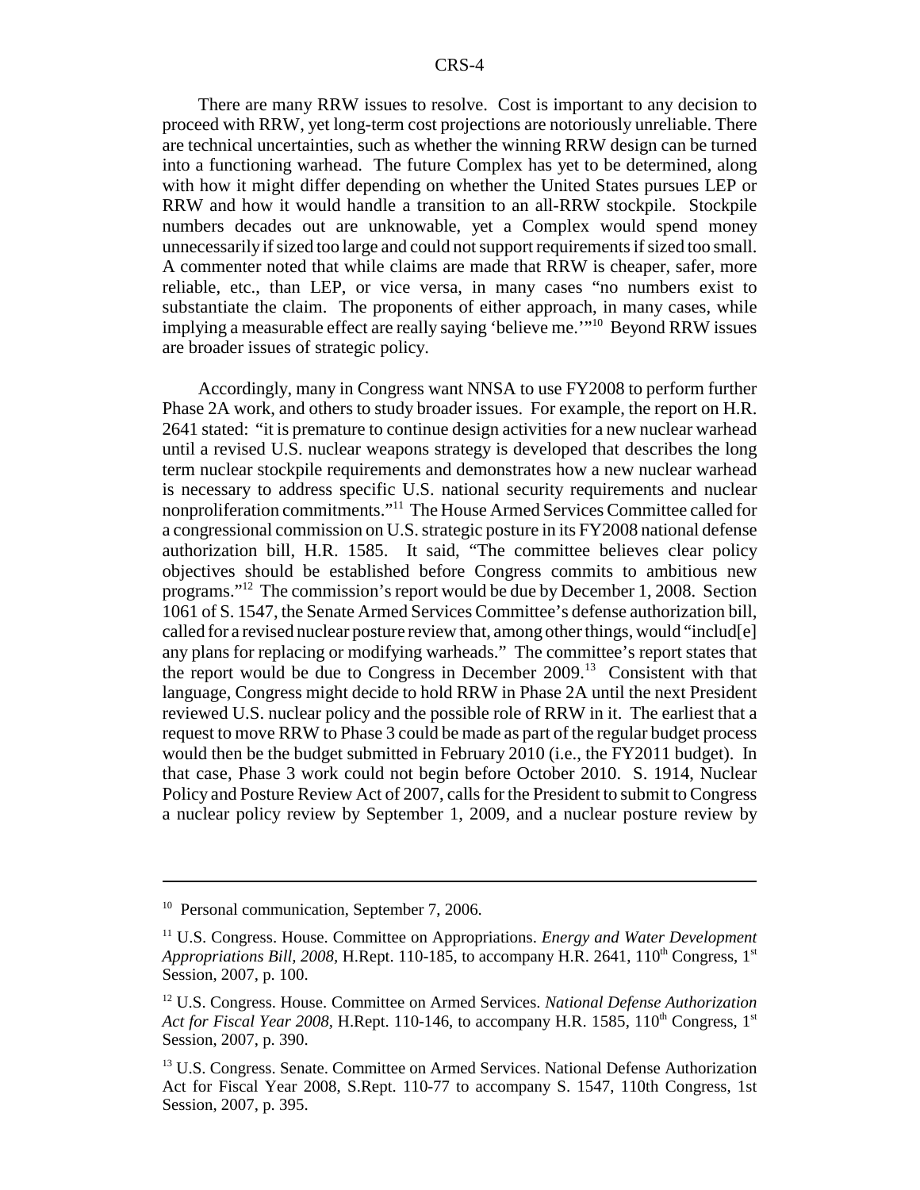There are many RRW issues to resolve. Cost is important to any decision to proceed with RRW, yet long-term cost projections are notoriously unreliable. There are technical uncertainties, such as whether the winning RRW design can be turned into a functioning warhead. The future Complex has yet to be determined, along with how it might differ depending on whether the United States pursues LEP or RRW and how it would handle a transition to an all-RRW stockpile. Stockpile numbers decades out are unknowable, yet a Complex would spend money unnecessarily if sized too large and could not support requirements if sized too small. A commenter noted that while claims are made that RRW is cheaper, safer, more reliable, etc., than LEP, or vice versa, in many cases "no numbers exist to substantiate the claim. The proponents of either approach, in many cases, while implying a measurable effect are really saying 'believe me.'"[10] Beyond RRW issues are broader issues of strategic policy.

Accordingly, many in Congress want NNSA to use FY2008 to perform further Phase 2A work, and others to study broader issues. For example, the report on H.R. 2641 stated: "it is premature to continue design activities for a new nuclear warhead until a revised U.S. nuclear weapons strategy is developed that describes the long term nuclear stockpile requirements and demonstrates how a new nuclear warhead is necessary to address specific U.S. national security requirements and nuclear nonproliferation commitments."[11] The House Armed Services Committee called for a congressional commission on U.S. strategic posture in its FY2008 national defense authorization bill, H.R. 1585. It said, "The committee believes clear policy objectives should be established before Congress commits to ambitious new programs."[12] The commission's report would be due by December 1, 2008. Section 1061 of S. 1547, the Senate Armed Services Committee's defense authorization bill, called for a revised nuclear posture review that, among other things, would "includ[e] any plans for replacing or modifying warheads." The committee's report states that the report would be due to Congress in December 2009.[13] Consistent with that language, Congress might decide to hold RRW in Phase 2A until the next President reviewed U.S. nuclear policy and the possible role of RRW in it. The earliest that a request to move RRW to Phase 3 could be made as part of the regular budget process would then be the budget submitted in February 2010 (i.e., the FY2011 budget). In that case, Phase 3 work could not begin before October 2010. S. 1914, Nuclear Policy and Posture Review Act of 2007, calls for the President to submit to Congress a nuclear policy review by September 1, 2009, and a nuclear posture review by

---

[10] Personal communication, September 7, 2006.

[11] U.S. Congress. House. Committee on Appropriations. *Energy and Water Development Appropriations Bill, 2008*, H.Rept. 110-185, to accompany H.R. 2641, 110th Congress, 1st Session, 2007, p. 100.

[12] U.S. Congress. House. Committee on Armed Services. *National Defense Authorization Act for Fiscal Year 2008*, H.Rept. 110-146, to accompany H.R. 1585, 110th Congress, 1st Session, 2007, p. 390.

[13] U.S. Congress. Senate. Committee on Armed Services. National Defense Authorization Act for Fiscal Year 2008, S.Rept. 110-77 to accompany S. 1547, 110th Congress, 1st Session, 2007, p. 395.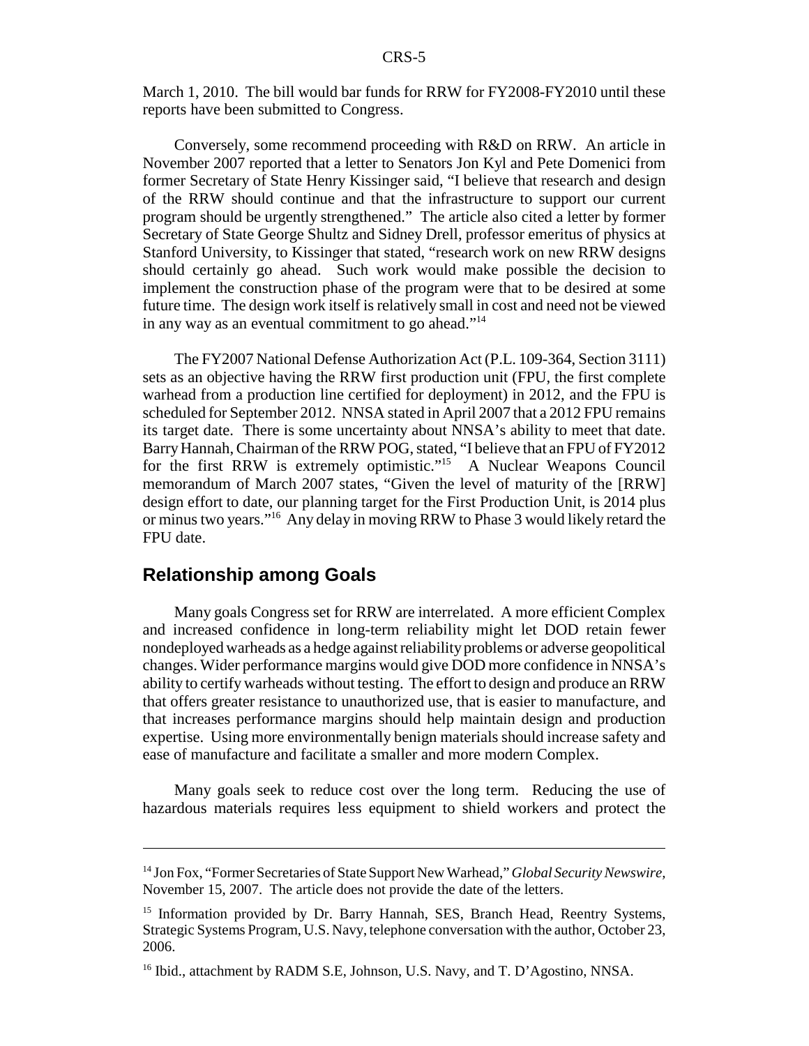March 1, 2010. The bill would bar funds for RRW for FY2008-FY2010 until these reports have been submitted to Congress.

Conversely, some recommend proceeding with R&D on RRW. An article in November 2007 reported that a letter to Senators Jon Kyl and Pete Domenici from former Secretary of State Henry Kissinger said, "I believe that research and design of the RRW should continue and that the infrastructure to support our current program should be urgently strengthened." The article also cited a letter by former Secretary of State George Shultz and Sidney Drell, professor emeritus of physics at Stanford University, to Kissinger that stated, "research work on new RRW designs should certainly go ahead. Such work would make possible the decision to implement the construction phase of the program were that to be desired at some future time. The design work itself is relatively small in cost and need not be viewed in any way as an eventual commitment to go ahead."[14]

The FY2007 National Defense Authorization Act (P.L. 109-364, Section 3111) sets as an objective having the RRW first production unit (FPU, the first complete warhead from a production line certified for deployment) in 2012, and the FPU is scheduled for September 2012. NNSA stated in April 2007 that a 2012 FPU remains its target date. There is some uncertainty about NNSA's ability to meet that date. Barry Hannah, Chairman of the RRW POG, stated, "I believe that an FPU of FY2012 for the first RRW is extremely optimistic."[15] A Nuclear Weapons Council memorandum of March 2007 states, "Given the level of maturity of the [RRW] design effort to date, our planning target for the First Production Unit, is 2014 plus or minus two years."[16] Any delay in moving RRW to Phase 3 would likely retard the FPU date.

## Relationship among Goals

Many goals Congress set for RRW are interrelated. A more efficient Complex and increased confidence in long-term reliability might let DOD retain fewer nondeployed warheads as a hedge against reliability problems or adverse geopolitical changes. Wider performance margins would give DOD more confidence in NNSA's ability to certify warheads without testing. The effort to design and produce an RRW that offers greater resistance to unauthorized use, that is easier to manufacture, and that increases performance margins should help maintain design and production expertise. Using more environmentally benign materials should increase safety and ease of manufacture and facilitate a smaller and more modern Complex.

Many goals seek to reduce cost over the long term. Reducing the use of hazardous materials requires less equipment to shield workers and protect the

---

[14] Jon Fox, "Former Secretaries of State Support New Warhead," *Global Security Newswire,* November 15, 2007. The article does not provide the date of the letters.

[15] Information provided by Dr. Barry Hannah, SES, Branch Head, Reentry Systems, Strategic Systems Program, U.S. Navy, telephone conversation with the author, October 23, 2006.

[16] Ibid., attachment by RADM S.E, Johnson, U.S. Navy, and T. D'Agostino, NNSA.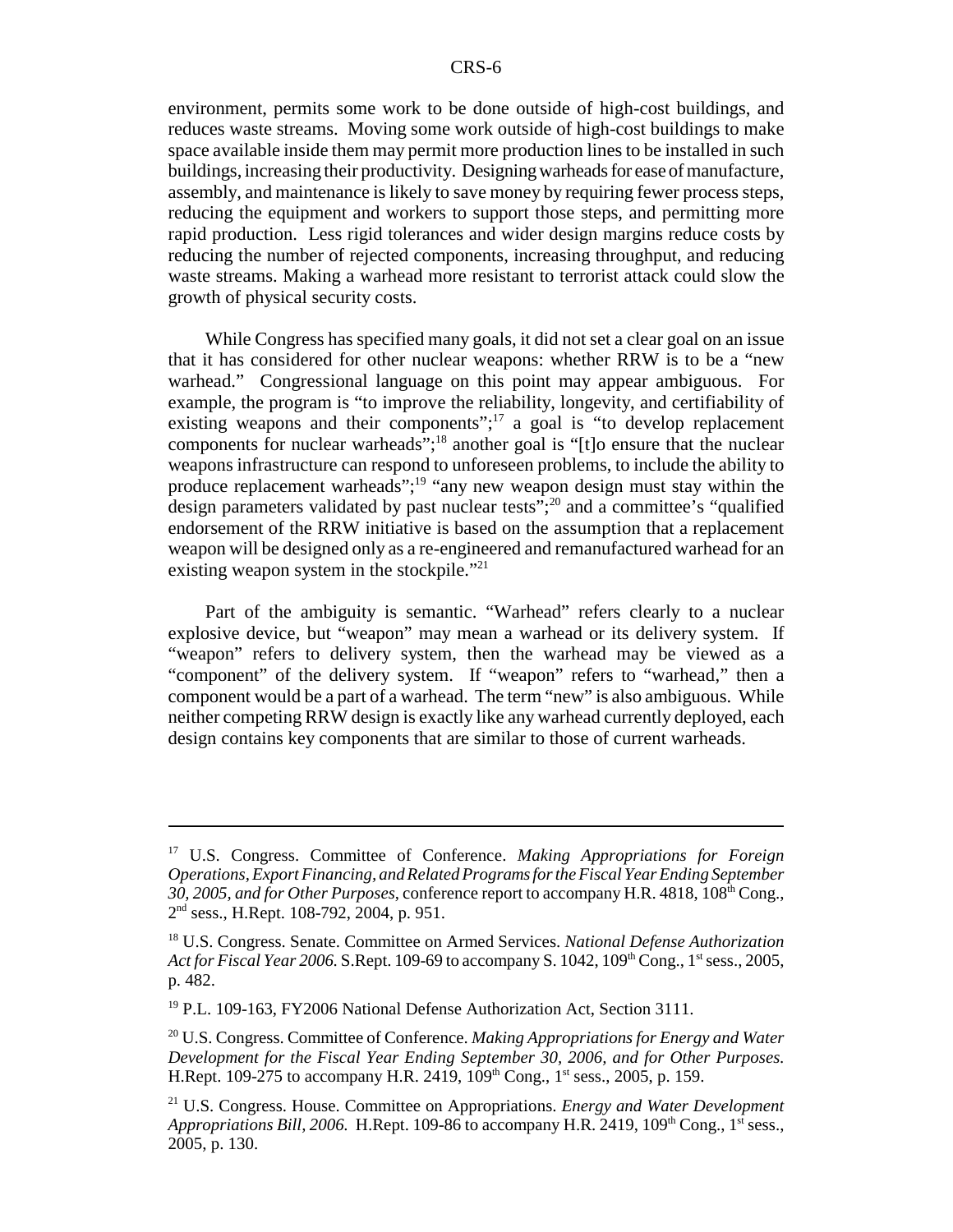environment, permits some work to be done outside of high-cost buildings, and reduces waste streams. Moving some work outside of high-cost buildings to make space available inside them may permit more production lines to be installed in such buildings, increasing their productivity. Designing warheads for ease of manufacture, assembly, and maintenance is likely to save money by requiring fewer process steps, reducing the equipment and workers to support those steps, and permitting more rapid production. Less rigid tolerances and wider design margins reduce costs by reducing the number of rejected components, increasing throughput, and reducing waste streams. Making a warhead more resistant to terrorist attack could slow the growth of physical security costs.

While Congress has specified many goals, it did not set a clear goal on an issue that it has considered for other nuclear weapons: whether RRW is to be a "new warhead." Congressional language on this point may appear ambiguous. For example, the program is "to improve the reliability, longevity, and certifiability of existing weapons and their components";[17] a goal is "to develop replacement components for nuclear warheads";[18] another goal is "[t]o ensure that the nuclear weapons infrastructure can respond to unforeseen problems, to include the ability to produce replacement warheads";[19] "any new weapon design must stay within the design parameters validated by past nuclear tests";[20] and a committee's "qualified endorsement of the RRW initiative is based on the assumption that a replacement weapon will be designed only as a re-engineered and remanufactured warhead for an existing weapon system in the stockpile."[21]

Part of the ambiguity is semantic. "Warhead" refers clearly to a nuclear explosive device, but "weapon" may mean a warhead or its delivery system. If "weapon" refers to delivery system, then the warhead may be viewed as a "component" of the delivery system. If "weapon" refers to "warhead," then a component would be a part of a warhead. The term "new" is also ambiguous. While neither competing RRW design is exactly like any warhead currently deployed, each design contains key components that are similar to those of current warheads.

---

[17] U.S. Congress. Committee of Conference. *Making Appropriations for Foreign Operations, Export Financing, and Related Programs for the Fiscal Year Ending September 30, 2005, and for Other Purposes*, conference report to accompany H.R. 4818, 108th Cong., 2nd sess., H.Rept. 108-792, 2004, p. 951.

[18] U.S. Congress. Senate. Committee on Armed Services. *National Defense Authorization Act for Fiscal Year 2006.* S.Rept. 109-69 to accompany S. 1042, 109th Cong., 1st sess., 2005, p. 482.

[19] P.L. 109-163, FY2006 National Defense Authorization Act, Section 3111.

[20] U.S. Congress. Committee of Conference. *Making Appropriations for Energy and Water Development for the Fiscal Year Ending September 30, 2006, and for Other Purposes.* H.Rept. 109-275 to accompany H.R. 2419, 109th Cong., 1st sess., 2005, p. 159.

[21] U.S. Congress. House. Committee on Appropriations. *Energy and Water Development Appropriations Bill, 2006.* H.Rept. 109-86 to accompany H.R. 2419, 109th Cong., 1st sess., 2005, p. 130.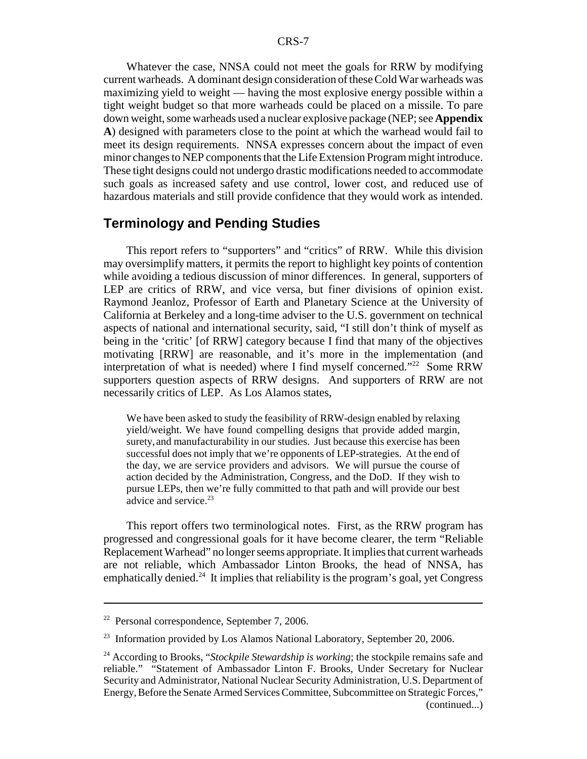Whatever the case, NNSA could not meet the goals for RRW by modifying current warheads. A dominant design consideration of these Cold War warheads was maximizing yield to weight — having the most explosive energy possible within a tight weight budget so that more warheads could be placed on a missile. To pare down weight, some warheads used a nuclear explosive package (NEP; see **Appendix A**) designed with parameters close to the point at which the warhead would fail to meet its design requirements. NNSA expresses concern about the impact of even minor changes to NEP components that the Life Extension Program might introduce. These tight designs could not undergo drastic modifications needed to accommodate such goals as increased safety and use control, lower cost, and reduced use of hazardous materials and still provide confidence that they would work as intended.

## Terminology and Pending Studies

This report refers to "supporters" and "critics" of RRW. While this division may oversimplify matters, it permits the report to highlight key points of contention while avoiding a tedious discussion of minor differences. In general, supporters of LEP are critics of RRW, and vice versa, but finer divisions of opinion exist. Raymond Jeanloz, Professor of Earth and Planetary Science at the University of California at Berkeley and a long-time adviser to the U.S. government on technical aspects of national and international security, said, "I still don't think of myself as being in the 'critic' [of RRW] category because I find that many of the objectives motivating [RRW] are reasonable, and it's more in the implementation (and interpretation of what is needed) where I find myself concerned."[22] Some RRW supporters question aspects of RRW designs. And supporters of RRW are not necessarily critics of LEP. As Los Alamos states,

> We have been asked to study the feasibility of RRW-design enabled by relaxing yield/weight. We have found compelling designs that provide added margin, surety, and manufacturability in our studies. Just because this exercise has been successful does not imply that we're opponents of LEP-strategies. At the end of the day, we are service providers and advisors. We will pursue the course of action decided by the Administration, Congress, and the DoD. If they wish to pursue LEPs, then we're fully committed to that path and will provide our best advice and service.[23]

This report offers two terminological notes. First, as the RRW program has progressed and congressional goals for it have become clearer, the term "Reliable Replacement Warhead" no longer seems appropriate. It implies that current warheads are not reliable, which Ambassador Linton Brooks, the head of NNSA, has emphatically denied.[24] It implies that reliability is the program's goal, yet Congress

---

[22] Personal correspondence, September 7, 2006.

[23] Information provided by Los Alamos National Laboratory, September 20, 2006.

[24] According to Brooks, "*Stockpile Stewardship is working*; the stockpile remains safe and reliable." "Statement of Ambassador Linton F. Brooks, Under Secretary for Nuclear Security and Administrator, National Nuclear Security Administration, U.S. Department of Energy, Before the Senate Armed Services Committee, Subcommittee on Strategic Forces," (continued...)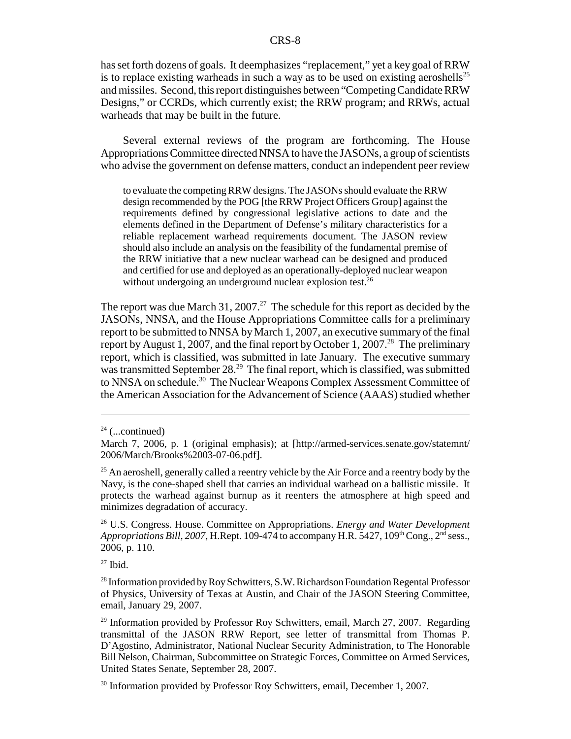has set forth dozens of goals. It deemphasizes "replacement," yet a key goal of RRW is to replace existing warheads in such a way as to be used on existing aeroshells[25] and missiles. Second, this report distinguishes between "Competing Candidate RRW Designs," or CCRDs, which currently exist; the RRW program; and RRWs, actual warheads that may be built in the future.

Several external reviews of the program are forthcoming. The House Appropriations Committee directed NNSA to have the JASONs, a group of scientists who advise the government on defense matters, conduct an independent peer review

> to evaluate the competing RRW designs. The JASONs should evaluate the RRW design recommended by the POG [the RRW Project Officers Group] against the requirements defined by congressional legislative actions to date and the elements defined in the Department of Defense's military characteristics for a reliable replacement warhead requirements document. The JASON review should also include an analysis on the feasibility of the fundamental premise of the RRW initiative that a new nuclear warhead can be designed and produced and certified for use and deployed as an operationally-deployed nuclear weapon without undergoing an underground nuclear explosion test.[26]

The report was due March 31, 2007.[27] The schedule for this report as decided by the JASONs, NNSA, and the House Appropriations Committee calls for a preliminary report to be submitted to NNSA by March 1, 2007, an executive summary of the final report by August 1, 2007, and the final report by October 1, 2007.[28] The preliminary report, which is classified, was submitted in late January. The executive summary was transmitted September 28.[29] The final report, which is classified, was submitted to NNSA on schedule.[30] The Nuclear Weapons Complex Assessment Committee of the American Association for the Advancement of Science (AAAS) studied whether

---

[24] (...continued)

March 7, 2006, p. 1 (original emphasis); at [http://armed-services.senate.gov/statemnt/2006/March/Brooks%2003-07-06.pdf].

[25] An aeroshell, generally called a reentry vehicle by the Air Force and a reentry body by the Navy, is the cone-shaped shell that carries an individual warhead on a ballistic missile. It protects the warhead against burnup as it reenters the atmosphere at high speed and minimizes degradation of accuracy.

[26] U.S. Congress. House. Committee on Appropriations. *Energy and Water Development Appropriations Bill, 2007,* H.Rept. 109-474 to accompany H.R. 5427, 109th Cong., 2nd sess., 2006, p. 110.

[27] Ibid.

[28] Information provided by Roy Schwitters, S.W. Richardson Foundation Regental Professor of Physics, University of Texas at Austin, and Chair of the JASON Steering Committee, email, January 29, 2007.

[29] Information provided by Professor Roy Schwitters, email, March 27, 2007. Regarding transmittal of the JASON RRW Report, see letter of transmittal from Thomas P. D'Agostino, Administrator, National Nuclear Security Administration, to The Honorable Bill Nelson, Chairman, Subcommittee on Strategic Forces, Committee on Armed Services, United States Senate, September 28, 2007.

[30] Information provided by Professor Roy Schwitters, email, December 1, 2007.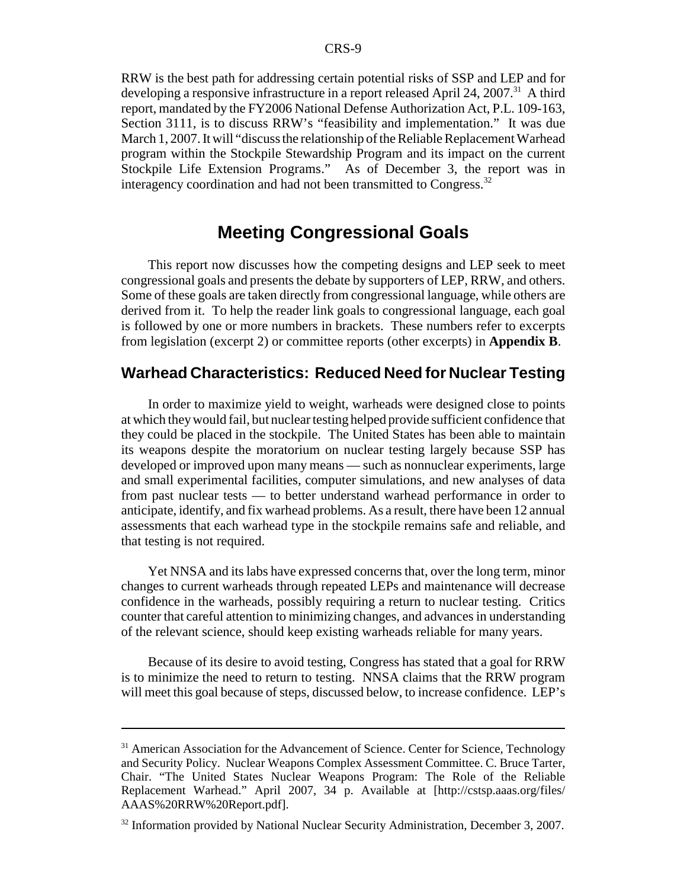RRW is the best path for addressing certain potential risks of SSP and LEP and for developing a responsive infrastructure in a report released April 24, 2007.[31] A third report, mandated by the FY2006 National Defense Authorization Act, P.L. 109-163, Section 3111, is to discuss RRW's "feasibility and implementation." It was due March 1, 2007. It will "discuss the relationship of the Reliable Replacement Warhead program within the Stockpile Stewardship Program and its impact on the current Stockpile Life Extension Programs." As of December 3, the report was in interagency coordination and had not been transmitted to Congress.[32]

# Meeting Congressional Goals

This report now discusses how the competing designs and LEP seek to meet congressional goals and presents the debate by supporters of LEP, RRW, and others. Some of these goals are taken directly from congressional language, while others are derived from it. To help the reader link goals to congressional language, each goal is followed by one or more numbers in brackets. These numbers refer to excerpts from legislation (excerpt 2) or committee reports (other excerpts) in **Appendix B**.

## Warhead Characteristics: Reduced Need for Nuclear Testing

In order to maximize yield to weight, warheads were designed close to points at which they would fail, but nuclear testing helped provide sufficient confidence that they could be placed in the stockpile. The United States has been able to maintain its weapons despite the moratorium on nuclear testing largely because SSP has developed or improved upon many means — such as nonnuclear experiments, large and small experimental facilities, computer simulations, and new analyses of data from past nuclear tests — to better understand warhead performance in order to anticipate, identify, and fix warhead problems. As a result, there have been 12 annual assessments that each warhead type in the stockpile remains safe and reliable, and that testing is not required.

Yet NNSA and its labs have expressed concerns that, over the long term, minor changes to current warheads through repeated LEPs and maintenance will decrease confidence in the warheads, possibly requiring a return to nuclear testing. Critics counter that careful attention to minimizing changes, and advances in understanding of the relevant science, should keep existing warheads reliable for many years.

Because of its desire to avoid testing, Congress has stated that a goal for RRW is to minimize the need to return to testing. NNSA claims that the RRW program will meet this goal because of steps, discussed below, to increase confidence. LEP's

---

[31] American Association for the Advancement of Science. Center for Science, Technology and Security Policy. Nuclear Weapons Complex Assessment Committee. C. Bruce Tarter, Chair. "The United States Nuclear Weapons Program: The Role of the Reliable Replacement Warhead." April 2007, 34 p. Available at [http://cstsp.aaas.org/files/AAAS%20RRW%20Report.pdf].

[32] Information provided by National Nuclear Security Administration, December 3, 2007.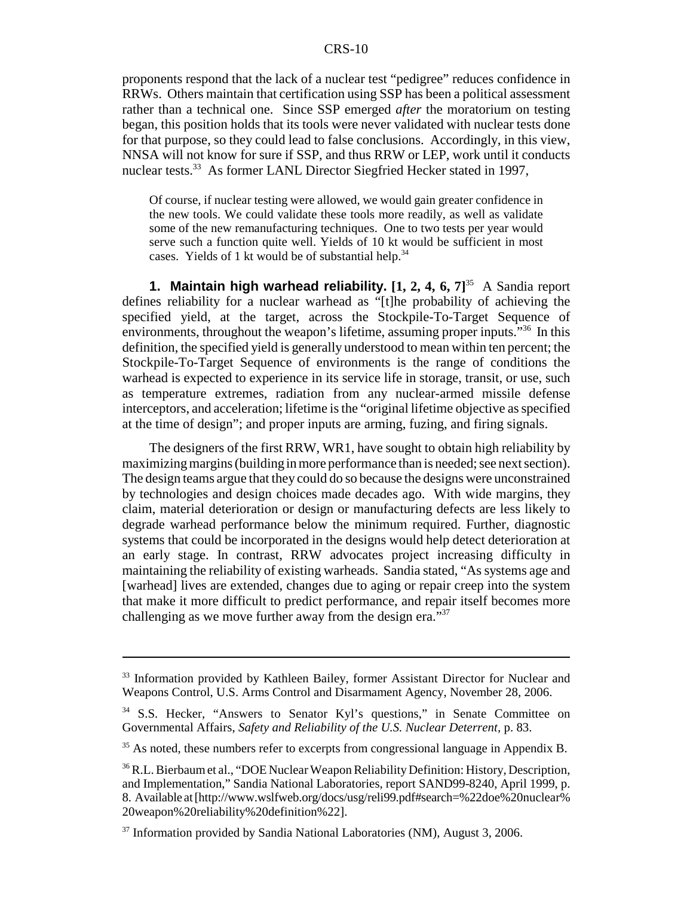proponents respond that the lack of a nuclear test "pedigree" reduces confidence in RRWs. Others maintain that certification using SSP has been a political assessment rather than a technical one. Since SSP emerged *after* the moratorium on testing began, this position holds that its tools were never validated with nuclear tests done for that purpose, so they could lead to false conclusions. Accordingly, in this view, NNSA will not know for sure if SSP, and thus RRW or LEP, work until it conducts nuclear tests.[33] As former LANL Director Siegfried Hecker stated in 1997,

> Of course, if nuclear testing were allowed, we would gain greater confidence in the new tools. We could validate these tools more readily, as well as validate some of the new remanufacturing techniques. One to two tests per year would serve such a function quite well. Yields of 10 kt would be sufficient in most cases. Yields of 1 kt would be of substantial help.[34]

**1. Maintain high warhead reliability. [1, 2, 4, 6, 7]**[35] A Sandia report defines reliability for a nuclear warhead as "[t]he probability of achieving the specified yield, at the target, across the Stockpile-To-Target Sequence of environments, throughout the weapon's lifetime, assuming proper inputs."[36] In this definition, the specified yield is generally understood to mean within ten percent; the Stockpile-To-Target Sequence of environments is the range of conditions the warhead is expected to experience in its service life in storage, transit, or use, such as temperature extremes, radiation from any nuclear-armed missile defense interceptors, and acceleration; lifetime is the "original lifetime objective as specified at the time of design"; and proper inputs are arming, fuzing, and firing signals.

The designers of the first RRW, WR1, have sought to obtain high reliability by maximizing margins (building in more performance than is needed; see next section). The design teams argue that they could do so because the designs were unconstrained by technologies and design choices made decades ago. With wide margins, they claim, material deterioration or design or manufacturing defects are less likely to degrade warhead performance below the minimum required. Further, diagnostic systems that could be incorporated in the designs would help detect deterioration at an early stage. In contrast, RRW advocates project increasing difficulty in maintaining the reliability of existing warheads. Sandia stated, "As systems age and [warhead] lives are extended, changes due to aging or repair creep into the system that make it more difficult to predict performance, and repair itself becomes more challenging as we move further away from the design era."[37]

---

[33] Information provided by Kathleen Bailey, former Assistant Director for Nuclear and Weapons Control, U.S. Arms Control and Disarmament Agency, November 28, 2006.

[34] S.S. Hecker, "Answers to Senator Kyl's questions," in Senate Committee on Governmental Affairs, *Safety and Reliability of the U.S. Nuclear Deterrent,* p. 83.

[35] As noted, these numbers refer to excerpts from congressional language in Appendix B.

[36] R.L. Bierbaum et al., "DOE Nuclear Weapon Reliability Definition: History, Description, and Implementation," Sandia National Laboratories, report SAND99-8240, April 1999, p. 8. Available at [http://www.wslfweb.org/docs/usg/reli99.pdf#search=%22doe%20nuclear%20weapon%20reliability%20definition%22].

[37] Information provided by Sandia National Laboratories (NM), August 3, 2006.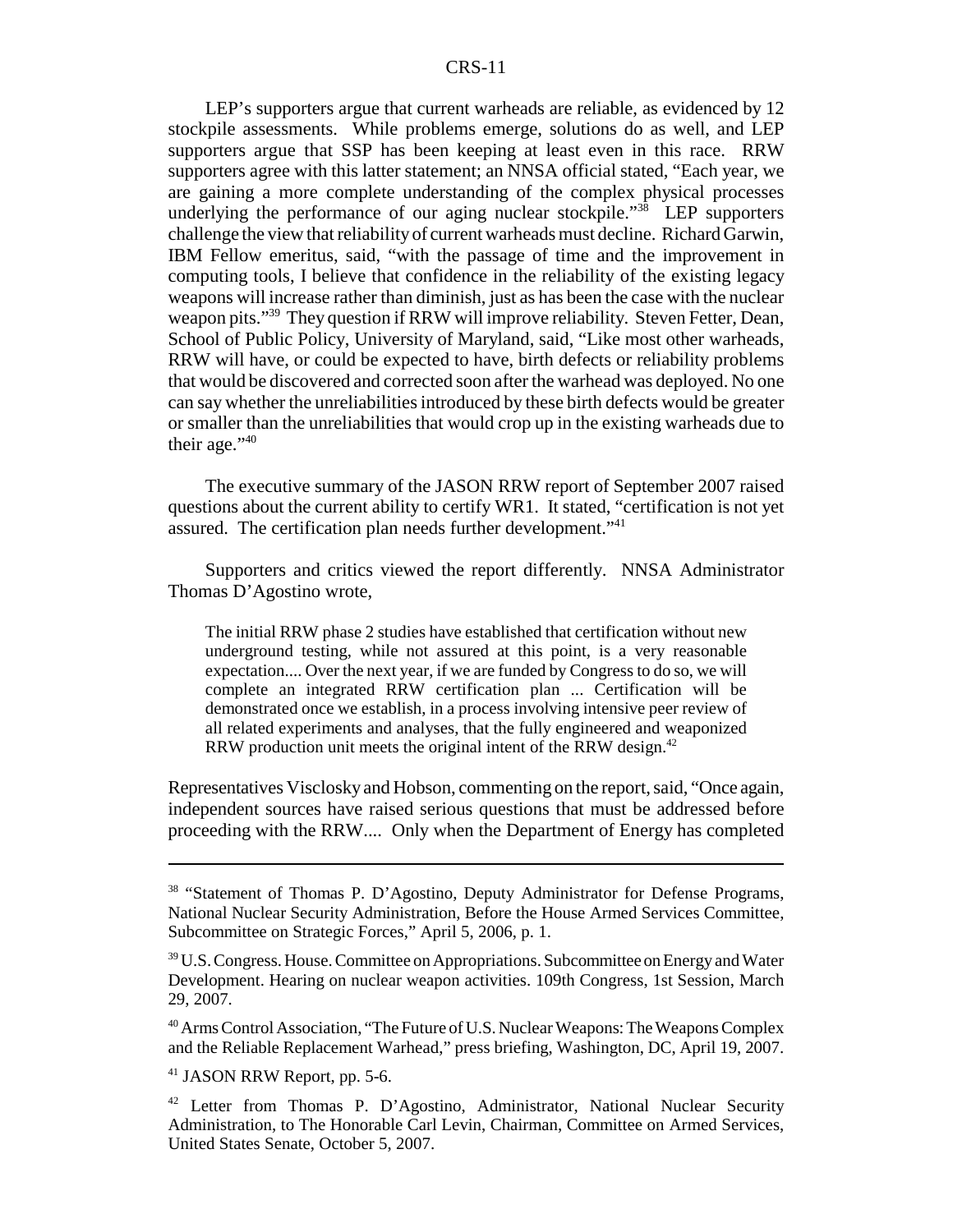LEP's supporters argue that current warheads are reliable, as evidenced by 12 stockpile assessments. While problems emerge, solutions do as well, and LEP supporters argue that SSP has been keeping at least even in this race. RRW supporters agree with this latter statement; an NNSA official stated, "Each year, we are gaining a more complete understanding of the complex physical processes underlying the performance of our aging nuclear stockpile."[38] LEP supporters challenge the view that reliability of current warheads must decline. Richard Garwin, IBM Fellow emeritus, said, "with the passage of time and the improvement in computing tools, I believe that confidence in the reliability of the existing legacy weapons will increase rather than diminish, just as has been the case with the nuclear weapon pits."[39] They question if RRW will improve reliability. Steven Fetter, Dean, School of Public Policy, University of Maryland, said, "Like most other warheads, RRW will have, or could be expected to have, birth defects or reliability problems that would be discovered and corrected soon after the warhead was deployed. No one can say whether the unreliabilities introduced by these birth defects would be greater or smaller than the unreliabilities that would crop up in the existing warheads due to their age."[40]

The executive summary of the JASON RRW report of September 2007 raised questions about the current ability to certify WR1. It stated, "certification is not yet assured. The certification plan needs further development."[41]

Supporters and critics viewed the report differently. NNSA Administrator Thomas D'Agostino wrote,

> The initial RRW phase 2 studies have established that certification without new underground testing, while not assured at this point, is a very reasonable expectation.... Over the next year, if we are funded by Congress to do so, we will complete an integrated RRW certification plan ... Certification will be demonstrated once we establish, in a process involving intensive peer review of all related experiments and analyses, that the fully engineered and weaponized RRW production unit meets the original intent of the RRW design.[42]

Representatives Visclosky and Hobson, commenting on the report, said, "Once again, independent sources have raised serious questions that must be addressed before proceeding with the RRW.... Only when the Department of Energy has completed

---

[38] "Statement of Thomas P. D'Agostino, Deputy Administrator for Defense Programs, National Nuclear Security Administration, Before the House Armed Services Committee, Subcommittee on Strategic Forces," April 5, 2006, p. 1.

[39] U.S. Congress. House. Committee on Appropriations. Subcommittee on Energy and Water Development. Hearing on nuclear weapon activities. 109th Congress, 1st Session, March 29, 2007.

[40] Arms Control Association, "The Future of U.S. Nuclear Weapons: The Weapons Complex and the Reliable Replacement Warhead," press briefing, Washington, DC, April 19, 2007.

[41] JASON RRW Report, pp. 5-6.

[42] Letter from Thomas P. D'Agostino, Administrator, National Nuclear Security Administration, to The Honorable Carl Levin, Chairman, Committee on Armed Services, United States Senate, October 5, 2007.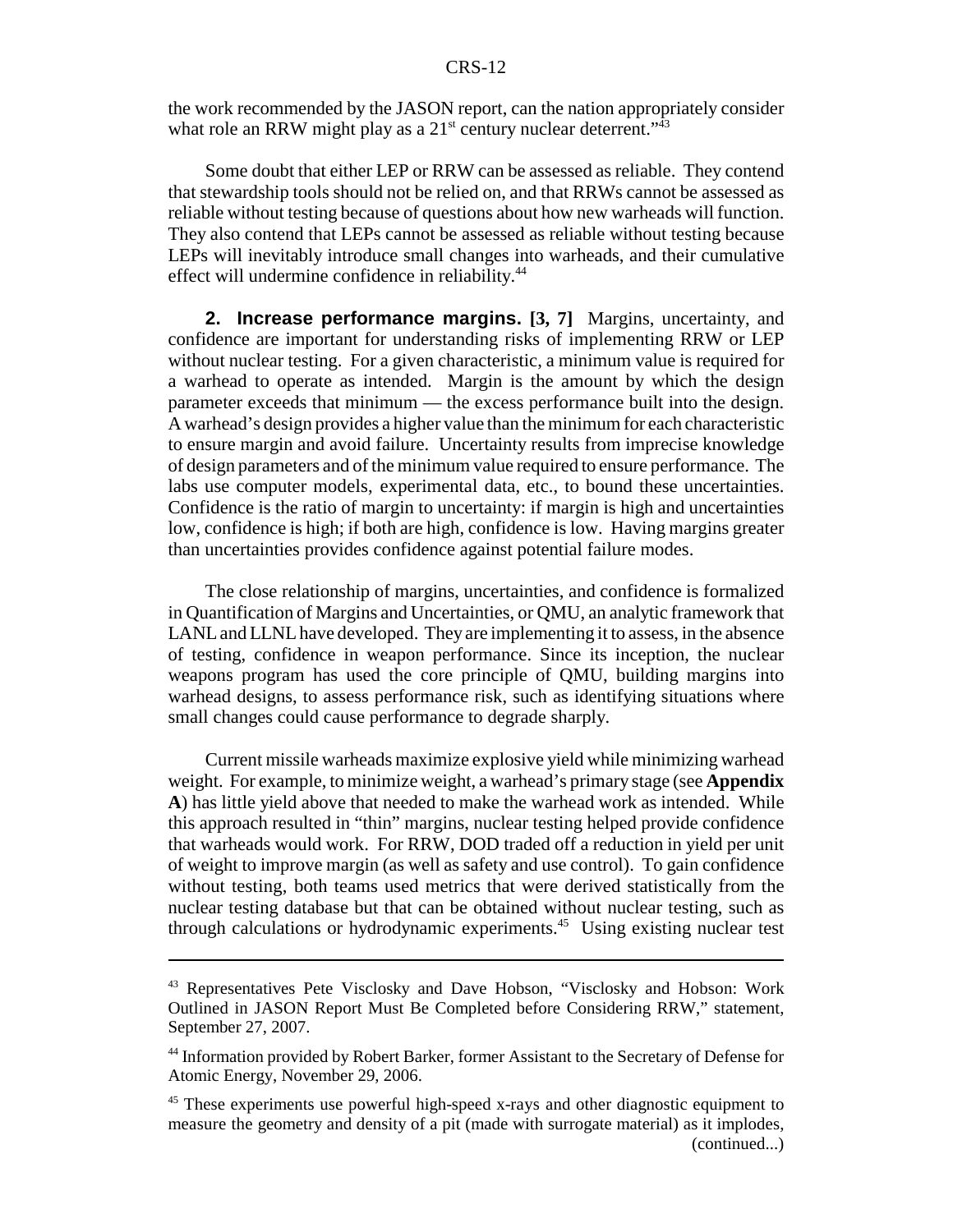the work recommended by the JASON report, can the nation appropriately consider what role an RRW might play as a 21st century nuclear deterrent."[43]

Some doubt that either LEP or RRW can be assessed as reliable. They contend that stewardship tools should not be relied on, and that RRWs cannot be assessed as reliable without testing because of questions about how new warheads will function. They also contend that LEPs cannot be assessed as reliable without testing because LEPs will inevitably introduce small changes into warheads, and their cumulative effect will undermine confidence in reliability.[44]

**2. Increase performance margins. [3, 7]** Margins, uncertainty, and confidence are important for understanding risks of implementing RRW or LEP without nuclear testing. For a given characteristic, a minimum value is required for a warhead to operate as intended. Margin is the amount by which the design parameter exceeds that minimum — the excess performance built into the design. A warhead's design provides a higher value than the minimum for each characteristic to ensure margin and avoid failure. Uncertainty results from imprecise knowledge of design parameters and of the minimum value required to ensure performance. The labs use computer models, experimental data, etc., to bound these uncertainties. Confidence is the ratio of margin to uncertainty: if margin is high and uncertainties low, confidence is high; if both are high, confidence is low. Having margins greater than uncertainties provides confidence against potential failure modes.

The close relationship of margins, uncertainties, and confidence is formalized in Quantification of Margins and Uncertainties, or QMU, an analytic framework that LANL and LLNL have developed. They are implementing it to assess, in the absence of testing, confidence in weapon performance. Since its inception, the nuclear weapons program has used the core principle of QMU, building margins into warhead designs, to assess performance risk, such as identifying situations where small changes could cause performance to degrade sharply.

Current missile warheads maximize explosive yield while minimizing warhead weight. For example, to minimize weight, a warhead's primary stage (see **Appendix A**) has little yield above that needed to make the warhead work as intended. While this approach resulted in "thin" margins, nuclear testing helped provide confidence that warheads would work. For RRW, DOD traded off a reduction in yield per unit of weight to improve margin (as well as safety and use control). To gain confidence without testing, both teams used metrics that were derived statistically from the nuclear testing database but that can be obtained without nuclear testing, such as through calculations or hydrodynamic experiments.[45] Using existing nuclear test

---

[43] Representatives Pete Visclosky and Dave Hobson, "Visclosky and Hobson: Work Outlined in JASON Report Must Be Completed before Considering RRW," statement, September 27, 2007.

[44] Information provided by Robert Barker, former Assistant to the Secretary of Defense for Atomic Energy, November 29, 2006.

[45] These experiments use powerful high-speed x-rays and other diagnostic equipment to measure the geometry and density of a pit (made with surrogate material) as it implodes, (continued...)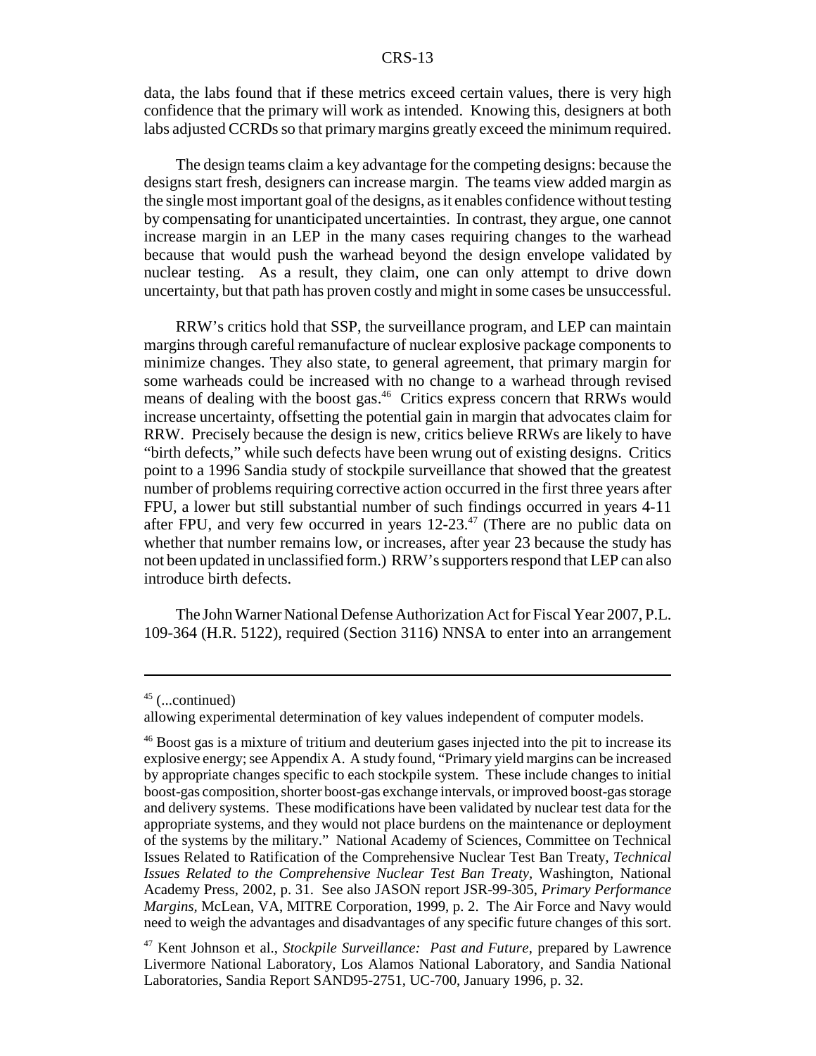data, the labs found that if these metrics exceed certain values, there is very high confidence that the primary will work as intended. Knowing this, designers at both labs adjusted CCRDs so that primary margins greatly exceed the minimum required.

The design teams claim a key advantage for the competing designs: because the designs start fresh, designers can increase margin. The teams view added margin as the single most important goal of the designs, as it enables confidence without testing by compensating for unanticipated uncertainties. In contrast, they argue, one cannot increase margin in an LEP in the many cases requiring changes to the warhead because that would push the warhead beyond the design envelope validated by nuclear testing. As a result, they claim, one can only attempt to drive down uncertainty, but that path has proven costly and might in some cases be unsuccessful.

RRW's critics hold that SSP, the surveillance program, and LEP can maintain margins through careful remanufacture of nuclear explosive package components to minimize changes. They also state, to general agreement, that primary margin for some warheads could be increased with no change to a warhead through revised means of dealing with the boost gas.[46] Critics express concern that RRWs would increase uncertainty, offsetting the potential gain in margin that advocates claim for RRW. Precisely because the design is new, critics believe RRWs are likely to have "birth defects," while such defects have been wrung out of existing designs. Critics point to a 1996 Sandia study of stockpile surveillance that showed that the greatest number of problems requiring corrective action occurred in the first three years after FPU, a lower but still substantial number of such findings occurred in years 4-11 after FPU, and very few occurred in years 12-23.[47] (There are no public data on whether that number remains low, or increases, after year 23 because the study has not been updated in unclassified form.) RRW's supporters respond that LEP can also introduce birth defects.

The John Warner National Defense Authorization Act for Fiscal Year 2007, P.L. 109-364 (H.R. 5122), required (Section 3116) NNSA to enter into an arrangement

---

[45] (...continued)
allowing experimental determination of key values independent of computer models.

[46] Boost gas is a mixture of tritium and deuterium gases injected into the pit to increase its explosive energy; see Appendix A. A study found, "Primary yield margins can be increased by appropriate changes specific to each stockpile system. These include changes to initial boost-gas composition, shorter boost-gas exchange intervals, or improved boost-gas storage and delivery systems. These modifications have been validated by nuclear test data for the appropriate systems, and they would not place burdens on the maintenance or deployment of the systems by the military." National Academy of Sciences, Committee on Technical Issues Related to Ratification of the Comprehensive Nuclear Test Ban Treaty, *Technical Issues Related to the Comprehensive Nuclear Test Ban Treaty*, Washington, National Academy Press, 2002, p. 31. See also JASON report JSR-99-305, *Primary Performance Margins*, McLean, VA, MITRE Corporation, 1999, p. 2. The Air Force and Navy would need to weigh the advantages and disadvantages of any specific future changes of this sort.

[47] Kent Johnson et al., *Stockpile Surveillance: Past and Future*, prepared by Lawrence Livermore National Laboratory, Los Alamos National Laboratory, and Sandia National Laboratories, Sandia Report SAND95-2751, UC-700, January 1996, p. 32.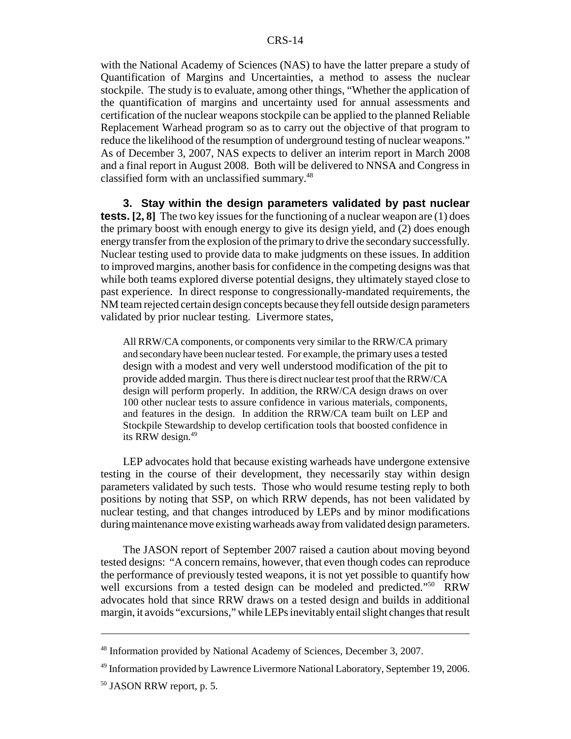with the National Academy of Sciences (NAS) to have the latter prepare a study of Quantification of Margins and Uncertainties, a method to assess the nuclear stockpile. The study is to evaluate, among other things, "Whether the application of the quantification of margins and uncertainty used for annual assessments and certification of the nuclear weapons stockpile can be applied to the planned Reliable Replacement Warhead program so as to carry out the objective of that program to reduce the likelihood of the resumption of underground testing of nuclear weapons." As of December 3, 2007, NAS expects to deliver an interim report in March 2008 and a final report in August 2008. Both will be delivered to NNSA and Congress in classified form with an unclassified summary.[48]

**3. Stay within the design parameters validated by past nuclear tests. [2, 8]** The two key issues for the functioning of a nuclear weapon are (1) does the primary boost with enough energy to give its design yield, and (2) does enough energy transfer from the explosion of the primary to drive the secondary successfully. Nuclear testing used to provide data to make judgments on these issues. In addition to improved margins, another basis for confidence in the competing designs was that while both teams explored diverse potential designs, they ultimately stayed close to past experience. In direct response to congressionally-mandated requirements, the NM team rejected certain design concepts because they fell outside design parameters validated by prior nuclear testing. Livermore states,

> All RRW/CA components, or components very similar to the RRW/CA primary and secondary have been nuclear tested. For example, the primary uses a tested design with a modest and very well understood modification of the pit to provide added margin. Thus there is direct nuclear test proof that the RRW/CA design will perform properly. In addition, the RRW/CA design draws on over 100 other nuclear tests to assure confidence in various materials, components, and features in the design. In addition the RRW/CA team built on LEP and Stockpile Stewardship to develop certification tools that boosted confidence in its RRW design.[49]

LEP advocates hold that because existing warheads have undergone extensive testing in the course of their development, they necessarily stay within design parameters validated by such tests. Those who would resume testing reply to both positions by noting that SSP, on which RRW depends, has not been validated by nuclear testing, and that changes introduced by LEPs and by minor modifications during maintenance move existing warheads away from validated design parameters.

The JASON report of September 2007 raised a caution about moving beyond tested designs: "A concern remains, however, that even though codes can reproduce the performance of previously tested weapons, it is not yet possible to quantify how well excursions from a tested design can be modeled and predicted."[50] RRW advocates hold that since RRW draws on a tested design and builds in additional margin, it avoids "excursions," while LEPs inevitably entail slight changes that result

---

[48] Information provided by National Academy of Sciences, December 3, 2007.

[49] Information provided by Lawrence Livermore National Laboratory, September 19, 2006.

[50] JASON RRW report, p. 5.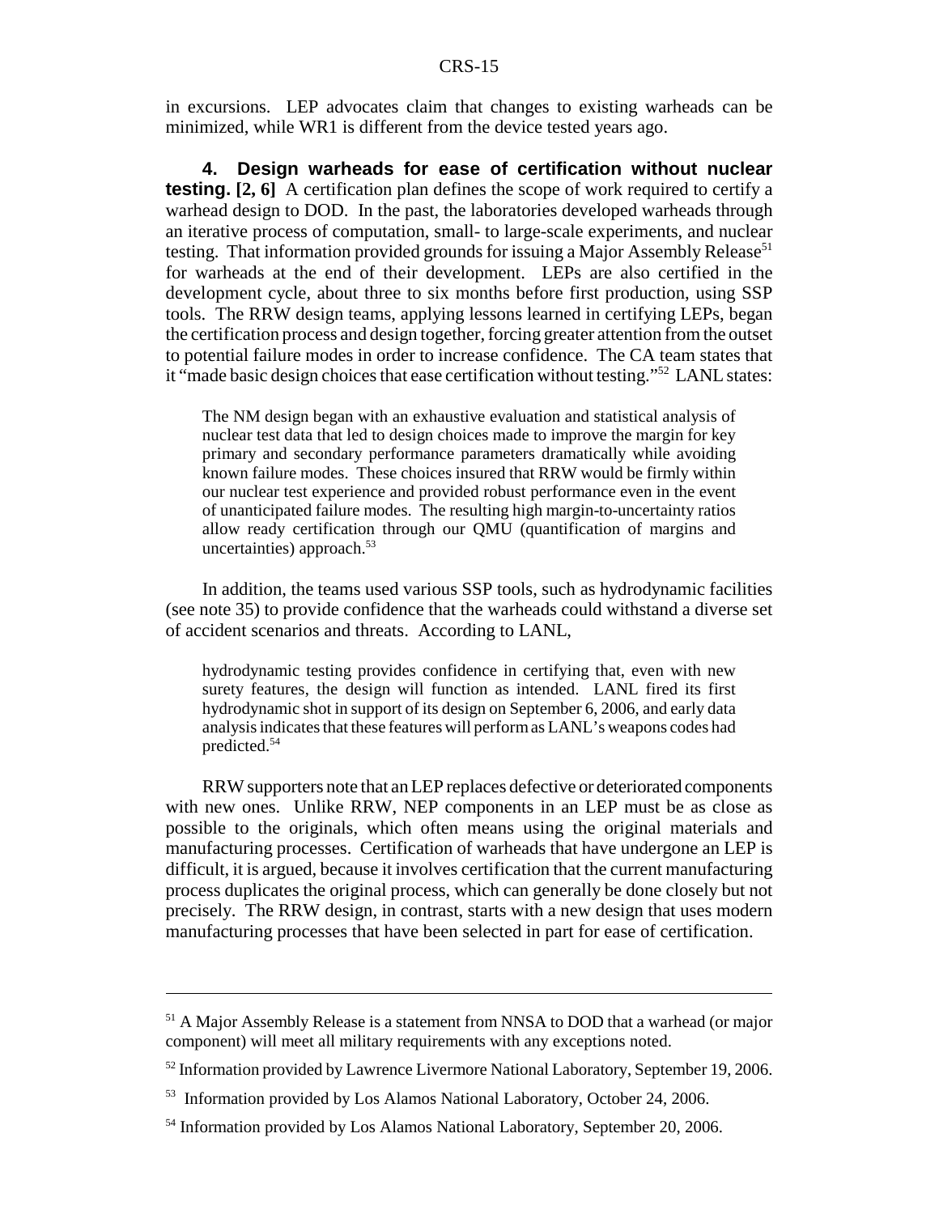in excursions. LEP advocates claim that changes to existing warheads can be minimized, while WR1 is different from the device tested years ago.

**4. Design warheads for ease of certification without nuclear testing. [2, 6]** A certification plan defines the scope of work required to certify a warhead design to DOD. In the past, the laboratories developed warheads through an iterative process of computation, small- to large-scale experiments, and nuclear testing. That information provided grounds for issuing a Major Assembly Release[51] for warheads at the end of their development. LEPs are also certified in the development cycle, about three to six months before first production, using SSP tools. The RRW design teams, applying lessons learned in certifying LEPs, began the certification process and design together, forcing greater attention from the outset to potential failure modes in order to increase confidence. The CA team states that it "made basic design choices that ease certification without testing."[52] LANL states:

> The NM design began with an exhaustive evaluation and statistical analysis of nuclear test data that led to design choices made to improve the margin for key primary and secondary performance parameters dramatically while avoiding known failure modes. These choices insured that RRW would be firmly within our nuclear test experience and provided robust performance even in the event of unanticipated failure modes. The resulting high margin-to-uncertainty ratios allow ready certification through our QMU (quantification of margins and uncertainties) approach.[53]

In addition, the teams used various SSP tools, such as hydrodynamic facilities (see note 35) to provide confidence that the warheads could withstand a diverse set of accident scenarios and threats. According to LANL,

> hydrodynamic testing provides confidence in certifying that, even with new surety features, the design will function as intended. LANL fired its first hydrodynamic shot in support of its design on September 6, 2006, and early data analysis indicates that these features will perform as LANL's weapons codes had predicted.[54]

RRW supporters note that an LEP replaces defective or deteriorated components with new ones. Unlike RRW, NEP components in an LEP must be as close as possible to the originals, which often means using the original materials and manufacturing processes. Certification of warheads that have undergone an LEP is difficult, it is argued, because it involves certification that the current manufacturing process duplicates the original process, which can generally be done closely but not precisely. The RRW design, in contrast, starts with a new design that uses modern manufacturing processes that have been selected in part for ease of certification.

---

[51] A Major Assembly Release is a statement from NNSA to DOD that a warhead (or major component) will meet all military requirements with any exceptions noted.

[52] Information provided by Lawrence Livermore National Laboratory, September 19, 2006.

[53] Information provided by Los Alamos National Laboratory, October 24, 2006.

[54] Information provided by Los Alamos National Laboratory, September 20, 2006.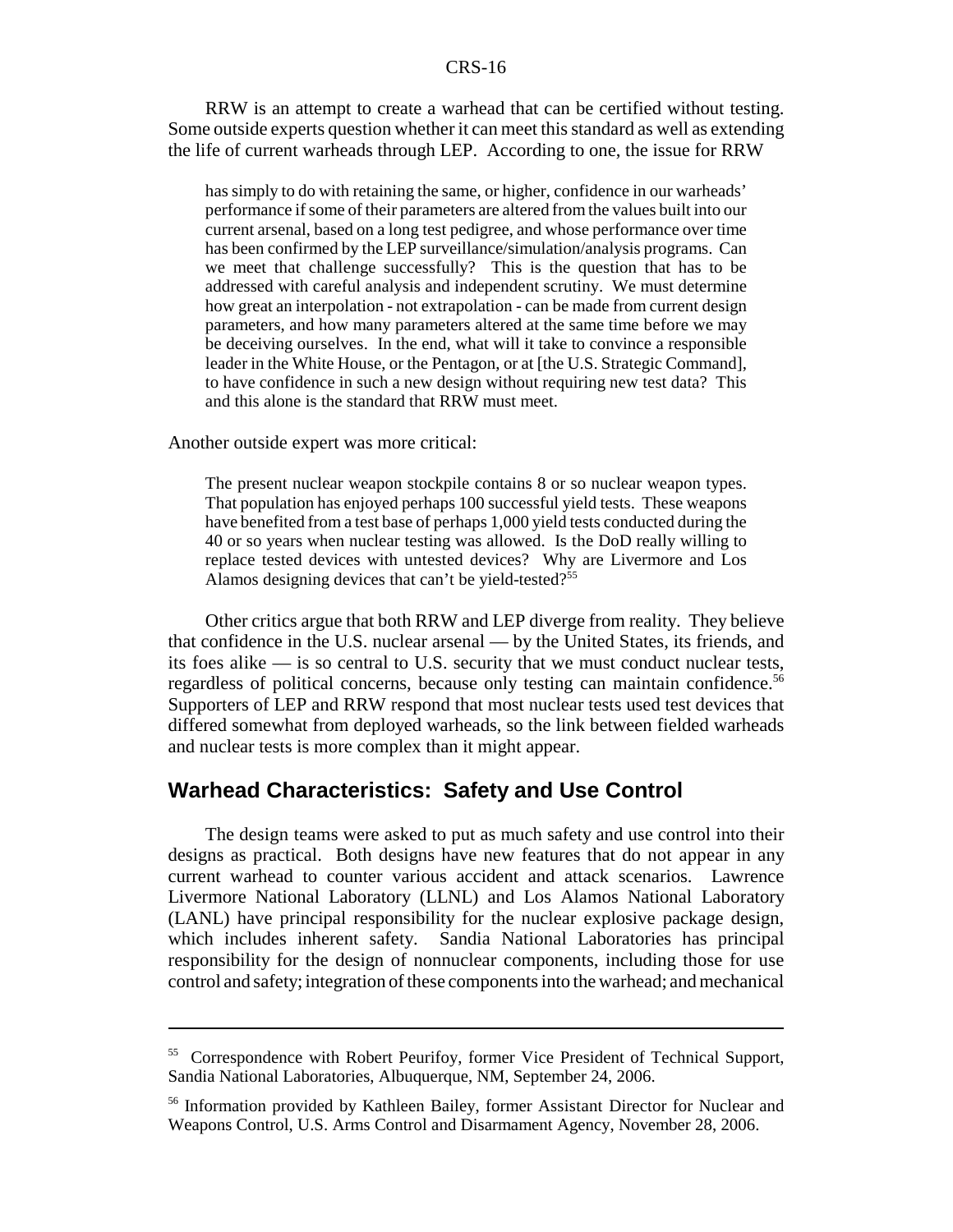RRW is an attempt to create a warhead that can be certified without testing. Some outside experts question whether it can meet this standard as well as extending the life of current warheads through LEP. According to one, the issue for RRW

> has simply to do with retaining the same, or higher, confidence in our warheads' performance if some of their parameters are altered from the values built into our current arsenal, based on a long test pedigree, and whose performance over time has been confirmed by the LEP surveillance/simulation/analysis programs. Can we meet that challenge successfully? This is the question that has to be addressed with careful analysis and independent scrutiny. We must determine how great an interpolation - not extrapolation - can be made from current design parameters, and how many parameters altered at the same time before we may be deceiving ourselves. In the end, what will it take to convince a responsible leader in the White House, or the Pentagon, or at [the U.S. Strategic Command], to have confidence in such a new design without requiring new test data? This and this alone is the standard that RRW must meet.

Another outside expert was more critical:

> The present nuclear weapon stockpile contains 8 or so nuclear weapon types. That population has enjoyed perhaps 100 successful yield tests. These weapons have benefited from a test base of perhaps 1,000 yield tests conducted during the 40 or so years when nuclear testing was allowed. Is the DoD really willing to replace tested devices with untested devices? Why are Livermore and Los Alamos designing devices that can't be yield-tested?[55]

Other critics argue that both RRW and LEP diverge from reality. They believe that confidence in the U.S. nuclear arsenal — by the United States, its friends, and its foes alike — is so central to U.S. security that we must conduct nuclear tests, regardless of political concerns, because only testing can maintain confidence.[56] Supporters of LEP and RRW respond that most nuclear tests used test devices that differed somewhat from deployed warheads, so the link between fielded warheads and nuclear tests is more complex than it might appear.

## Warhead Characteristics: Safety and Use Control

The design teams were asked to put as much safety and use control into their designs as practical. Both designs have new features that do not appear in any current warhead to counter various accident and attack scenarios. Lawrence Livermore National Laboratory (LLNL) and Los Alamos National Laboratory (LANL) have principal responsibility for the nuclear explosive package design, which includes inherent safety. Sandia National Laboratories has principal responsibility for the design of nonnuclear components, including those for use control and safety; integration of these components into the warhead; and mechanical

---

[55] Correspondence with Robert Peurifoy, former Vice President of Technical Support, Sandia National Laboratories, Albuquerque, NM, September 24, 2006.

[56] Information provided by Kathleen Bailey, former Assistant Director for Nuclear and Weapons Control, U.S. Arms Control and Disarmament Agency, November 28, 2006.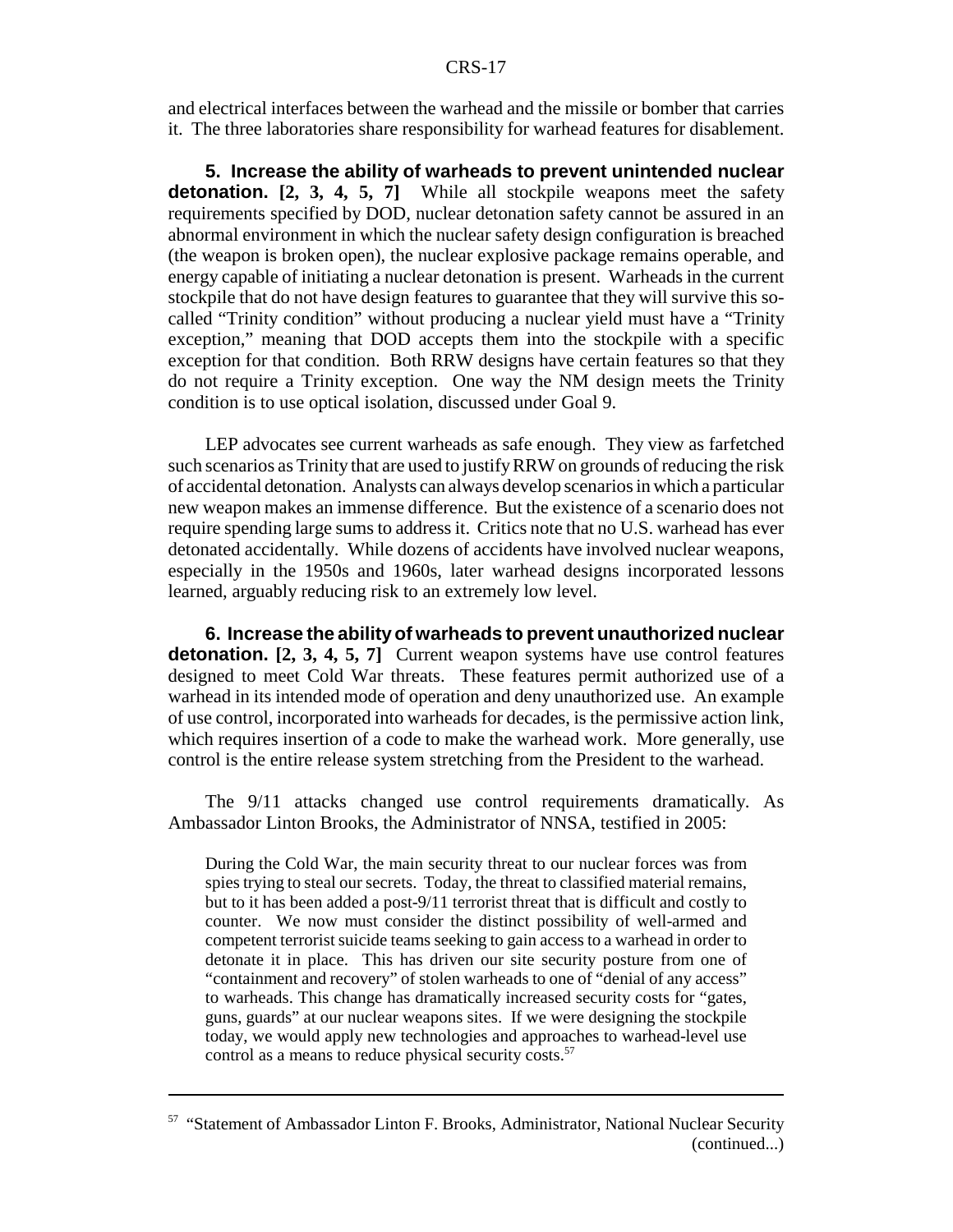and electrical interfaces between the warhead and the missile or bomber that carries it. The three laboratories share responsibility for warhead features for disablement.

**5. Increase the ability of warheads to prevent unintended nuclear detonation. [2, 3, 4, 5, 7]** While all stockpile weapons meet the safety requirements specified by DOD, nuclear detonation safety cannot be assured in an abnormal environment in which the nuclear safety design configuration is breached (the weapon is broken open), the nuclear explosive package remains operable, and energy capable of initiating a nuclear detonation is present. Warheads in the current stockpile that do not have design features to guarantee that they will survive this so-called "Trinity condition" without producing a nuclear yield must have a "Trinity exception," meaning that DOD accepts them into the stockpile with a specific exception for that condition. Both RRW designs have certain features so that they do not require a Trinity exception. One way the NM design meets the Trinity condition is to use optical isolation, discussed under Goal 9.

LEP advocates see current warheads as safe enough. They view as farfetched such scenarios as Trinity that are used to justify RRW on grounds of reducing the risk of accidental detonation. Analysts can always develop scenarios in which a particular new weapon makes an immense difference. But the existence of a scenario does not require spending large sums to address it. Critics note that no U.S. warhead has ever detonated accidentally. While dozens of accidents have involved nuclear weapons, especially in the 1950s and 1960s, later warhead designs incorporated lessons learned, arguably reducing risk to an extremely low level.

**6. Increase the ability of warheads to prevent unauthorized nuclear detonation. [2, 3, 4, 5, 7]** Current weapon systems have use control features designed to meet Cold War threats. These features permit authorized use of a warhead in its intended mode of operation and deny unauthorized use. An example of use control, incorporated into warheads for decades, is the permissive action link, which requires insertion of a code to make the warhead work. More generally, use control is the entire release system stretching from the President to the warhead.

The 9/11 attacks changed use control requirements dramatically. As Ambassador Linton Brooks, the Administrator of NNSA, testified in 2005:

> During the Cold War, the main security threat to our nuclear forces was from spies trying to steal our secrets. Today, the threat to classified material remains, but to it has been added a post-9/11 terrorist threat that is difficult and costly to counter. We now must consider the distinct possibility of well-armed and competent terrorist suicide teams seeking to gain access to a warhead in order to detonate it in place. This has driven our site security posture from one of "containment and recovery" of stolen warheads to one of "denial of any access" to warheads. This change has dramatically increased security costs for "gates, guns, guards" at our nuclear weapons sites. If we were designing the stockpile today, we would apply new technologies and approaches to warhead-level use control as a means to reduce physical security costs.[57]

---

[57] "Statement of Ambassador Linton F. Brooks, Administrator, National Nuclear Security (continued...)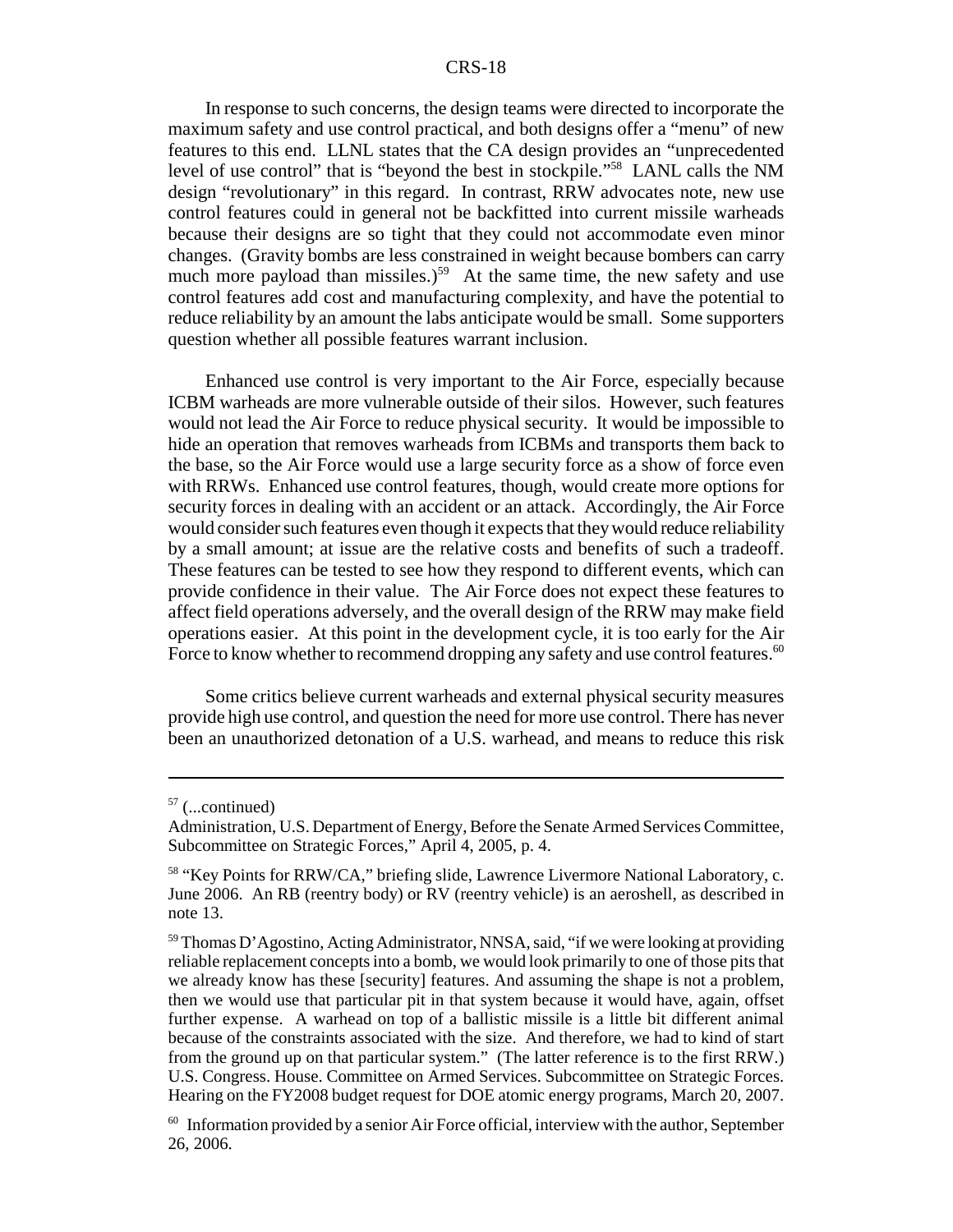In response to such concerns, the design teams were directed to incorporate the maximum safety and use control practical, and both designs offer a "menu" of new features to this end. LLNL states that the CA design provides an "unprecedented level of use control" that is "beyond the best in stockpile."[58] LANL calls the NM design "revolutionary" in this regard. In contrast, RRW advocates note, new use control features could in general not be backfitted into current missile warheads because their designs are so tight that they could not accommodate even minor changes. (Gravity bombs are less constrained in weight because bombers can carry much more payload than missiles.)[59] At the same time, the new safety and use control features add cost and manufacturing complexity, and have the potential to reduce reliability by an amount the labs anticipate would be small. Some supporters question whether all possible features warrant inclusion.

Enhanced use control is very important to the Air Force, especially because ICBM warheads are more vulnerable outside of their silos. However, such features would not lead the Air Force to reduce physical security. It would be impossible to hide an operation that removes warheads from ICBMs and transports them back to the base, so the Air Force would use a large security force as a show of force even with RRWs. Enhanced use control features, though, would create more options for security forces in dealing with an accident or an attack. Accordingly, the Air Force would consider such features even though it expects that they would reduce reliability by a small amount; at issue are the relative costs and benefits of such a tradeoff. These features can be tested to see how they respond to different events, which can provide confidence in their value. The Air Force does not expect these features to affect field operations adversely, and the overall design of the RRW may make field operations easier. At this point in the development cycle, it is too early for the Air Force to know whether to recommend dropping any safety and use control features.[60]

Some critics believe current warheads and external physical security measures provide high use control, and question the need for more use control. There has never been an unauthorized detonation of a U.S. warhead, and means to reduce this risk

---

[57] (...continued)
Administration, U.S. Department of Energy, Before the Senate Armed Services Committee, Subcommittee on Strategic Forces," April 4, 2005, p. 4.

[58] "Key Points for RRW/CA," briefing slide, Lawrence Livermore National Laboratory, c. June 2006. An RB (reentry body) or RV (reentry vehicle) is an aeroshell, as described in note 13.

[59] Thomas D'Agostino, Acting Administrator, NNSA, said, "if we were looking at providing reliable replacement concepts into a bomb, we would look primarily to one of those pits that we already know has these [security] features. And assuming the shape is not a problem, then we would use that particular pit in that system because it would have, again, offset further expense. A warhead on top of a ballistic missile is a little bit different animal because of the constraints associated with the size. And therefore, we had to kind of start from the ground up on that particular system." (The latter reference is to the first RRW.) U.S. Congress. House. Committee on Armed Services. Subcommittee on Strategic Forces. Hearing on the FY2008 budget request for DOE atomic energy programs, March 20, 2007.

[60] Information provided by a senior Air Force official, interview with the author, September 26, 2006.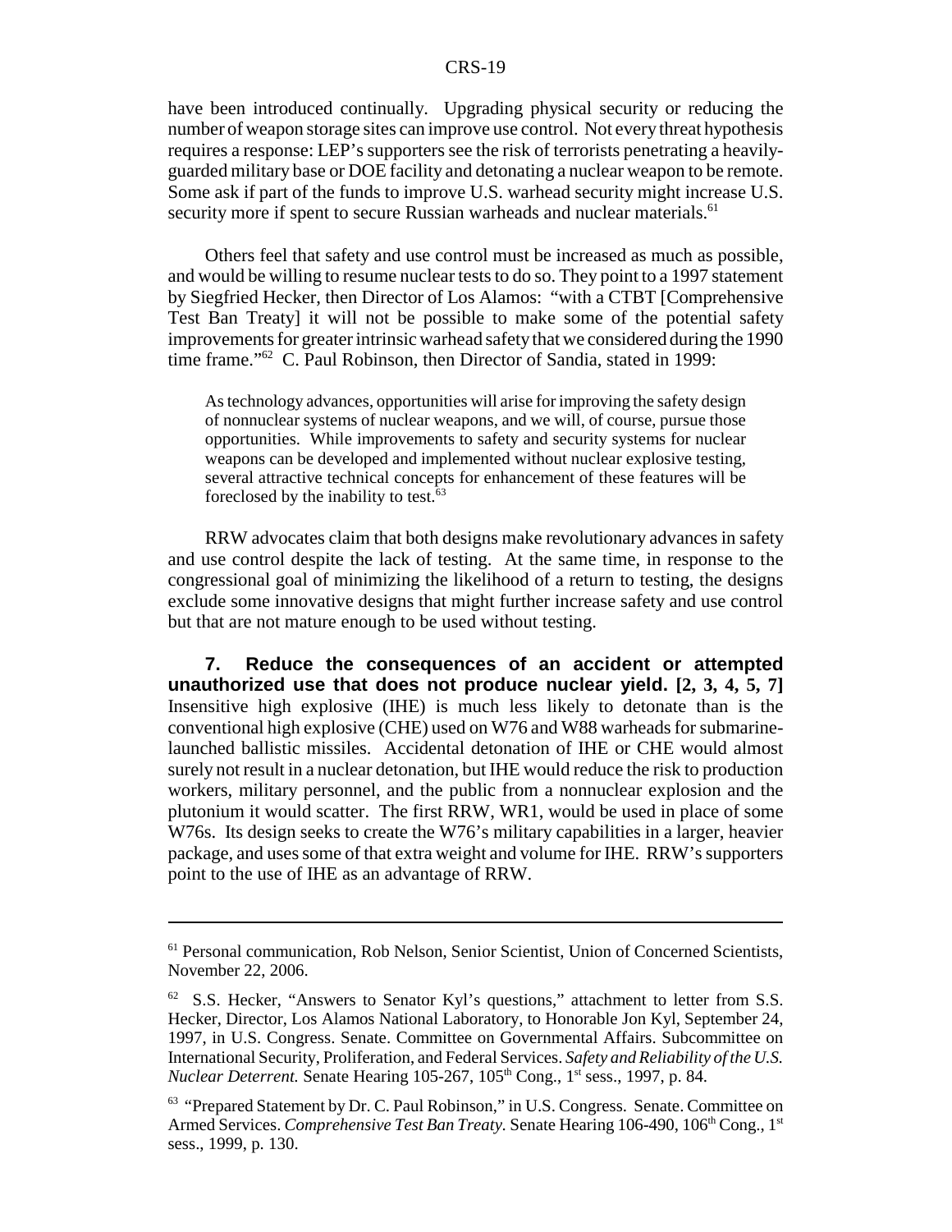have been introduced continually. Upgrading physical security or reducing the number of weapon storage sites can improve use control. Not every threat hypothesis requires a response: LEP's supporters see the risk of terrorists penetrating a heavily-guarded military base or DOE facility and detonating a nuclear weapon to be remote. Some ask if part of the funds to improve U.S. warhead security might increase U.S. security more if spent to secure Russian warheads and nuclear materials.[61]

Others feel that safety and use control must be increased as much as possible, and would be willing to resume nuclear tests to do so. They point to a 1997 statement by Siegfried Hecker, then Director of Los Alamos: "with a CTBT [Comprehensive Test Ban Treaty] it will not be possible to make some of the potential safety improvements for greater intrinsic warhead safety that we considered during the 1990 time frame."[62] C. Paul Robinson, then Director of Sandia, stated in 1999:

> As technology advances, opportunities will arise for improving the safety design of nonnuclear systems of nuclear weapons, and we will, of course, pursue those opportunities. While improvements to safety and security systems for nuclear weapons can be developed and implemented without nuclear explosive testing, several attractive technical concepts for enhancement of these features will be foreclosed by the inability to test.[63]

RRW advocates claim that both designs make revolutionary advances in safety and use control despite the lack of testing. At the same time, in response to the congressional goal of minimizing the likelihood of a return to testing, the designs exclude some innovative designs that might further increase safety and use control but that are not mature enough to be used without testing.

**7. Reduce the consequences of an accident or attempted unauthorized use that does not produce nuclear yield. [2, 3, 4, 5, 7]** Insensitive high explosive (IHE) is much less likely to detonate than is the conventional high explosive (CHE) used on W76 and W88 warheads for submarine-launched ballistic missiles. Accidental detonation of IHE or CHE would almost surely not result in a nuclear detonation, but IHE would reduce the risk to production workers, military personnel, and the public from a nonnuclear explosion and the plutonium it would scatter. The first RRW, WR1, would be used in place of some W76s. Its design seeks to create the W76's military capabilities in a larger, heavier package, and uses some of that extra weight and volume for IHE. RRW's supporters point to the use of IHE as an advantage of RRW.

---

[61] Personal communication, Rob Nelson, Senior Scientist, Union of Concerned Scientists, November 22, 2006.

[62] S.S. Hecker, "Answers to Senator Kyl's questions," attachment to letter from S.S. Hecker, Director, Los Alamos National Laboratory, to Honorable Jon Kyl, September 24, 1997, in U.S. Congress. Senate. Committee on Governmental Affairs. Subcommittee on International Security, Proliferation, and Federal Services. *Safety and Reliability of the U.S. Nuclear Deterrent.* Senate Hearing 105-267, 105th Cong., 1st sess., 1997, p. 84.

[63] "Prepared Statement by Dr. C. Paul Robinson," in U.S. Congress. Senate. Committee on Armed Services. *Comprehensive Test Ban Treaty.* Senate Hearing 106-490, 106th Cong., 1st sess., 1999, p. 130.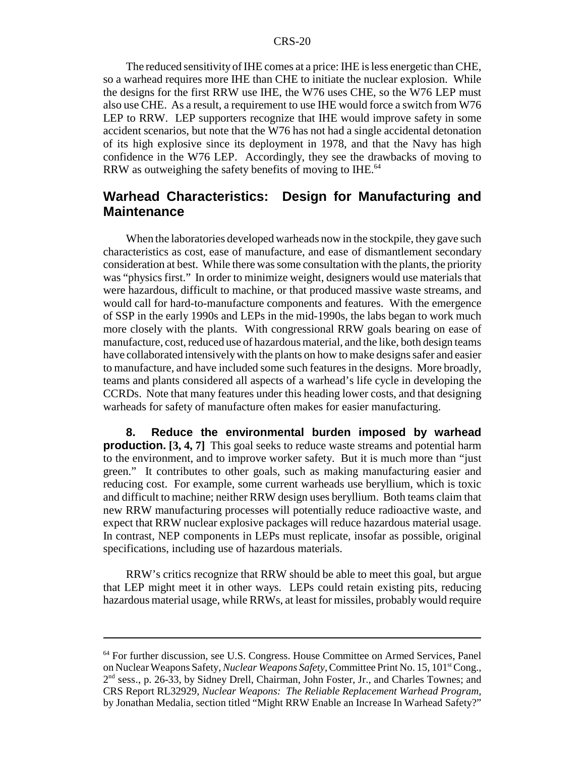The reduced sensitivity of IHE comes at a price: IHE is less energetic than CHE, so a warhead requires more IHE than CHE to initiate the nuclear explosion. While the designs for the first RRW use IHE, the W76 uses CHE, so the W76 LEP must also use CHE. As a result, a requirement to use IHE would force a switch from W76 LEP to RRW. LEP supporters recognize that IHE would improve safety in some accident scenarios, but note that the W76 has not had a single accidental detonation of its high explosive since its deployment in 1978, and that the Navy has high confidence in the W76 LEP. Accordingly, they see the drawbacks of moving to RRW as outweighing the safety benefits of moving to IHE.[64]

## Warhead Characteristics: Design for Manufacturing and Maintenance

When the laboratories developed warheads now in the stockpile, they gave such characteristics as cost, ease of manufacture, and ease of dismantlement secondary consideration at best. While there was some consultation with the plants, the priority was "physics first." In order to minimize weight, designers would use materials that were hazardous, difficult to machine, or that produced massive waste streams, and would call for hard-to-manufacture components and features. With the emergence of SSP in the early 1990s and LEPs in the mid-1990s, the labs began to work much more closely with the plants. With congressional RRW goals bearing on ease of manufacture, cost, reduced use of hazardous material, and the like, both design teams have collaborated intensively with the plants on how to make designs safer and easier to manufacture, and have included some such features in the designs. More broadly, teams and plants considered all aspects of a warhead's life cycle in developing the CCRDs. Note that many features under this heading lower costs, and that designing warheads for safety of manufacture often makes for easier manufacturing.

**8. Reduce the environmental burden imposed by warhead production. [3, 4, 7]** This goal seeks to reduce waste streams and potential harm to the environment, and to improve worker safety. But it is much more than "just green." It contributes to other goals, such as making manufacturing easier and reducing cost. For example, some current warheads use beryllium, which is toxic and difficult to machine; neither RRW design uses beryllium. Both teams claim that new RRW manufacturing processes will potentially reduce radioactive waste, and expect that RRW nuclear explosive packages will reduce hazardous material usage. In contrast, NEP components in LEPs must replicate, insofar as possible, original specifications, including use of hazardous materials.

RRW's critics recognize that RRW should be able to meet this goal, but argue that LEP might meet it in other ways. LEPs could retain existing pits, reducing hazardous material usage, while RRWs, at least for missiles, probably would require

---

[64] For further discussion, see U.S. Congress. House Committee on Armed Services, Panel on Nuclear Weapons Safety, *Nuclear Weapons Safety*, Committee Print No. 15, 101st Cong., 2nd sess., p. 26-33, by Sidney Drell, Chairman, John Foster, Jr., and Charles Townes; and CRS Report RL32929, *Nuclear Weapons: The Reliable Replacement Warhead Program*, by Jonathan Medalia, section titled "Might RRW Enable an Increase In Warhead Safety?"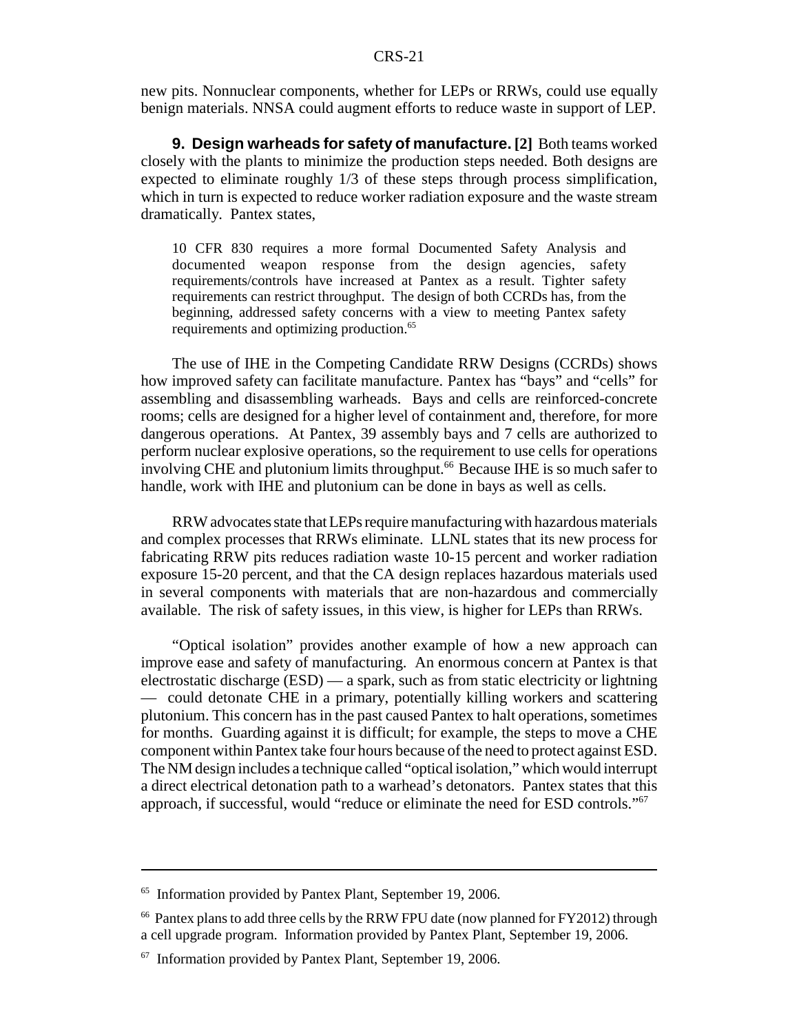new pits. Nonnuclear components, whether for LEPs or RRWs, could use equally benign materials. NNSA could augment efforts to reduce waste in support of LEP.

**9. Design warheads for safety of manufacture. [2]** Both teams worked closely with the plants to minimize the production steps needed. Both designs are expected to eliminate roughly 1/3 of these steps through process simplification, which in turn is expected to reduce worker radiation exposure and the waste stream dramatically. Pantex states,

> 10 CFR 830 requires a more formal Documented Safety Analysis and documented weapon response from the design agencies, safety requirements/controls have increased at Pantex as a result. Tighter safety requirements can restrict throughput. The design of both CCRDs has, from the beginning, addressed safety concerns with a view to meeting Pantex safety requirements and optimizing production.[65]

The use of IHE in the Competing Candidate RRW Designs (CCRDs) shows how improved safety can facilitate manufacture. Pantex has "bays" and "cells" for assembling and disassembling warheads. Bays and cells are reinforced-concrete rooms; cells are designed for a higher level of containment and, therefore, for more dangerous operations. At Pantex, 39 assembly bays and 7 cells are authorized to perform nuclear explosive operations, so the requirement to use cells for operations involving CHE and plutonium limits throughput.[66] Because IHE is so much safer to handle, work with IHE and plutonium can be done in bays as well as cells.

RRW advocates state that LEPs require manufacturing with hazardous materials and complex processes that RRWs eliminate. LLNL states that its new process for fabricating RRW pits reduces radiation waste 10-15 percent and worker radiation exposure 15-20 percent, and that the CA design replaces hazardous materials used in several components with materials that are non-hazardous and commercially available. The risk of safety issues, in this view, is higher for LEPs than RRWs.

"Optical isolation" provides another example of how a new approach can improve ease and safety of manufacturing. An enormous concern at Pantex is that electrostatic discharge (ESD) — a spark, such as from static electricity or lightning — could detonate CHE in a primary, potentially killing workers and scattering plutonium. This concern has in the past caused Pantex to halt operations, sometimes for months. Guarding against it is difficult; for example, the steps to move a CHE component within Pantex take four hours because of the need to protect against ESD. The NM design includes a technique called "optical isolation," which would interrupt a direct electrical detonation path to a warhead's detonators. Pantex states that this approach, if successful, would "reduce or eliminate the need for ESD controls."[67]

---

[65] Information provided by Pantex Plant, September 19, 2006.

[66] Pantex plans to add three cells by the RRW FPU date (now planned for FY2012) through a cell upgrade program. Information provided by Pantex Plant, September 19, 2006.

[67] Information provided by Pantex Plant, September 19, 2006.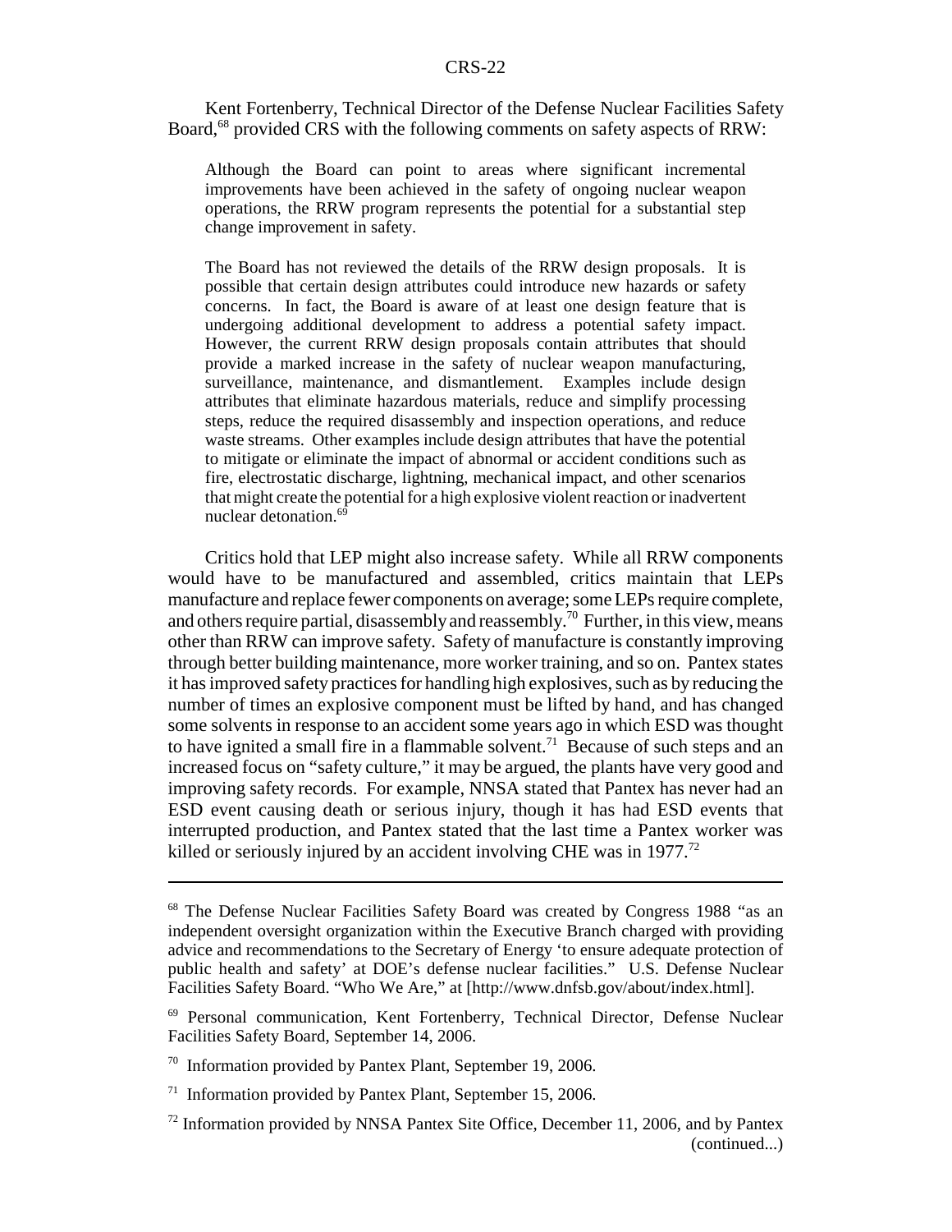Kent Fortenberry, Technical Director of the Defense Nuclear Facilities Safety Board,[68] provided CRS with the following comments on safety aspects of RRW:

> Although the Board can point to areas where significant incremental improvements have been achieved in the safety of ongoing nuclear weapon operations, the RRW program represents the potential for a substantial step change improvement in safety.
>
> The Board has not reviewed the details of the RRW design proposals. It is possible that certain design attributes could introduce new hazards or safety concerns. In fact, the Board is aware of at least one design feature that is undergoing additional development to address a potential safety impact. However, the current RRW design proposals contain attributes that should provide a marked increase in the safety of nuclear weapon manufacturing, surveillance, maintenance, and dismantlement. Examples include design attributes that eliminate hazardous materials, reduce and simplify processing steps, reduce the required disassembly and inspection operations, and reduce waste streams. Other examples include design attributes that have the potential to mitigate or eliminate the impact of abnormal or accident conditions such as fire, electrostatic discharge, lightning, mechanical impact, and other scenarios that might create the potential for a high explosive violent reaction or inadvertent nuclear detonation.[69]

Critics hold that LEP might also increase safety. While all RRW components would have to be manufactured and assembled, critics maintain that LEPs manufacture and replace fewer components on average; some LEPs require complete, and others require partial, disassembly and reassembly.[70] Further, in this view, means other than RRW can improve safety. Safety of manufacture is constantly improving through better building maintenance, more worker training, and so on. Pantex states it has improved safety practices for handling high explosives, such as by reducing the number of times an explosive component must be lifted by hand, and has changed some solvents in response to an accident some years ago in which ESD was thought to have ignited a small fire in a flammable solvent.[71] Because of such steps and an increased focus on "safety culture," it may be argued, the plants have very good and improving safety records. For example, NNSA stated that Pantex has never had an ESD event causing death or serious injury, though it has had ESD events that interrupted production, and Pantex stated that the last time a Pantex worker was killed or seriously injured by an accident involving CHE was in 1977.[72]

---

[68] The Defense Nuclear Facilities Safety Board was created by Congress 1988 "as an independent oversight organization within the Executive Branch charged with providing advice and recommendations to the Secretary of Energy 'to ensure adequate protection of public health and safety' at DOE's defense nuclear facilities." U.S. Defense Nuclear Facilities Safety Board. "Who We Are," at [http://www.dnfsb.gov/about/index.html].

[69] Personal communication, Kent Fortenberry, Technical Director, Defense Nuclear Facilities Safety Board, September 14, 2006.

[70] Information provided by Pantex Plant, September 19, 2006.

[71] Information provided by Pantex Plant, September 15, 2006.

[72] Information provided by NNSA Pantex Site Office, December 11, 2006, and by Pantex (continued...)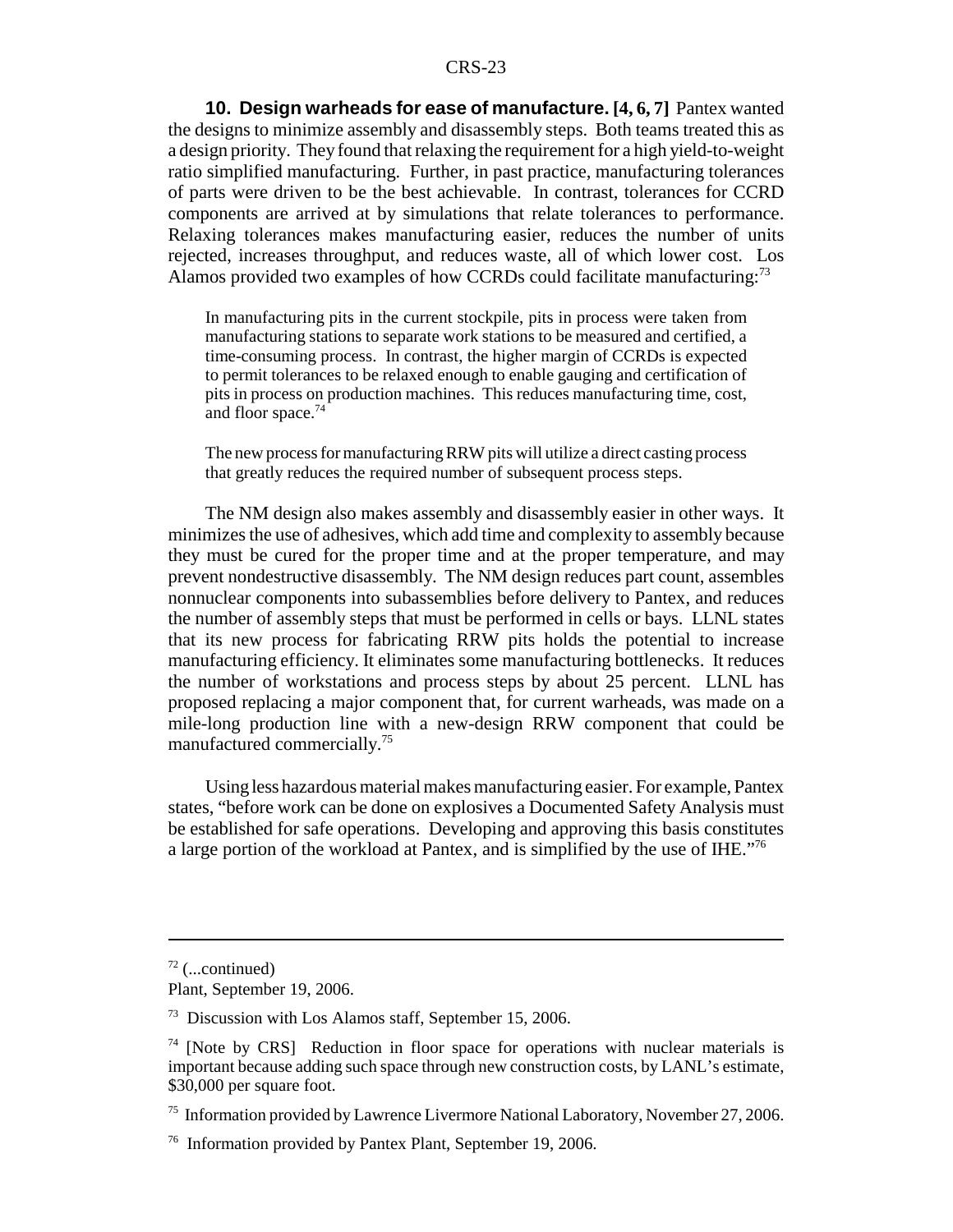**10. Design warheads for ease of manufacture. [4, 6, 7]** Pantex wanted the designs to minimize assembly and disassembly steps. Both teams treated this as a design priority. They found that relaxing the requirement for a high yield-to-weight ratio simplified manufacturing. Further, in past practice, manufacturing tolerances of parts were driven to be the best achievable. In contrast, tolerances for CCRD components are arrived at by simulations that relate tolerances to performance. Relaxing tolerances makes manufacturing easier, reduces the number of units rejected, increases throughput, and reduces waste, all of which lower cost. Los Alamos provided two examples of how CCRDs could facilitate manufacturing:[73]

> In manufacturing pits in the current stockpile, pits in process were taken from manufacturing stations to separate work stations to be measured and certified, a time-consuming process. In contrast, the higher margin of CCRDs is expected to permit tolerances to be relaxed enough to enable gauging and certification of pits in process on production machines. This reduces manufacturing time, cost, and floor space.[74]
>
> The new process for manufacturing RRW pits will utilize a direct casting process that greatly reduces the required number of subsequent process steps.

The NM design also makes assembly and disassembly easier in other ways. It minimizes the use of adhesives, which add time and complexity to assembly because they must be cured for the proper time and at the proper temperature, and may prevent nondestructive disassembly. The NM design reduces part count, assembles nonnuclear components into subassemblies before delivery to Pantex, and reduces the number of assembly steps that must be performed in cells or bays. LLNL states that its new process for fabricating RRW pits holds the potential to increase manufacturing efficiency. It eliminates some manufacturing bottlenecks. It reduces the number of workstations and process steps by about 25 percent. LLNL has proposed replacing a major component that, for current warheads, was made on a mile-long production line with a new-design RRW component that could be manufactured commercially.[75]

Using less hazardous material makes manufacturing easier. For example, Pantex states, "before work can be done on explosives a Documented Safety Analysis must be established for safe operations. Developing and approving this basis constitutes a large portion of the workload at Pantex, and is simplified by the use of IHE."[76]

---

[72] (...continued) Plant, September 19, 2006.

[73] Discussion with Los Alamos staff, September 15, 2006.

[74] [Note by CRS] Reduction in floor space for operations with nuclear materials is important because adding such space through new construction costs, by LANL's estimate, $30,000 per square foot.

[75] Information provided by Lawrence Livermore National Laboratory, November 27, 2006.

[76] Information provided by Pantex Plant, September 19, 2006.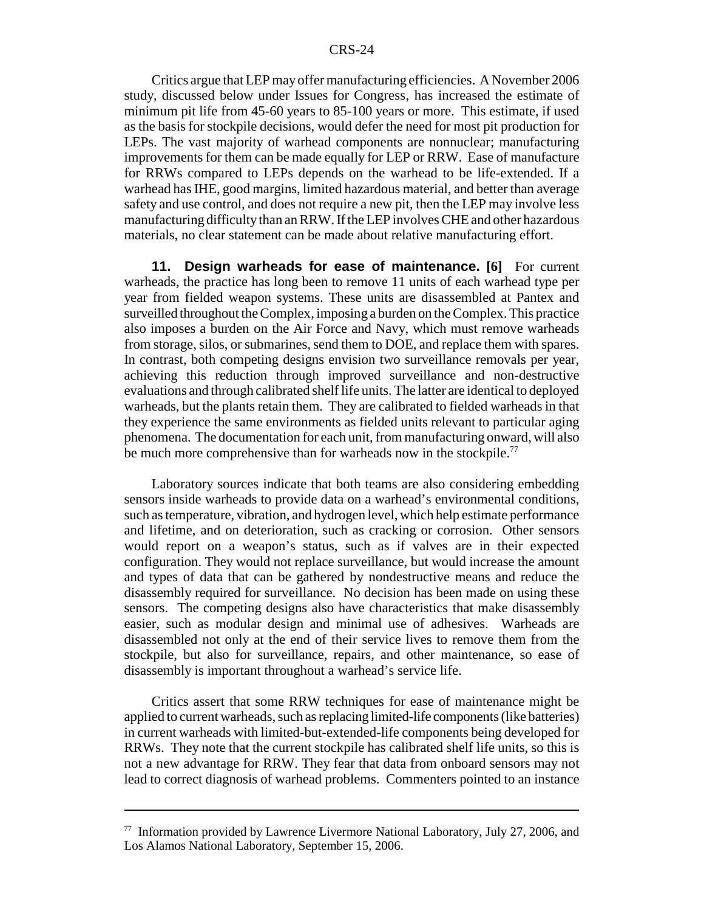Critics argue that LEP may offer manufacturing efficiencies. A November 2006 study, discussed below under Issues for Congress, has increased the estimate of minimum pit life from 45-60 years to 85-100 years or more. This estimate, if used as the basis for stockpile decisions, would defer the need for most pit production for LEPs. The vast majority of warhead components are nonnuclear; manufacturing improvements for them can be made equally for LEP or RRW. Ease of manufacture for RRWs compared to LEPs depends on the warhead to be life-extended. If a warhead has IHE, good margins, limited hazardous material, and better than average safety and use control, and does not require a new pit, then the LEP may involve less manufacturing difficulty than an RRW. If the LEP involves CHE and other hazardous materials, no clear statement can be made about relative manufacturing effort.

**11. Design warheads for ease of maintenance. [6]** For current warheads, the practice has long been to remove 11 units of each warhead type per year from fielded weapon systems. These units are disassembled at Pantex and surveilled throughout the Complex, imposing a burden on the Complex. This practice also imposes a burden on the Air Force and Navy, which must remove warheads from storage, silos, or submarines, send them to DOE, and replace them with spares. In contrast, both competing designs envision two surveillance removals per year, achieving this reduction through improved surveillance and non-destructive evaluations and through calibrated shelf life units. The latter are identical to deployed warheads, but the plants retain them. They are calibrated to fielded warheads in that they experience the same environments as fielded units relevant to particular aging phenomena. The documentation for each unit, from manufacturing onward, will also be much more comprehensive than for warheads now in the stockpile.[77]

Laboratory sources indicate that both teams are also considering embedding sensors inside warheads to provide data on a warhead's environmental conditions, such as temperature, vibration, and hydrogen level, which help estimate performance and lifetime, and on deterioration, such as cracking or corrosion. Other sensors would report on a weapon's status, such as if valves are in their expected configuration. They would not replace surveillance, but would increase the amount and types of data that can be gathered by nondestructive means and reduce the disassembly required for surveillance. No decision has been made on using these sensors. The competing designs also have characteristics that make disassembly easier, such as modular design and minimal use of adhesives. Warheads are disassembled not only at the end of their service lives to remove them from the stockpile, but also for surveillance, repairs, and other maintenance, so ease of disassembly is important throughout a warhead's service life.

Critics assert that some RRW techniques for ease of maintenance might be applied to current warheads, such as replacing limited-life components (like batteries) in current warheads with limited-but-extended-life components being developed for RRWs. They note that the current stockpile has calibrated shelf life units, so this is not a new advantage for RRW. They fear that data from onboard sensors may not lead to correct diagnosis of warhead problems. Commenters pointed to an instance

---

[77] Information provided by Lawrence Livermore National Laboratory, July 27, 2006, and Los Alamos National Laboratory, September 15, 2006.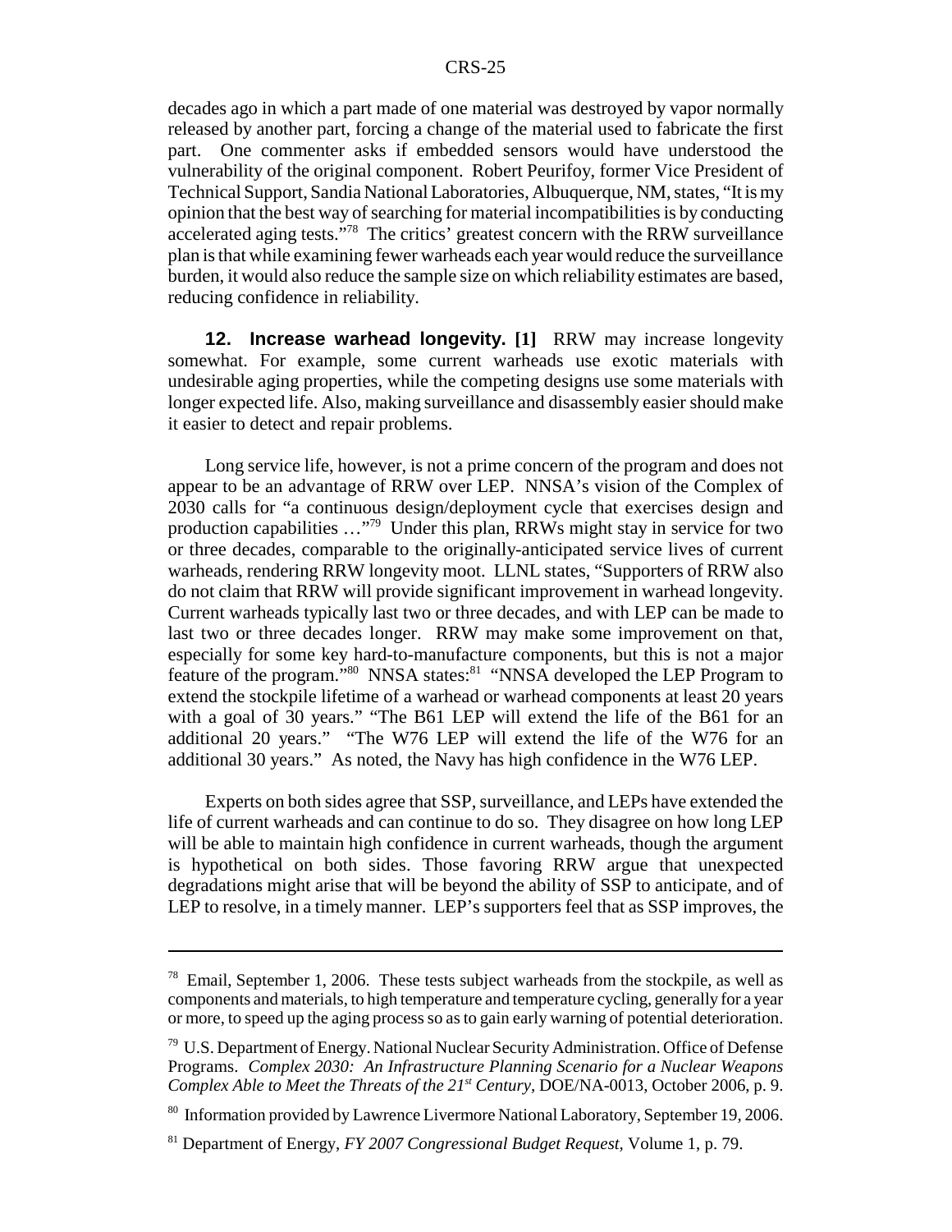decades ago in which a part made of one material was destroyed by vapor normally released by another part, forcing a change of the material used to fabricate the first part. One commenter asks if embedded sensors would have understood the vulnerability of the original component. Robert Peurifoy, former Vice President of Technical Support, Sandia National Laboratories, Albuquerque, NM, states, "It is my opinion that the best way of searching for material incompatibilities is by conducting accelerated aging tests."[78] The critics' greatest concern with the RRW surveillance plan is that while examining fewer warheads each year would reduce the surveillance burden, it would also reduce the sample size on which reliability estimates are based, reducing confidence in reliability.

**12. Increase warhead longevity. [1]** RRW may increase longevity somewhat. For example, some current warheads use exotic materials with undesirable aging properties, while the competing designs use some materials with longer expected life. Also, making surveillance and disassembly easier should make it easier to detect and repair problems.

Long service life, however, is not a prime concern of the program and does not appear to be an advantage of RRW over LEP. NNSA's vision of the Complex of 2030 calls for "a continuous design/deployment cycle that exercises design and production capabilities …"[79] Under this plan, RRWs might stay in service for two or three decades, comparable to the originally-anticipated service lives of current warheads, rendering RRW longevity moot. LLNL states, "Supporters of RRW also do not claim that RRW will provide significant improvement in warhead longevity. Current warheads typically last two or three decades, and with LEP can be made to last two or three decades longer. RRW may make some improvement on that, especially for some key hard-to-manufacture components, but this is not a major feature of the program."[80] NNSA states:[81] "NNSA developed the LEP Program to extend the stockpile lifetime of a warhead or warhead components at least 20 years with a goal of 30 years." "The B61 LEP will extend the life of the B61 for an additional 20 years." "The W76 LEP will extend the life of the W76 for an additional 30 years." As noted, the Navy has high confidence in the W76 LEP.

Experts on both sides agree that SSP, surveillance, and LEPs have extended the life of current warheads and can continue to do so. They disagree on how long LEP will be able to maintain high confidence in current warheads, though the argument is hypothetical on both sides. Those favoring RRW argue that unexpected degradations might arise that will be beyond the ability of SSP to anticipate, and of LEP to resolve, in a timely manner. LEP's supporters feel that as SSP improves, the

---

[78] Email, September 1, 2006. These tests subject warheads from the stockpile, as well as components and materials, to high temperature and temperature cycling, generally for a year or more, to speed up the aging process so as to gain early warning of potential deterioration.

[79] U.S. Department of Energy. National Nuclear Security Administration. Office of Defense Programs. *Complex 2030: An Infrastructure Planning Scenario for a Nuclear Weapons Complex Able to Meet the Threats of the 21st Century*, DOE/NA-0013, October 2006, p. 9.

[80] Information provided by Lawrence Livermore National Laboratory, September 19, 2006.

[81] Department of Energy, *FY 2007 Congressional Budget Request*, Volume 1, p. 79.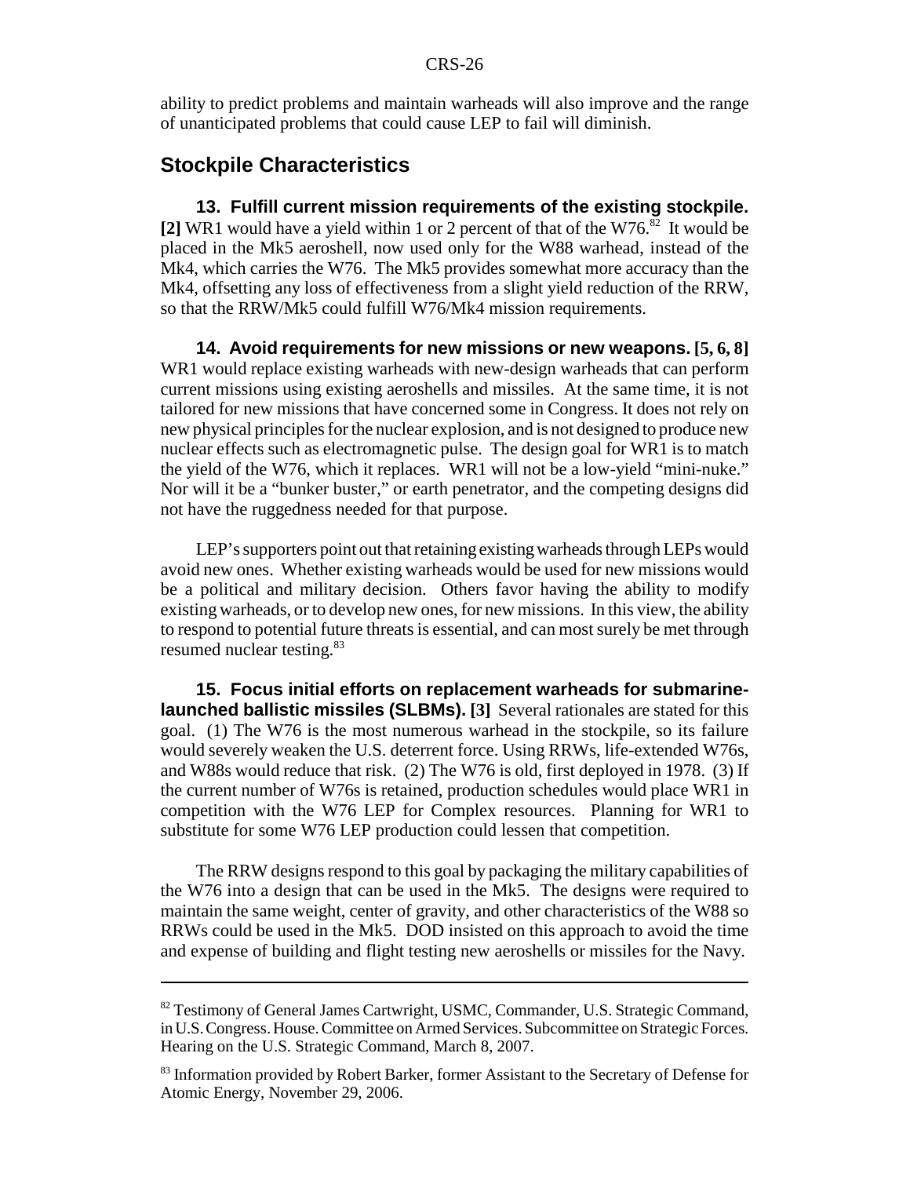ability to predict problems and maintain warheads will also improve and the range of unanticipated problems that could cause LEP to fail will diminish.

## Stockpile Characteristics

**13. Fulfill current mission requirements of the existing stockpile. [2]** WR1 would have a yield within 1 or 2 percent of that of the W76.[82] It would be placed in the Mk5 aeroshell, now used only for the W88 warhead, instead of the Mk4, which carries the W76. The Mk5 provides somewhat more accuracy than the Mk4, offsetting any loss of effectiveness from a slight yield reduction of the RRW, so that the RRW/Mk5 could fulfill W76/Mk4 mission requirements.

**14. Avoid requirements for new missions or new weapons. [5, 6, 8]** WR1 would replace existing warheads with new-design warheads that can perform current missions using existing aeroshells and missiles. At the same time, it is not tailored for new missions that have concerned some in Congress. It does not rely on new physical principles for the nuclear explosion, and is not designed to produce new nuclear effects such as electromagnetic pulse. The design goal for WR1 is to match the yield of the W76, which it replaces. WR1 will not be a low-yield "mini-nuke." Nor will it be a "bunker buster," or earth penetrator, and the competing designs did not have the ruggedness needed for that purpose.

LEP's supporters point out that retaining existing warheads through LEPs would avoid new ones. Whether existing warheads would be used for new missions would be a political and military decision. Others favor having the ability to modify existing warheads, or to develop new ones, for new missions. In this view, the ability to respond to potential future threats is essential, and can most surely be met through resumed nuclear testing.[83]

**15. Focus initial efforts on replacement warheads for submarine-launched ballistic missiles (SLBMs). [3]** Several rationales are stated for this goal. (1) The W76 is the most numerous warhead in the stockpile, so its failure would severely weaken the U.S. deterrent force. Using RRWs, life-extended W76s, and W88s would reduce that risk. (2) The W76 is old, first deployed in 1978. (3) If the current number of W76s is retained, production schedules would place WR1 in competition with the W76 LEP for Complex resources. Planning for WR1 to substitute for some W76 LEP production could lessen that competition.

The RRW designs respond to this goal by packaging the military capabilities of the W76 into a design that can be used in the Mk5. The designs were required to maintain the same weight, center of gravity, and other characteristics of the W88 so RRWs could be used in the Mk5. DOD insisted on this approach to avoid the time and expense of building and flight testing new aeroshells or missiles for the Navy.

---

[82] Testimony of General James Cartwright, USMC, Commander, U.S. Strategic Command, in U.S. Congress. House. Committee on Armed Services. Subcommittee on Strategic Forces. Hearing on the U.S. Strategic Command, March 8, 2007.

[83] Information provided by Robert Barker, former Assistant to the Secretary of Defense for Atomic Energy, November 29, 2006.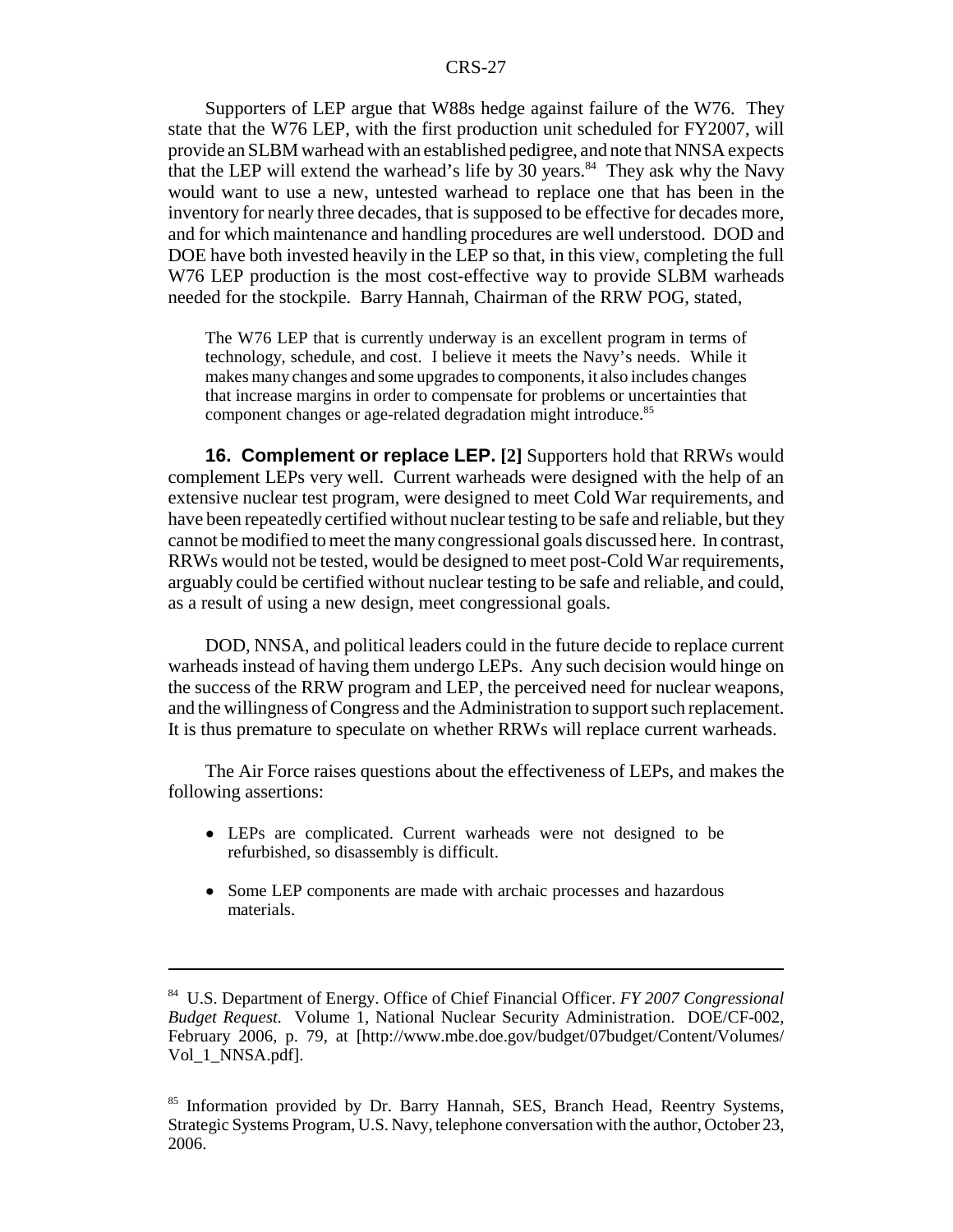Supporters of LEP argue that W88s hedge against failure of the W76. They state that the W76 LEP, with the first production unit scheduled for FY2007, will provide an SLBM warhead with an established pedigree, and note that NNSA expects that the LEP will extend the warhead's life by 30 years.[84] They ask why the Navy would want to use a new, untested warhead to replace one that has been in the inventory for nearly three decades, that is supposed to be effective for decades more, and for which maintenance and handling procedures are well understood. DOD and DOE have both invested heavily in the LEP so that, in this view, completing the full W76 LEP production is the most cost-effective way to provide SLBM warheads needed for the stockpile. Barry Hannah, Chairman of the RRW POG, stated,

> The W76 LEP that is currently underway is an excellent program in terms of technology, schedule, and cost. I believe it meets the Navy's needs. While it makes many changes and some upgrades to components, it also includes changes that increase margins in order to compensate for problems or uncertainties that component changes or age-related degradation might introduce.[85]

**16. Complement or replace LEP. [2]** Supporters hold that RRWs would complement LEPs very well. Current warheads were designed with the help of an extensive nuclear test program, were designed to meet Cold War requirements, and have been repeatedly certified without nuclear testing to be safe and reliable, but they cannot be modified to meet the many congressional goals discussed here. In contrast, RRWs would not be tested, would be designed to meet post-Cold War requirements, arguably could be certified without nuclear testing to be safe and reliable, and could, as a result of using a new design, meet congressional goals.

DOD, NNSA, and political leaders could in the future decide to replace current warheads instead of having them undergo LEPs. Any such decision would hinge on the success of the RRW program and LEP, the perceived need for nuclear weapons, and the willingness of Congress and the Administration to support such replacement. It is thus premature to speculate on whether RRWs will replace current warheads.

The Air Force raises questions about the effectiveness of LEPs, and makes the following assertions:

- LEPs are complicated. Current warheads were not designed to be refurbished, so disassembly is difficult.
- Some LEP components are made with archaic processes and hazardous materials.

---

[84] U.S. Department of Energy. Office of Chief Financial Officer. *FY 2007 Congressional Budget Request.* Volume 1, National Nuclear Security Administration. DOE/CF-002, February 2006, p. 79, at [http://www.mbe.doe.gov/budget/07budget/Content/Volumes/Vol_1_NNSA.pdf].

[85] Information provided by Dr. Barry Hannah, SES, Branch Head, Reentry Systems, Strategic Systems Program, U.S. Navy, telephone conversation with the author, October 23, 2006.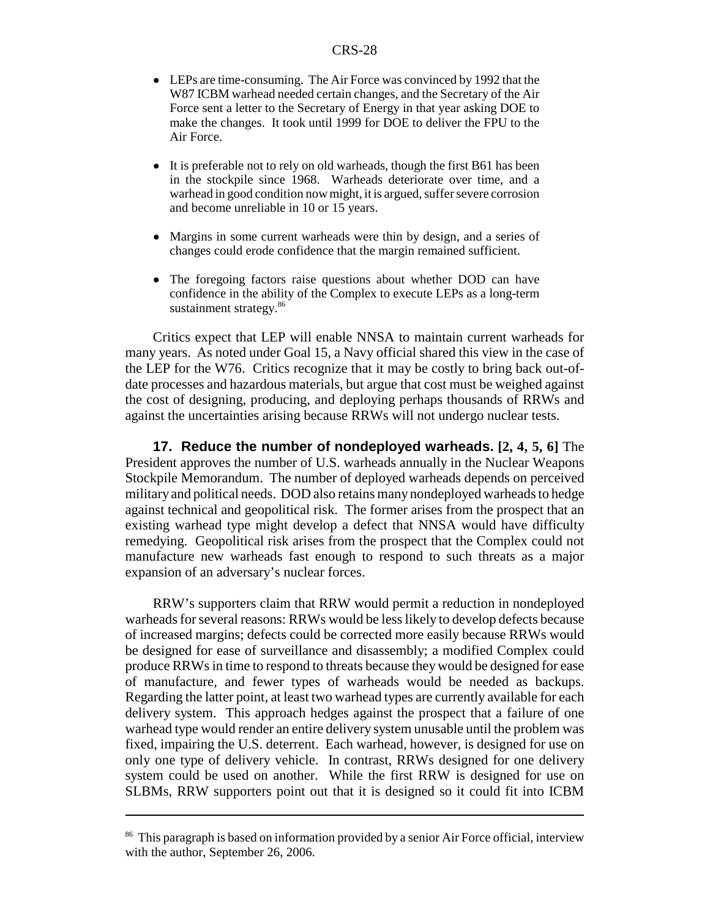- LEPs are time-consuming. The Air Force was convinced by 1992 that the W87 ICBM warhead needed certain changes, and the Secretary of the Air Force sent a letter to the Secretary of Energy in that year asking DOE to make the changes. It took until 1999 for DOE to deliver the FPU to the Air Force.
- It is preferable not to rely on old warheads, though the first B61 has been in the stockpile since 1968. Warheads deteriorate over time, and a warhead in good condition now might, it is argued, suffer severe corrosion and become unreliable in 10 or 15 years.
- Margins in some current warheads were thin by design, and a series of changes could erode confidence that the margin remained sufficient.
- The foregoing factors raise questions about whether DOD can have confidence in the ability of the Complex to execute LEPs as a long-term sustainment strategy.[86]

Critics expect that LEP will enable NNSA to maintain current warheads for many years. As noted under Goal 15, a Navy official shared this view in the case of the LEP for the W76. Critics recognize that it may be costly to bring back out-of-date processes and hazardous materials, but argue that cost must be weighed against the cost of designing, producing, and deploying perhaps thousands of RRWs and against the uncertainties arising because RRWs will not undergo nuclear tests.

**17. Reduce the number of nondeployed warheads. [2, 4, 5, 6]** The President approves the number of U.S. warheads annually in the Nuclear Weapons Stockpile Memorandum. The number of deployed warheads depends on perceived military and political needs. DOD also retains many nondeployed warheads to hedge against technical and geopolitical risk. The former arises from the prospect that an existing warhead type might develop a defect that NNSA would have difficulty remedying. Geopolitical risk arises from the prospect that the Complex could not manufacture new warheads fast enough to respond to such threats as a major expansion of an adversary's nuclear forces.

RRW's supporters claim that RRW would permit a reduction in nondeployed warheads for several reasons: RRWs would be less likely to develop defects because of increased margins; defects could be corrected more easily because RRWs would be designed for ease of surveillance and disassembly; a modified Complex could produce RRWs in time to respond to threats because they would be designed for ease of manufacture, and fewer types of warheads would be needed as backups. Regarding the latter point, at least two warhead types are currently available for each delivery system. This approach hedges against the prospect that a failure of one warhead type would render an entire delivery system unusable until the problem was fixed, impairing the U.S. deterrent. Each warhead, however, is designed for use on only one type of delivery vehicle. In contrast, RRWs designed for one delivery system could be used on another. While the first RRW is designed for use on SLBMs, RRW supporters point out that it is designed so it could fit into ICBM

---

[86] This paragraph is based on information provided by a senior Air Force official, interview with the author, September 26, 2006.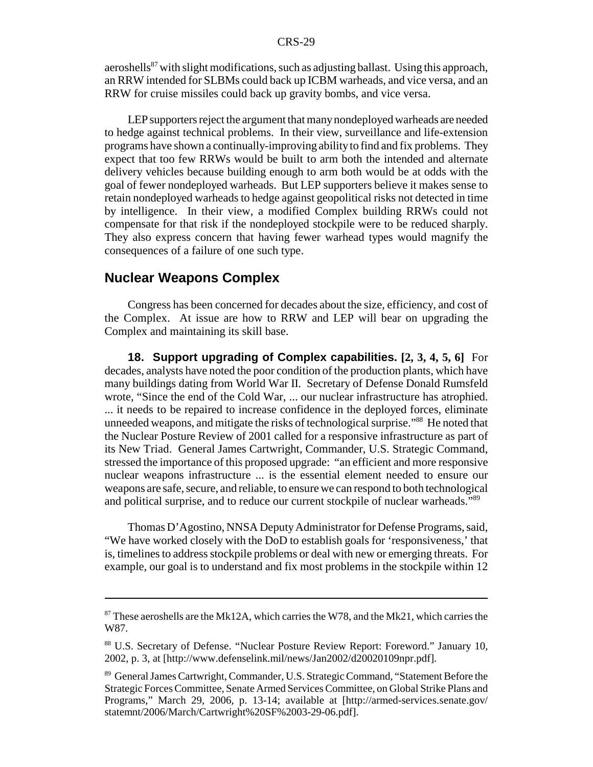aeroshells[87] with slight modifications, such as adjusting ballast. Using this approach, an RRW intended for SLBMs could back up ICBM warheads, and vice versa, and an RRW for cruise missiles could back up gravity bombs, and vice versa.

LEP supporters reject the argument that many nondeployed warheads are needed to hedge against technical problems. In their view, surveillance and life-extension programs have shown a continually-improving ability to find and fix problems. They expect that too few RRWs would be built to arm both the intended and alternate delivery vehicles because building enough to arm both would be at odds with the goal of fewer nondeployed warheads. But LEP supporters believe it makes sense to retain nondeployed warheads to hedge against geopolitical risks not detected in time by intelligence. In their view, a modified Complex building RRWs could not compensate for that risk if the nondeployed stockpile were to be reduced sharply. They also express concern that having fewer warhead types would magnify the consequences of a failure of one such type.

## Nuclear Weapons Complex

Congress has been concerned for decades about the size, efficiency, and cost of the Complex. At issue are how to RRW and LEP will bear on upgrading the Complex and maintaining its skill base.

**18. Support upgrading of Complex capabilities. [2, 3, 4, 5, 6]** For decades, analysts have noted the poor condition of the production plants, which have many buildings dating from World War II. Secretary of Defense Donald Rumsfeld wrote, "Since the end of the Cold War, ... our nuclear infrastructure has atrophied. ... it needs to be repaired to increase confidence in the deployed forces, eliminate unneeded weapons, and mitigate the risks of technological surprise."[88] He noted that the Nuclear Posture Review of 2001 called for a responsive infrastructure as part of its New Triad. General James Cartwright, Commander, U.S. Strategic Command, stressed the importance of this proposed upgrade: "an efficient and more responsive nuclear weapons infrastructure ... is the essential element needed to ensure our weapons are safe, secure, and reliable, to ensure we can respond to both technological and political surprise, and to reduce our current stockpile of nuclear warheads."[89]

Thomas D'Agostino, NNSA Deputy Administrator for Defense Programs, said, "We have worked closely with the DoD to establish goals for 'responsiveness,' that is, timelines to address stockpile problems or deal with new or emerging threats. For example, our goal is to understand and fix most problems in the stockpile within 12

---

[87] These aeroshells are the Mk12A, which carries the W78, and the Mk21, which carries the W87.

[88] U.S. Secretary of Defense. "Nuclear Posture Review Report: Foreword." January 10, 2002, p. 3, at [http://www.defenselink.mil/news/Jan2002/d20020109npr.pdf].

[89] General James Cartwright, Commander, U.S. Strategic Command, "Statement Before the Strategic Forces Committee, Senate Armed Services Committee, on Global Strike Plans and Programs," March 29, 2006, p. 13-14; available at [http://armed-services.senate.gov/statemnt/2006/March/Cartwright%20SF%2003-29-06.pdf].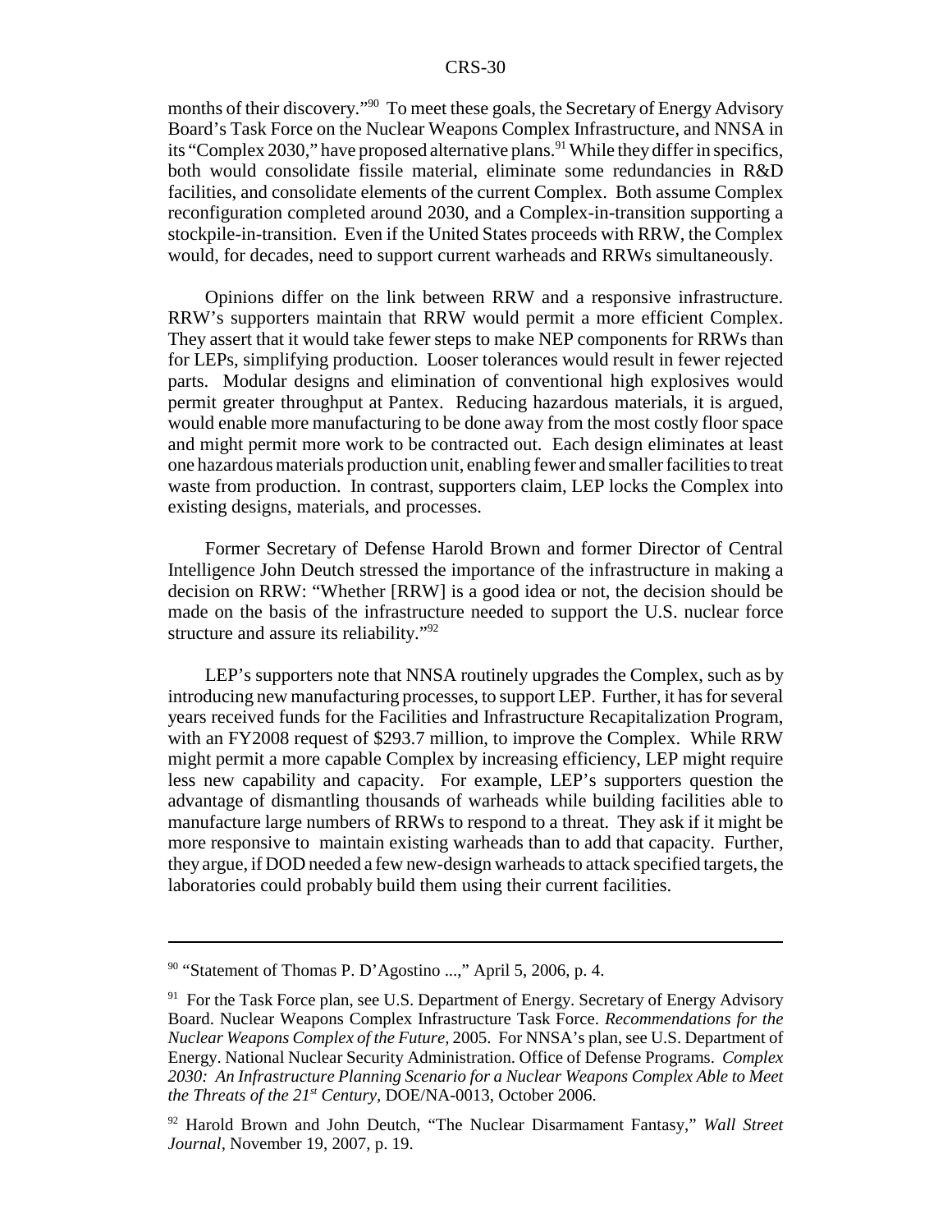months of their discovery."[90] To meet these goals, the Secretary of Energy Advisory Board's Task Force on the Nuclear Weapons Complex Infrastructure, and NNSA in its "Complex 2030," have proposed alternative plans.[91] While they differ in specifics, both would consolidate fissile material, eliminate some redundancies in R&D facilities, and consolidate elements of the current Complex. Both assume Complex reconfiguration completed around 2030, and a Complex-in-transition supporting a stockpile-in-transition. Even if the United States proceeds with RRW, the Complex would, for decades, need to support current warheads and RRWs simultaneously.

Opinions differ on the link between RRW and a responsive infrastructure. RRW's supporters maintain that RRW would permit a more efficient Complex. They assert that it would take fewer steps to make NEP components for RRWs than for LEPs, simplifying production. Looser tolerances would result in fewer rejected parts. Modular designs and elimination of conventional high explosives would permit greater throughput at Pantex. Reducing hazardous materials, it is argued, would enable more manufacturing to be done away from the most costly floor space and might permit more work to be contracted out. Each design eliminates at least one hazardous materials production unit, enabling fewer and smaller facilities to treat waste from production. In contrast, supporters claim, LEP locks the Complex into existing designs, materials, and processes.

Former Secretary of Defense Harold Brown and former Director of Central Intelligence John Deutch stressed the importance of the infrastructure in making a decision on RRW: "Whether [RRW] is a good idea or not, the decision should be made on the basis of the infrastructure needed to support the U.S. nuclear force structure and assure its reliability."[92]

LEP's supporters note that NNSA routinely upgrades the Complex, such as by introducing new manufacturing processes, to support LEP. Further, it has for several years received funds for the Facilities and Infrastructure Recapitalization Program, with an FY2008 request of $293.7 million, to improve the Complex. While RRW might permit a more capable Complex by increasing efficiency, LEP might require less new capability and capacity. For example, LEP's supporters question the advantage of dismantling thousands of warheads while building facilities able to manufacture large numbers of RRWs to respond to a threat. They ask if it might be more responsive to maintain existing warheads than to add that capacity. Further, they argue, if DOD needed a few new-design warheads to attack specified targets, the laboratories could probably build them using their current facilities.

---

[90] "Statement of Thomas P. D'Agostino ...," April 5, 2006, p. 4.

[91] For the Task Force plan, see U.S. Department of Energy. Secretary of Energy Advisory Board. Nuclear Weapons Complex Infrastructure Task Force. *Recommendations for the Nuclear Weapons Complex of the Future*, 2005. For NNSA's plan, see U.S. Department of Energy. National Nuclear Security Administration. Office of Defense Programs. *Complex 2030: An Infrastructure Planning Scenario for a Nuclear Weapons Complex Able to Meet the Threats of the 21st Century*, DOE/NA-0013, October 2006.

[92] Harold Brown and John Deutch, "The Nuclear Disarmament Fantasy," *Wall Street Journal*, November 19, 2007, p. 19.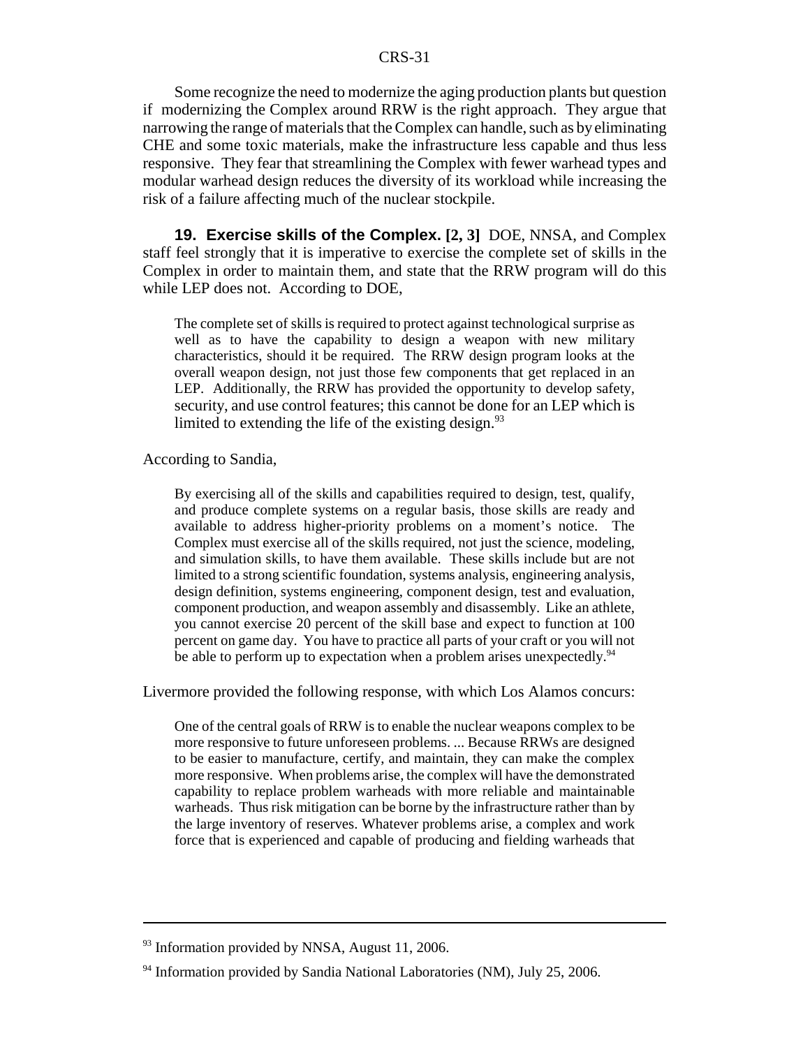Some recognize the need to modernize the aging production plants but question if modernizing the Complex around RRW is the right approach. They argue that narrowing the range of materials that the Complex can handle, such as by eliminating CHE and some toxic materials, make the infrastructure less capable and thus less responsive. They fear that streamlining the Complex with fewer warhead types and modular warhead design reduces the diversity of its workload while increasing the risk of a failure affecting much of the nuclear stockpile.

**19. Exercise skills of the Complex. [2, 3]** DOE, NNSA, and Complex staff feel strongly that it is imperative to exercise the complete set of skills in the Complex in order to maintain them, and state that the RRW program will do this while LEP does not. According to DOE,

> The complete set of skills is required to protect against technological surprise as well as to have the capability to design a weapon with new military characteristics, should it be required. The RRW design program looks at the overall weapon design, not just those few components that get replaced in an LEP. Additionally, the RRW has provided the opportunity to develop safety, security, and use control features; this cannot be done for an LEP which is limited to extending the life of the existing design.[93]

According to Sandia,

> By exercising all of the skills and capabilities required to design, test, qualify, and produce complete systems on a regular basis, those skills are ready and available to address higher-priority problems on a moment's notice. The Complex must exercise all of the skills required, not just the science, modeling, and simulation skills, to have them available. These skills include but are not limited to a strong scientific foundation, systems analysis, engineering analysis, design definition, systems engineering, component design, test and evaluation, component production, and weapon assembly and disassembly. Like an athlete, you cannot exercise 20 percent of the skill base and expect to function at 100 percent on game day. You have to practice all parts of your craft or you will not be able to perform up to expectation when a problem arises unexpectedly.[94]

Livermore provided the following response, with which Los Alamos concurs:

> One of the central goals of RRW is to enable the nuclear weapons complex to be more responsive to future unforeseen problems. ... Because RRWs are designed to be easier to manufacture, certify, and maintain, they can make the complex more responsive. When problems arise, the complex will have the demonstrated capability to replace problem warheads with more reliable and maintainable warheads. Thus risk mitigation can be borne by the infrastructure rather than by the large inventory of reserves. Whatever problems arise, a complex and work force that is experienced and capable of producing and fielding warheads that

---

[93] Information provided by NNSA, August 11, 2006.

[94] Information provided by Sandia National Laboratories (NM), July 25, 2006.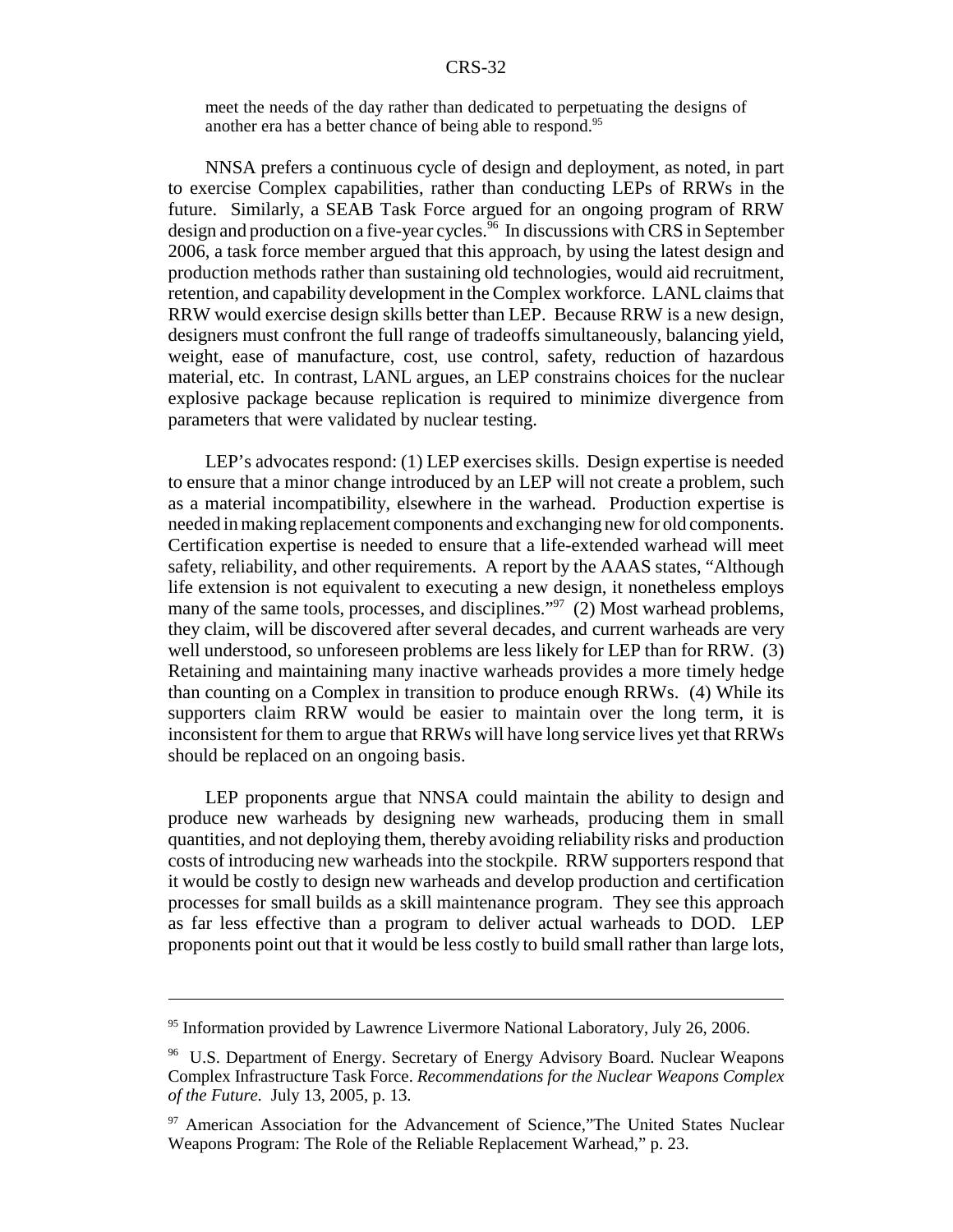meet the needs of the day rather than dedicated to perpetuating the designs of another era has a better chance of being able to respond.[95]

NNSA prefers a continuous cycle of design and deployment, as noted, in part to exercise Complex capabilities, rather than conducting LEPs of RRWs in the future. Similarly, a SEAB Task Force argued for an ongoing program of RRW design and production on a five-year cycles.[96] In discussions with CRS in September 2006, a task force member argued that this approach, by using the latest design and production methods rather than sustaining old technologies, would aid recruitment, retention, and capability development in the Complex workforce. LANL claims that RRW would exercise design skills better than LEP. Because RRW is a new design, designers must confront the full range of tradeoffs simultaneously, balancing yield, weight, ease of manufacture, cost, use control, safety, reduction of hazardous material, etc. In contrast, LANL argues, an LEP constrains choices for the nuclear explosive package because replication is required to minimize divergence from parameters that were validated by nuclear testing.

LEP's advocates respond: (1) LEP exercises skills. Design expertise is needed to ensure that a minor change introduced by an LEP will not create a problem, such as a material incompatibility, elsewhere in the warhead. Production expertise is needed in making replacement components and exchanging new for old components. Certification expertise is needed to ensure that a life-extended warhead will meet safety, reliability, and other requirements. A report by the AAAS states, "Although life extension is not equivalent to executing a new design, it nonetheless employs many of the same tools, processes, and disciplines."[97] (2) Most warhead problems, they claim, will be discovered after several decades, and current warheads are very well understood, so unforeseen problems are less likely for LEP than for RRW. (3) Retaining and maintaining many inactive warheads provides a more timely hedge than counting on a Complex in transition to produce enough RRWs. (4) While its supporters claim RRW would be easier to maintain over the long term, it is inconsistent for them to argue that RRWs will have long service lives yet that RRWs should be replaced on an ongoing basis.

LEP proponents argue that NNSA could maintain the ability to design and produce new warheads by designing new warheads, producing them in small quantities, and not deploying them, thereby avoiding reliability risks and production costs of introducing new warheads into the stockpile. RRW supporters respond that it would be costly to design new warheads and develop production and certification processes for small builds as a skill maintenance program. They see this approach as far less effective than a program to deliver actual warheads to DOD. LEP proponents point out that it would be less costly to build small rather than large lots,

---

[95] Information provided by Lawrence Livermore National Laboratory, July 26, 2006.

[96] U.S. Department of Energy. Secretary of Energy Advisory Board. Nuclear Weapons Complex Infrastructure Task Force. *Recommendations for the Nuclear Weapons Complex of the Future*. July 13, 2005, p. 13.

[97] American Association for the Advancement of Science,"The United States Nuclear Weapons Program: The Role of the Reliable Replacement Warhead," p. 23.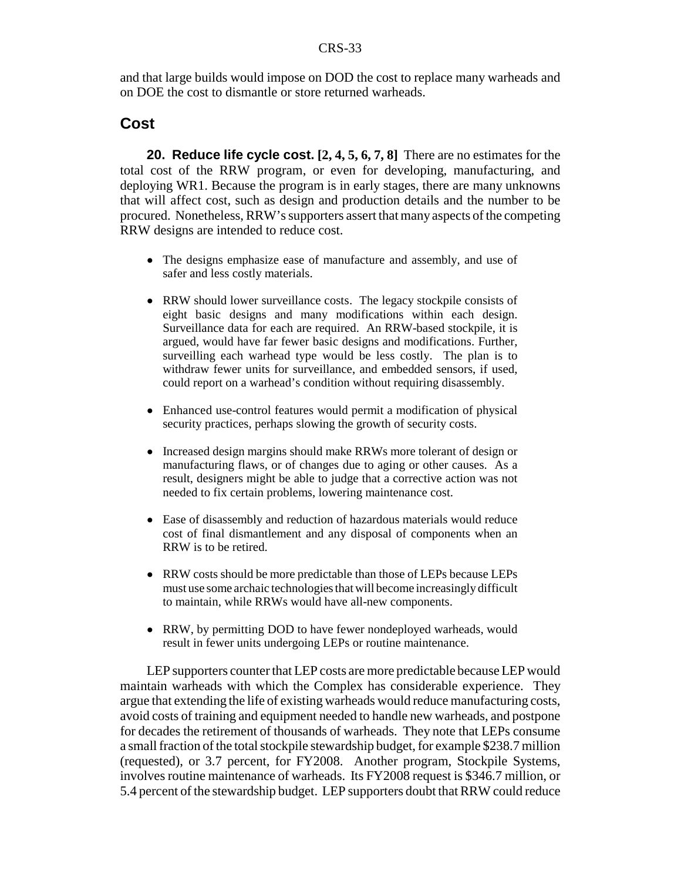and that large builds would impose on DOD the cost to replace many warheads and on DOE the cost to dismantle or store returned warheads.

## Cost

**20. Reduce life cycle cost. [2, 4, 5, 6, 7, 8]** There are no estimates for the total cost of the RRW program, or even for developing, manufacturing, and deploying WR1. Because the program is in early stages, there are many unknowns that will affect cost, such as design and production details and the number to be procured. Nonetheless, RRW's supporters assert that many aspects of the competing RRW designs are intended to reduce cost.

- The designs emphasize ease of manufacture and assembly, and use of safer and less costly materials.
- RRW should lower surveillance costs. The legacy stockpile consists of eight basic designs and many modifications within each design. Surveillance data for each are required. An RRW-based stockpile, it is argued, would have far fewer basic designs and modifications. Further, surveilling each warhead type would be less costly. The plan is to withdraw fewer units for surveillance, and embedded sensors, if used, could report on a warhead's condition without requiring disassembly.
- Enhanced use-control features would permit a modification of physical security practices, perhaps slowing the growth of security costs.
- Increased design margins should make RRWs more tolerant of design or manufacturing flaws, or of changes due to aging or other causes. As a result, designers might be able to judge that a corrective action was not needed to fix certain problems, lowering maintenance cost.
- Ease of disassembly and reduction of hazardous materials would reduce cost of final dismantlement and any disposal of components when an RRW is to be retired.
- RRW costs should be more predictable than those of LEPs because LEPs must use some archaic technologies that will become increasingly difficult to maintain, while RRWs would have all-new components.
- RRW, by permitting DOD to have fewer nondeployed warheads, would result in fewer units undergoing LEPs or routine maintenance.

LEP supporters counter that LEP costs are more predictable because LEP would maintain warheads with which the Complex has considerable experience. They argue that extending the life of existing warheads would reduce manufacturing costs, avoid costs of training and equipment needed to handle new warheads, and postpone for decades the retirement of thousands of warheads. They note that LEPs consume a small fraction of the total stockpile stewardship budget, for example $238.7 million (requested), or 3.7 percent, for FY2008. Another program, Stockpile Systems, involves routine maintenance of warheads. Its FY2008 request is $346.7 million, or 5.4 percent of the stewardship budget. LEP supporters doubt that RRW could reduce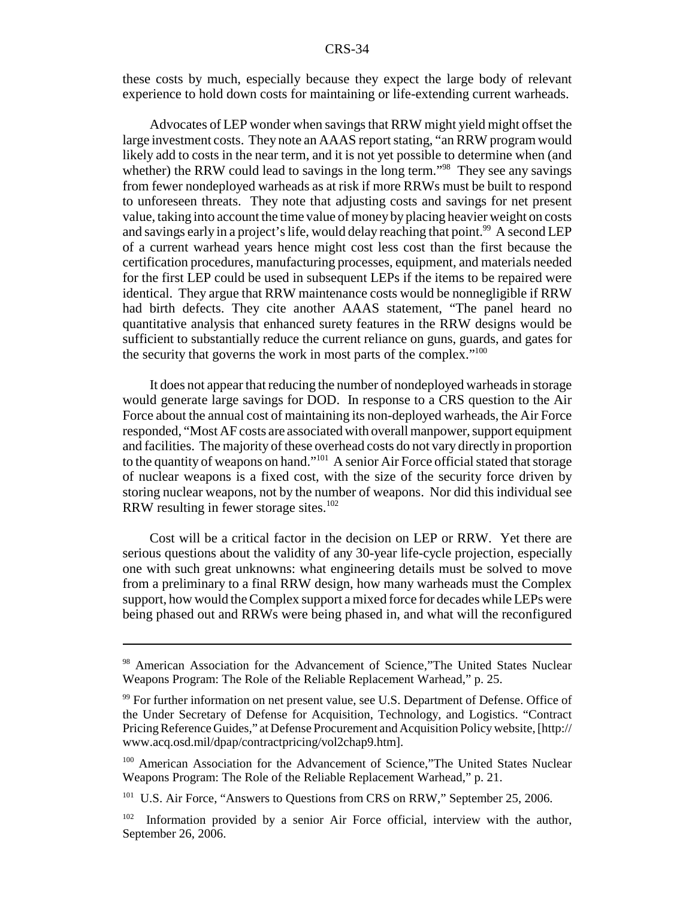these costs by much, especially because they expect the large body of relevant experience to hold down costs for maintaining or life-extending current warheads.

Advocates of LEP wonder when savings that RRW might yield might offset the large investment costs. They note an AAAS report stating, "an RRW program would likely add to costs in the near term, and it is not yet possible to determine when (and whether) the RRW could lead to savings in the long term."[98] They see any savings from fewer nondeployed warheads as at risk if more RRWs must be built to respond to unforeseen threats. They note that adjusting costs and savings for net present value, taking into account the time value of money by placing heavier weight on costs and savings early in a project's life, would delay reaching that point.[99] A second LEP of a current warhead years hence might cost less cost than the first because the certification procedures, manufacturing processes, equipment, and materials needed for the first LEP could be used in subsequent LEPs if the items to be repaired were identical. They argue that RRW maintenance costs would be nonnegligible if RRW had birth defects. They cite another AAAS statement, "The panel heard no quantitative analysis that enhanced surety features in the RRW designs would be sufficient to substantially reduce the current reliance on guns, guards, and gates for the security that governs the work in most parts of the complex."[100]

It does not appear that reducing the number of nondeployed warheads in storage would generate large savings for DOD. In response to a CRS question to the Air Force about the annual cost of maintaining its non-deployed warheads, the Air Force responded, "Most AF costs are associated with overall manpower, support equipment and facilities. The majority of these overhead costs do not vary directly in proportion to the quantity of weapons on hand."[101] A senior Air Force official stated that storage of nuclear weapons is a fixed cost, with the size of the security force driven by storing nuclear weapons, not by the number of weapons. Nor did this individual see RRW resulting in fewer storage sites.[102]

Cost will be a critical factor in the decision on LEP or RRW. Yet there are serious questions about the validity of any 30-year life-cycle projection, especially one with such great unknowns: what engineering details must be solved to move from a preliminary to a final RRW design, how many warheads must the Complex support, how would the Complex support a mixed force for decades while LEPs were being phased out and RRWs were being phased in, and what will the reconfigured

---

[98] American Association for the Advancement of Science,"The United States Nuclear Weapons Program: The Role of the Reliable Replacement Warhead," p. 25.

[99] For further information on net present value, see U.S. Department of Defense. Office of the Under Secretary of Defense for Acquisition, Technology, and Logistics. "Contract Pricing Reference Guides," at Defense Procurement and Acquisition Policy website, [http://www.acq.osd.mil/dpap/contractpricing/vol2chap9.htm].

[100] American Association for the Advancement of Science,"The United States Nuclear Weapons Program: The Role of the Reliable Replacement Warhead," p. 21.

[101] U.S. Air Force, "Answers to Questions from CRS on RRW," September 25, 2006.

[102] Information provided by a senior Air Force official, interview with the author, September 26, 2006.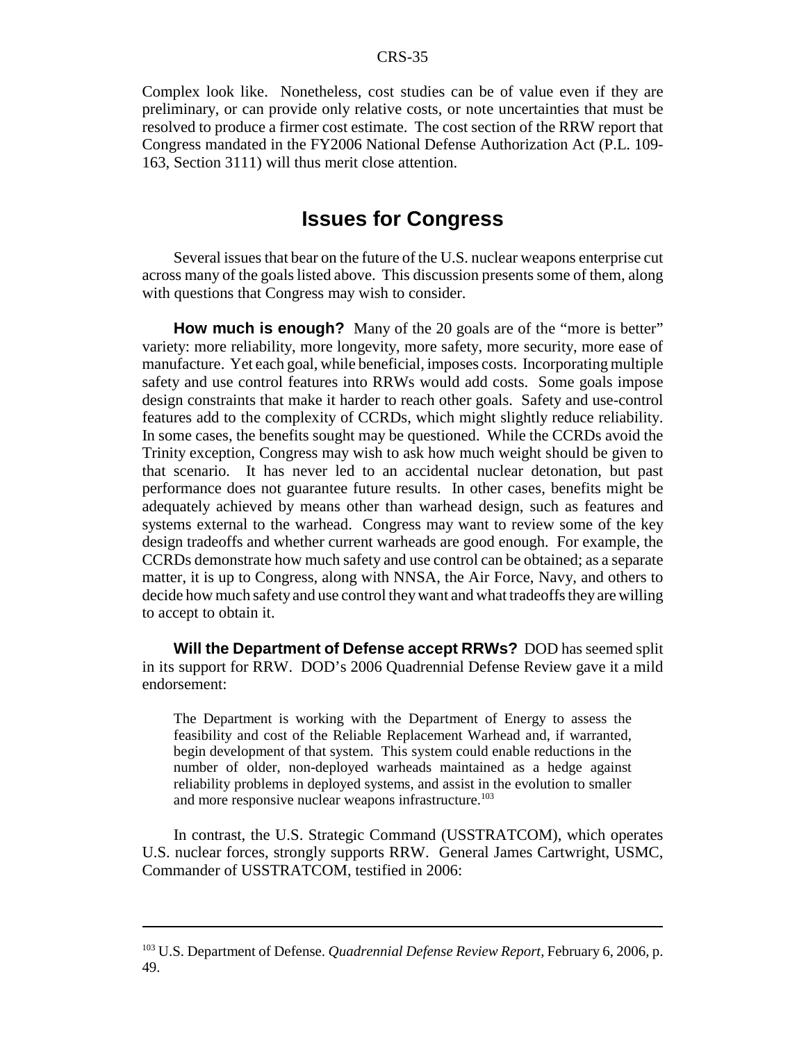Complex look like. Nonetheless, cost studies can be of value even if they are preliminary, or can provide only relative costs, or note uncertainties that must be resolved to produce a firmer cost estimate. The cost section of the RRW report that Congress mandated in the FY2006 National Defense Authorization Act (P.L. 109-163, Section 3111) will thus merit close attention.

## Issues for Congress

Several issues that bear on the future of the U.S. nuclear weapons enterprise cut across many of the goals listed above. This discussion presents some of them, along with questions that Congress may wish to consider.

**How much is enough?** Many of the 20 goals are of the "more is better" variety: more reliability, more longevity, more safety, more security, more ease of manufacture. Yet each goal, while beneficial, imposes costs. Incorporating multiple safety and use control features into RRWs would add costs. Some goals impose design constraints that make it harder to reach other goals. Safety and use-control features add to the complexity of CCRDs, which might slightly reduce reliability. In some cases, the benefits sought may be questioned. While the CCRDs avoid the Trinity exception, Congress may wish to ask how much weight should be given to that scenario. It has never led to an accidental nuclear detonation, but past performance does not guarantee future results. In other cases, benefits might be adequately achieved by means other than warhead design, such as features and systems external to the warhead. Congress may want to review some of the key design tradeoffs and whether current warheads are good enough. For example, the CCRDs demonstrate how much safety and use control can be obtained; as a separate matter, it is up to Congress, along with NNSA, the Air Force, Navy, and others to decide how much safety and use control they want and what tradeoffs they are willing to accept to obtain it.

**Will the Department of Defense accept RRWs?** DOD has seemed split in its support for RRW. DOD's 2006 Quadrennial Defense Review gave it a mild endorsement:

> The Department is working with the Department of Energy to assess the feasibility and cost of the Reliable Replacement Warhead and, if warranted, begin development of that system. This system could enable reductions in the number of older, non-deployed warheads maintained as a hedge against reliability problems in deployed systems, and assist in the evolution to smaller and more responsive nuclear weapons infrastructure.[103]

In contrast, the U.S. Strategic Command (USSTRATCOM), which operates U.S. nuclear forces, strongly supports RRW. General James Cartwright, USMC, Commander of USSTRATCOM, testified in 2006:

---

[103] U.S. Department of Defense. *Quadrennial Defense Review Report*, February 6, 2006, p. 49.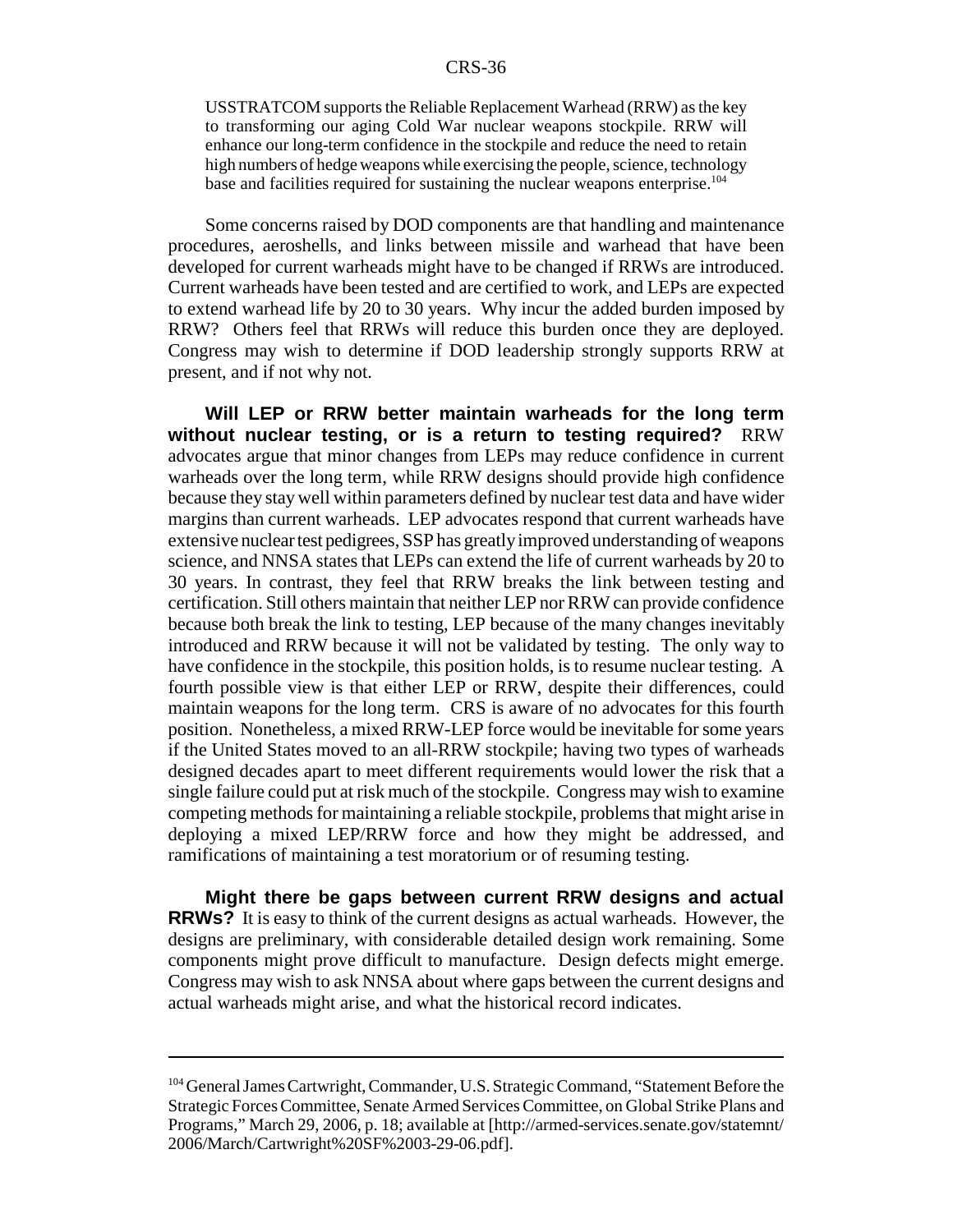> USSTRATCOM supports the Reliable Replacement Warhead (RRW) as the key to transforming our aging Cold War nuclear weapons stockpile. RRW will enhance our long-term confidence in the stockpile and reduce the need to retain high numbers of hedge weapons while exercising the people, science, technology base and facilities required for sustaining the nuclear weapons enterprise.[104]

Some concerns raised by DOD components are that handling and maintenance procedures, aeroshells, and links between missile and warhead that have been developed for current warheads might have to be changed if RRWs are introduced. Current warheads have been tested and are certified to work, and LEPs are expected to extend warhead life by 20 to 30 years. Why incur the added burden imposed by RRW? Others feel that RRWs will reduce this burden once they are deployed. Congress may wish to determine if DOD leadership strongly supports RRW at present, and if not why not.

**Will LEP or RRW better maintain warheads for the long term without nuclear testing, or is a return to testing required?** RRW advocates argue that minor changes from LEPs may reduce confidence in current warheads over the long term, while RRW designs should provide high confidence because they stay well within parameters defined by nuclear test data and have wider margins than current warheads. LEP advocates respond that current warheads have extensive nuclear test pedigrees, SSP has greatly improved understanding of weapons science, and NNSA states that LEPs can extend the life of current warheads by 20 to 30 years. In contrast, they feel that RRW breaks the link between testing and certification. Still others maintain that neither LEP nor RRW can provide confidence because both break the link to testing, LEP because of the many changes inevitably introduced and RRW because it will not be validated by testing. The only way to have confidence in the stockpile, this position holds, is to resume nuclear testing. A fourth possible view is that either LEP or RRW, despite their differences, could maintain weapons for the long term. CRS is aware of no advocates for this fourth position. Nonetheless, a mixed RRW-LEP force would be inevitable for some years if the United States moved to an all-RRW stockpile; having two types of warheads designed decades apart to meet different requirements would lower the risk that a single failure could put at risk much of the stockpile. Congress may wish to examine competing methods for maintaining a reliable stockpile, problems that might arise in deploying a mixed LEP/RRW force and how they might be addressed, and ramifications of maintaining a test moratorium or of resuming testing.

**Might there be gaps between current RRW designs and actual RRWs?** It is easy to think of the current designs as actual warheads. However, the designs are preliminary, with considerable detailed design work remaining. Some components might prove difficult to manufacture. Design defects might emerge. Congress may wish to ask NNSA about where gaps between the current designs and actual warheads might arise, and what the historical record indicates.

---

[104] General James Cartwright, Commander, U.S. Strategic Command, "Statement Before the Strategic Forces Committee, Senate Armed Services Committee, on Global Strike Plans and Programs," March 29, 2006, p. 18; available at [http://armed-services.senate.gov/statemnt/2006/March/Cartwright%20SF%2003-29-06.pdf].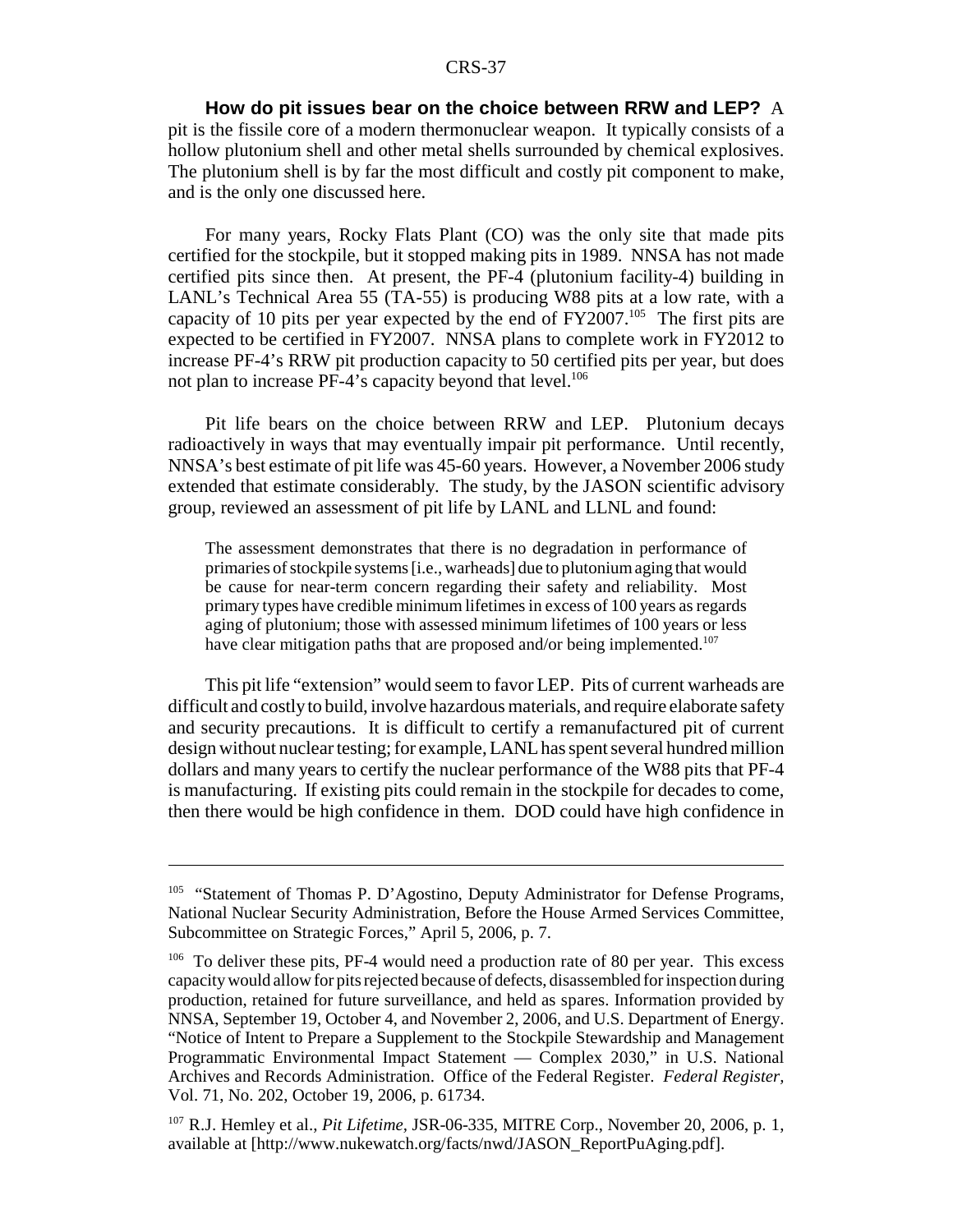**How do pit issues bear on the choice between RRW and LEP?** A pit is the fissile core of a modern thermonuclear weapon. It typically consists of a hollow plutonium shell and other metal shells surrounded by chemical explosives. The plutonium shell is by far the most difficult and costly pit component to make, and is the only one discussed here.

For many years, Rocky Flats Plant (CO) was the only site that made pits certified for the stockpile, but it stopped making pits in 1989. NNSA has not made certified pits since then. At present, the PF-4 (plutonium facility-4) building in LANL's Technical Area 55 (TA-55) is producing W88 pits at a low rate, with a capacity of 10 pits per year expected by the end of FY2007.[105] The first pits are expected to be certified in FY2007. NNSA plans to complete work in FY2012 to increase PF-4's RRW pit production capacity to 50 certified pits per year, but does not plan to increase PF-4's capacity beyond that level.[106]

Pit life bears on the choice between RRW and LEP. Plutonium decays radioactively in ways that may eventually impair pit performance. Until recently, NNSA's best estimate of pit life was 45-60 years. However, a November 2006 study extended that estimate considerably. The study, by the JASON scientific advisory group, reviewed an assessment of pit life by LANL and LLNL and found:

> The assessment demonstrates that there is no degradation in performance of primaries of stockpile systems [i.e., warheads] due to plutonium aging that would be cause for near-term concern regarding their safety and reliability. Most primary types have credible minimum lifetimes in excess of 100 years as regards aging of plutonium; those with assessed minimum lifetimes of 100 years or less have clear mitigation paths that are proposed and/or being implemented.[107]

This pit life "extension" would seem to favor LEP. Pits of current warheads are difficult and costly to build, involve hazardous materials, and require elaborate safety and security precautions. It is difficult to certify a remanufactured pit of current design without nuclear testing; for example, LANL has spent several hundred million dollars and many years to certify the nuclear performance of the W88 pits that PF-4 is manufacturing. If existing pits could remain in the stockpile for decades to come, then there would be high confidence in them. DOD could have high confidence in

---

[105] "Statement of Thomas P. D'Agostino, Deputy Administrator for Defense Programs, National Nuclear Security Administration, Before the House Armed Services Committee, Subcommittee on Strategic Forces," April 5, 2006, p. 7.

[106] To deliver these pits, PF-4 would need a production rate of 80 per year. This excess capacity would allow for pits rejected because of defects, disassembled for inspection during production, retained for future surveillance, and held as spares. Information provided by NNSA, September 19, October 4, and November 2, 2006, and U.S. Department of Energy. "Notice of Intent to Prepare a Supplement to the Stockpile Stewardship and Management Programmatic Environmental Impact Statement — Complex 2030," in U.S. National Archives and Records Administration. Office of the Federal Register. *Federal Register,* Vol. 71, No. 202, October 19, 2006, p. 61734.

[107] R.J. Hemley et al., *Pit Lifetime,* JSR-06-335, MITRE Corp., November 20, 2006, p. 1, available at [http://www.nukewatch.org/facts/nwd/JASON_ReportPuAging.pdf].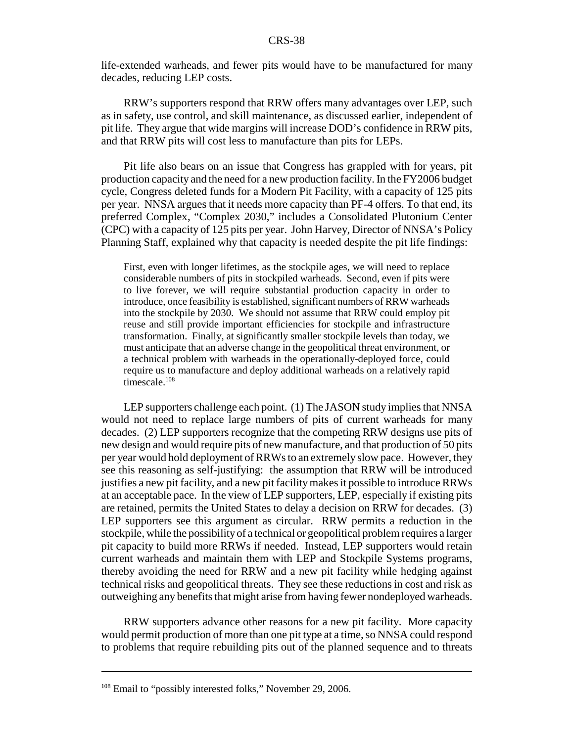life-extended warheads, and fewer pits would have to be manufactured for many decades, reducing LEP costs.

RRW's supporters respond that RRW offers many advantages over LEP, such as in safety, use control, and skill maintenance, as discussed earlier, independent of pit life. They argue that wide margins will increase DOD's confidence in RRW pits, and that RRW pits will cost less to manufacture than pits for LEPs.

Pit life also bears on an issue that Congress has grappled with for years, pit production capacity and the need for a new production facility. In the FY2006 budget cycle, Congress deleted funds for a Modern Pit Facility, with a capacity of 125 pits per year. NNSA argues that it needs more capacity than PF-4 offers. To that end, its preferred Complex, "Complex 2030," includes a Consolidated Plutonium Center (CPC) with a capacity of 125 pits per year. John Harvey, Director of NNSA's Policy Planning Staff, explained why that capacity is needed despite the pit life findings:

> First, even with longer lifetimes, as the stockpile ages, we will need to replace considerable numbers of pits in stockpiled warheads. Second, even if pits were to live forever, we will require substantial production capacity in order to introduce, once feasibility is established, significant numbers of RRW warheads into the stockpile by 2030. We should not assume that RRW could employ pit reuse and still provide important efficiencies for stockpile and infrastructure transformation. Finally, at significantly smaller stockpile levels than today, we must anticipate that an adverse change in the geopolitical threat environment, or a technical problem with warheads in the operationally-deployed force, could require us to manufacture and deploy additional warheads on a relatively rapid timescale.[108]

LEP supporters challenge each point. (1) The JASON study implies that NNSA would not need to replace large numbers of pits of current warheads for many decades. (2) LEP supporters recognize that the competing RRW designs use pits of new design and would require pits of new manufacture, and that production of 50 pits per year would hold deployment of RRWs to an extremely slow pace. However, they see this reasoning as self-justifying: the assumption that RRW will be introduced justifies a new pit facility, and a new pit facility makes it possible to introduce RRWs at an acceptable pace. In the view of LEP supporters, LEP, especially if existing pits are retained, permits the United States to delay a decision on RRW for decades. (3) LEP supporters see this argument as circular. RRW permits a reduction in the stockpile, while the possibility of a technical or geopolitical problem requires a larger pit capacity to build more RRWs if needed. Instead, LEP supporters would retain current warheads and maintain them with LEP and Stockpile Systems programs, thereby avoiding the need for RRW and a new pit facility while hedging against technical risks and geopolitical threats. They see these reductions in cost and risk as outweighing any benefits that might arise from having fewer nondeployed warheads.

RRW supporters advance other reasons for a new pit facility. More capacity would permit production of more than one pit type at a time, so NNSA could respond to problems that require rebuilding pits out of the planned sequence and to threats

---

[108] Email to "possibly interested folks," November 29, 2006.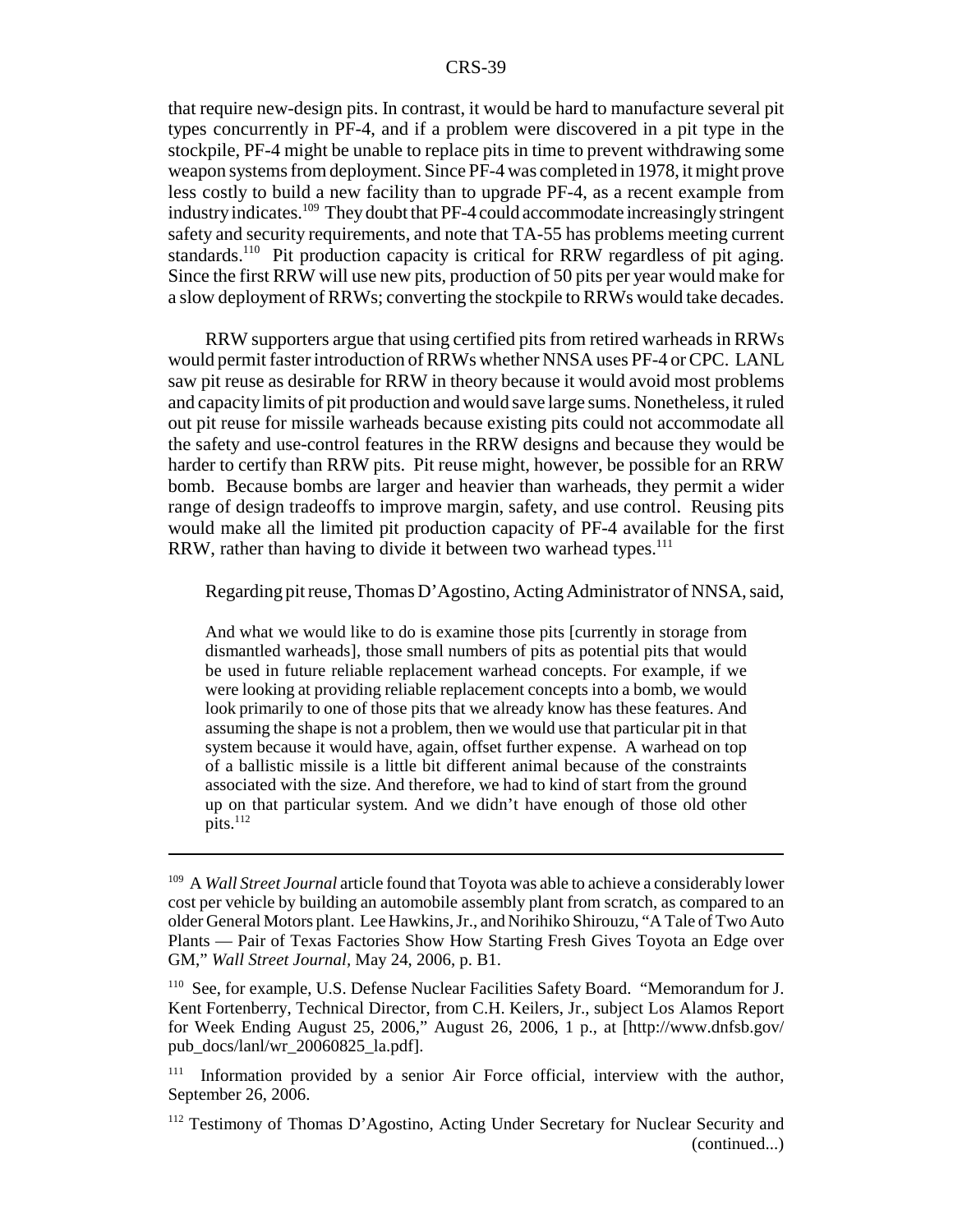that require new-design pits. In contrast, it would be hard to manufacture several pit types concurrently in PF-4, and if a problem were discovered in a pit type in the stockpile, PF-4 might be unable to replace pits in time to prevent withdrawing some weapon systems from deployment. Since PF-4 was completed in 1978, it might prove less costly to build a new facility than to upgrade PF-4, as a recent example from industry indicates.[109] They doubt that PF-4 could accommodate increasingly stringent safety and security requirements, and note that TA-55 has problems meeting current standards.[110] Pit production capacity is critical for RRW regardless of pit aging. Since the first RRW will use new pits, production of 50 pits per year would make for a slow deployment of RRWs; converting the stockpile to RRWs would take decades.

RRW supporters argue that using certified pits from retired warheads in RRWs would permit faster introduction of RRWs whether NNSA uses PF-4 or CPC. LANL saw pit reuse as desirable for RRW in theory because it would avoid most problems and capacity limits of pit production and would save large sums. Nonetheless, it ruled out pit reuse for missile warheads because existing pits could not accommodate all the safety and use-control features in the RRW designs and because they would be harder to certify than RRW pits. Pit reuse might, however, be possible for an RRW bomb. Because bombs are larger and heavier than warheads, they permit a wider range of design tradeoffs to improve margin, safety, and use control. Reusing pits would make all the limited pit production capacity of PF-4 available for the first RRW, rather than having to divide it between two warhead types.[111]

Regarding pit reuse, Thomas D'Agostino, Acting Administrator of NNSA, said,

> And what we would like to do is examine those pits [currently in storage from dismantled warheads], those small numbers of pits as potential pits that would be used in future reliable replacement warhead concepts. For example, if we were looking at providing reliable replacement concepts into a bomb, we would look primarily to one of those pits that we already know has these features. And assuming the shape is not a problem, then we would use that particular pit in that system because it would have, again, offset further expense. A warhead on top of a ballistic missile is a little bit different animal because of the constraints associated with the size. And therefore, we had to kind of start from the ground up on that particular system. And we didn't have enough of those old other pits.[112]

---

[109] A *Wall Street Journal* article found that Toyota was able to achieve a considerably lower cost per vehicle by building an automobile assembly plant from scratch, as compared to an older General Motors plant. Lee Hawkins, Jr., and Norihiko Shirouzu, "A Tale of Two Auto Plants — Pair of Texas Factories Show How Starting Fresh Gives Toyota an Edge over GM," *Wall Street Journal*, May 24, 2006, p. B1.

[110] See, for example, U.S. Defense Nuclear Facilities Safety Board. "Memorandum for J. Kent Fortenberry, Technical Director, from C.H. Keilers, Jr., subject Los Alamos Report for Week Ending August 25, 2006," August 26, 2006, 1 p., at [http://www.dnfsb.gov/pub_docs/lanl/wr_20060825_la.pdf].

[111] Information provided by a senior Air Force official, interview with the author, September 26, 2006.

[112] Testimony of Thomas D'Agostino, Acting Under Secretary for Nuclear Security and (continued...)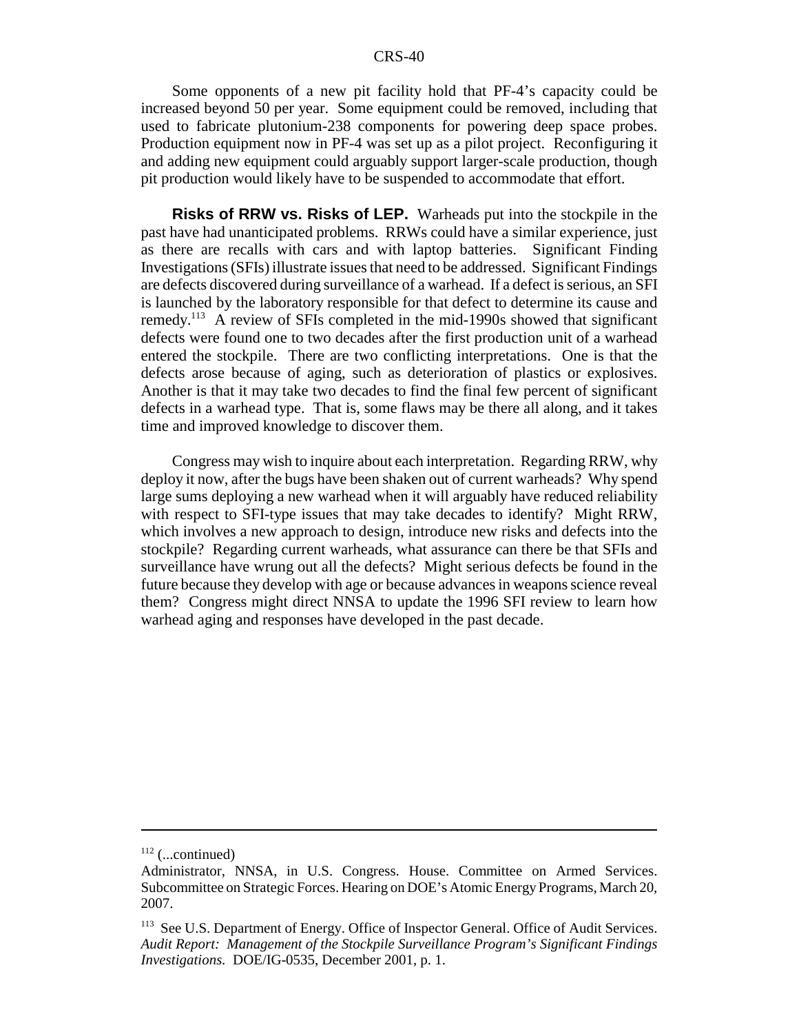Some opponents of a new pit facility hold that PF-4's capacity could be increased beyond 50 per year. Some equipment could be removed, including that used to fabricate plutonium-238 components for powering deep space probes. Production equipment now in PF-4 was set up as a pilot project. Reconfiguring it and adding new equipment could arguably support larger-scale production, though pit production would likely have to be suspended to accommodate that effort.

**Risks of RRW vs. Risks of LEP.** Warheads put into the stockpile in the past have had unanticipated problems. RRWs could have a similar experience, just as there are recalls with cars and with laptop batteries. Significant Finding Investigations (SFIs) illustrate issues that need to be addressed. Significant Findings are defects discovered during surveillance of a warhead. If a defect is serious, an SFI is launched by the laboratory responsible for that defect to determine its cause and remedy.[113] A review of SFIs completed in the mid-1990s showed that significant defects were found one to two decades after the first production unit of a warhead entered the stockpile. There are two conflicting interpretations. One is that the defects arose because of aging, such as deterioration of plastics or explosives. Another is that it may take two decades to find the final few percent of significant defects in a warhead type. That is, some flaws may be there all along, and it takes time and improved knowledge to discover them.

Congress may wish to inquire about each interpretation. Regarding RRW, why deploy it now, after the bugs have been shaken out of current warheads? Why spend large sums deploying a new warhead when it will arguably have reduced reliability with respect to SFI-type issues that may take decades to identify? Might RRW, which involves a new approach to design, introduce new risks and defects into the stockpile? Regarding current warheads, what assurance can there be that SFIs and surveillance have wrung out all the defects? Might serious defects be found in the future because they develop with age or because advances in weapons science reveal them? Congress might direct NNSA to update the 1996 SFI review to learn how warhead aging and responses have developed in the past decade.

---

[112] (...continued)
Administrator, NNSA, in U.S. Congress. House. Committee on Armed Services. Subcommittee on Strategic Forces. Hearing on DOE's Atomic Energy Programs, March 20, 2007.

[113] See U.S. Department of Energy. Office of Inspector General. Office of Audit Services. *Audit Report: Management of the Stockpile Surveillance Program's Significant Findings Investigations.* DOE/IG-0535, December 2001, p. 1.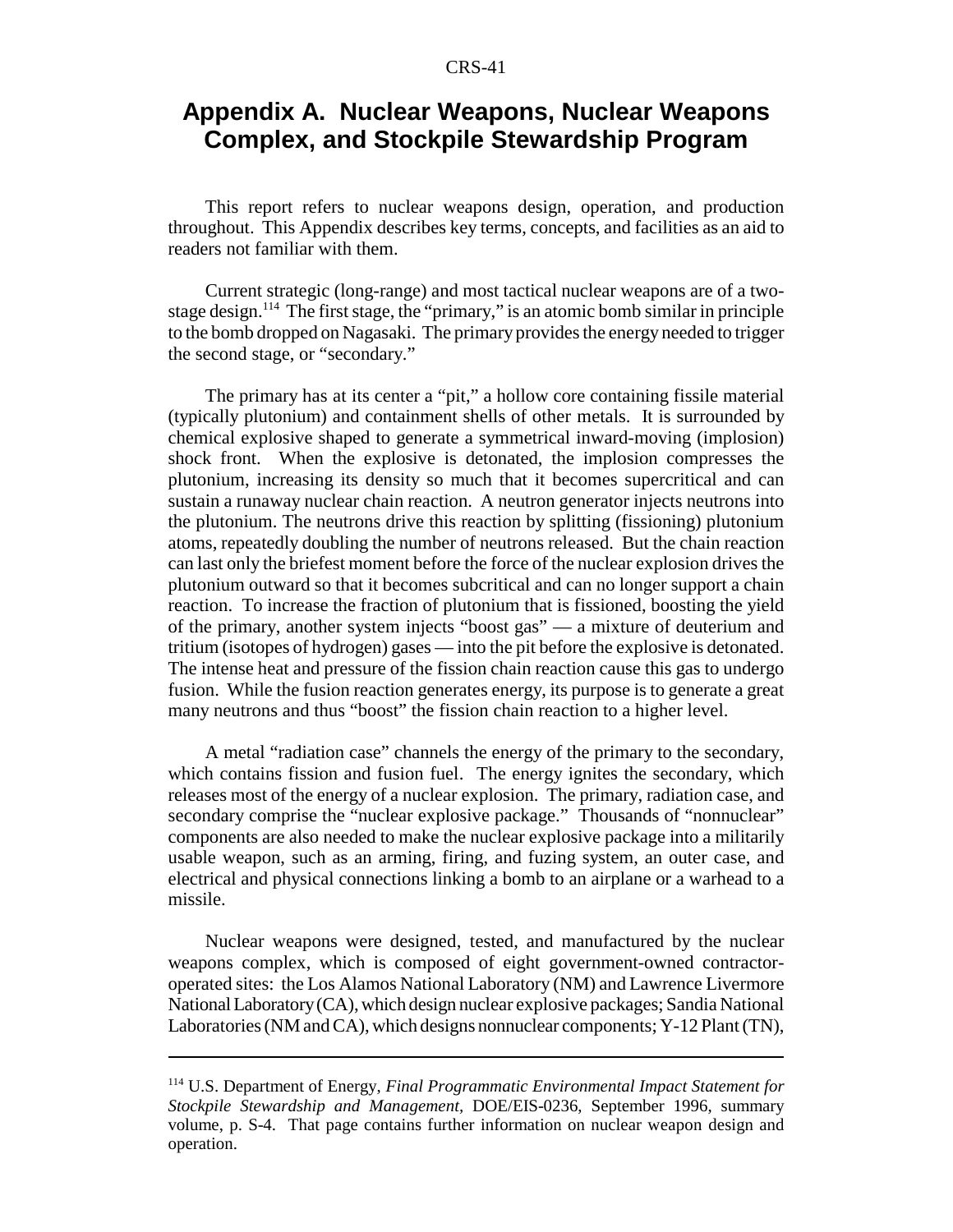# Appendix A. Nuclear Weapons, Nuclear Weapons Complex, and Stockpile Stewardship Program

This report refers to nuclear weapons design, operation, and production throughout. This Appendix describes key terms, concepts, and facilities as an aid to readers not familiar with them.

Current strategic (long-range) and most tactical nuclear weapons are of a two-stage design.[114] The first stage, the "primary," is an atomic bomb similar in principle to the bomb dropped on Nagasaki. The primary provides the energy needed to trigger the second stage, or "secondary."

The primary has at its center a "pit," a hollow core containing fissile material (typically plutonium) and containment shells of other metals. It is surrounded by chemical explosive shaped to generate a symmetrical inward-moving (implosion) shock front. When the explosive is detonated, the implosion compresses the plutonium, increasing its density so much that it becomes supercritical and can sustain a runaway nuclear chain reaction. A neutron generator injects neutrons into the plutonium. The neutrons drive this reaction by splitting (fissioning) plutonium atoms, repeatedly doubling the number of neutrons released. But the chain reaction can last only the briefest moment before the force of the nuclear explosion drives the plutonium outward so that it becomes subcritical and can no longer support a chain reaction. To increase the fraction of plutonium that is fissioned, boosting the yield of the primary, another system injects "boost gas" — a mixture of deuterium and tritium (isotopes of hydrogen) gases — into the pit before the explosive is detonated. The intense heat and pressure of the fission chain reaction cause this gas to undergo fusion. While the fusion reaction generates energy, its purpose is to generate a great many neutrons and thus "boost" the fission chain reaction to a higher level.

A metal "radiation case" channels the energy of the primary to the secondary, which contains fission and fusion fuel. The energy ignites the secondary, which releases most of the energy of a nuclear explosion. The primary, radiation case, and secondary comprise the "nuclear explosive package." Thousands of "nonnuclear" components are also needed to make the nuclear explosive package into a militarily usable weapon, such as an arming, firing, and fuzing system, an outer case, and electrical and physical connections linking a bomb to an airplane or a warhead to a missile.

Nuclear weapons were designed, tested, and manufactured by the nuclear weapons complex, which is composed of eight government-owned contractor-operated sites: the Los Alamos National Laboratory (NM) and Lawrence Livermore National Laboratory (CA), which design nuclear explosive packages; Sandia National Laboratories (NM and CA), which designs nonnuclear components; Y-12 Plant (TN),

---

[114] U.S. Department of Energy, *Final Programmatic Environmental Impact Statement for Stockpile Stewardship and Management,* DOE/EIS-0236, September 1996, summary volume, p. S-4. That page contains further information on nuclear weapon design and operation.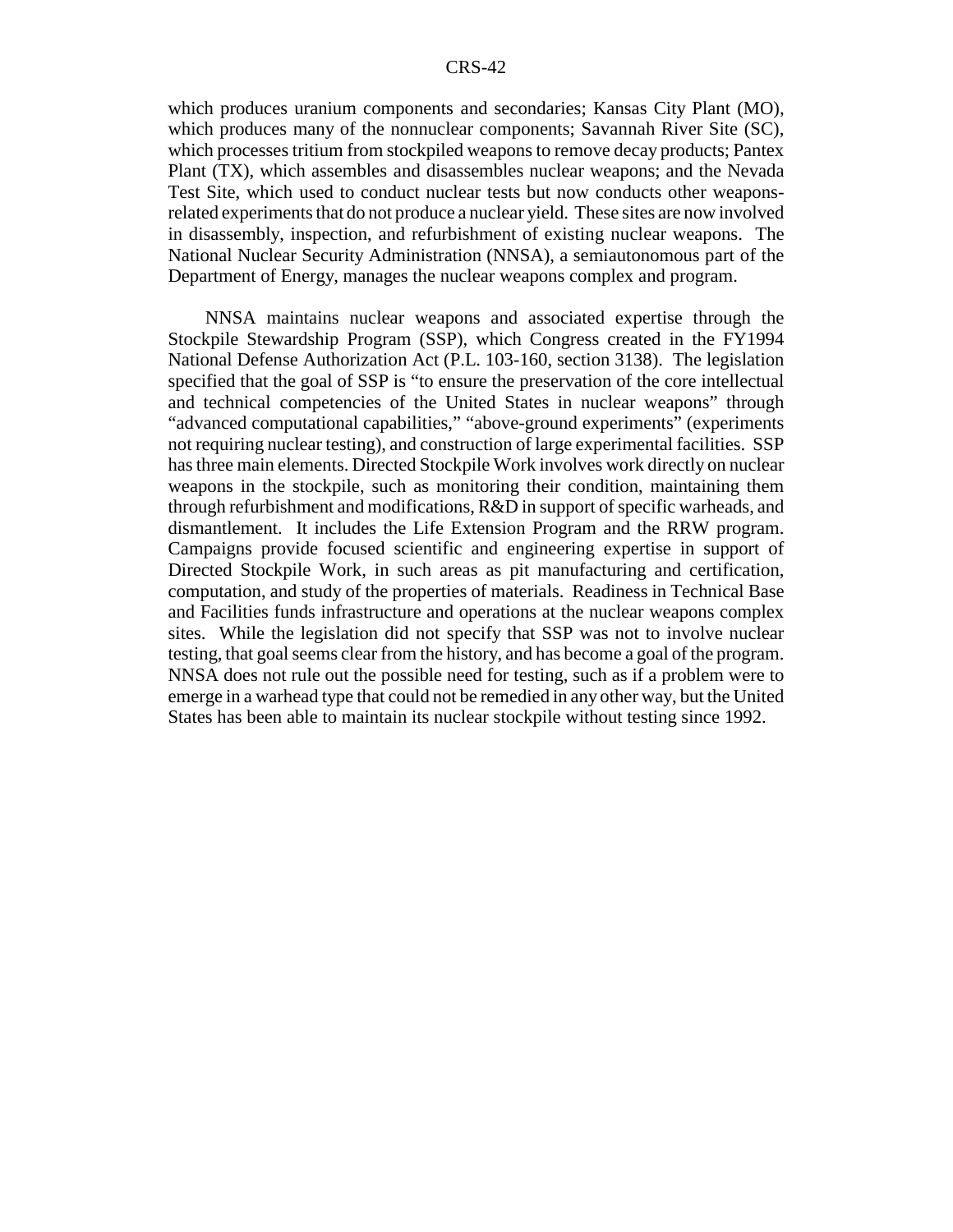which produces uranium components and secondaries; Kansas City Plant (MO), which produces many of the nonnuclear components; Savannah River Site (SC), which processes tritium from stockpiled weapons to remove decay products; Pantex Plant (TX), which assembles and disassembles nuclear weapons; and the Nevada Test Site, which used to conduct nuclear tests but now conducts other weapons-related experiments that do not produce a nuclear yield. These sites are now involved in disassembly, inspection, and refurbishment of existing nuclear weapons. The National Nuclear Security Administration (NNSA), a semiautonomous part of the Department of Energy, manages the nuclear weapons complex and program.

NNSA maintains nuclear weapons and associated expertise through the Stockpile Stewardship Program (SSP), which Congress created in the FY1994 National Defense Authorization Act (P.L. 103-160, section 3138). The legislation specified that the goal of SSP is "to ensure the preservation of the core intellectual and technical competencies of the United States in nuclear weapons" through "advanced computational capabilities," "above-ground experiments" (experiments not requiring nuclear testing), and construction of large experimental facilities. SSP has three main elements. Directed Stockpile Work involves work directly on nuclear weapons in the stockpile, such as monitoring their condition, maintaining them through refurbishment and modifications, R&D in support of specific warheads, and dismantlement. It includes the Life Extension Program and the RRW program. Campaigns provide focused scientific and engineering expertise in support of Directed Stockpile Work, in such areas as pit manufacturing and certification, computation, and study of the properties of materials. Readiness in Technical Base and Facilities funds infrastructure and operations at the nuclear weapons complex sites. While the legislation did not specify that SSP was not to involve nuclear testing, that goal seems clear from the history, and has become a goal of the program. NNSA does not rule out the possible need for testing, such as if a problem were to emerge in a warhead type that could not be remedied in any other way, but the United States has been able to maintain its nuclear stockpile without testing since 1992.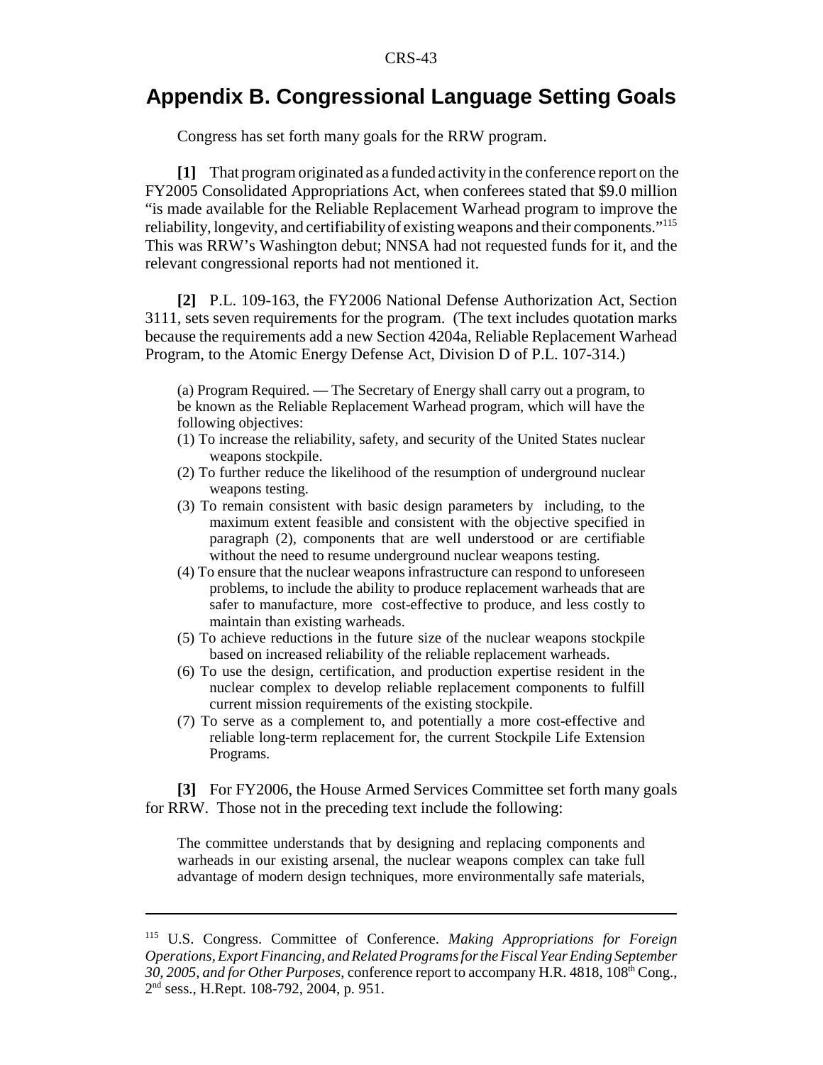## Appendix B. Congressional Language Setting Goals

Congress has set forth many goals for the RRW program.

**[1]** That program originated as a funded activity in the conference report on the FY2005 Consolidated Appropriations Act, when conferees stated that $9.0 million "is made available for the Reliable Replacement Warhead program to improve the reliability, longevity, and certifiability of existing weapons and their components."[115] This was RRW's Washington debut; NNSA had not requested funds for it, and the relevant congressional reports had not mentioned it.

**[2]** P.L. 109-163, the FY2006 National Defense Authorization Act, Section 3111, sets seven requirements for the program. (The text includes quotation marks because the requirements add a new Section 4204a, Reliable Replacement Warhead Program, to the Atomic Energy Defense Act, Division D of P.L. 107-314.)

> (a) Program Required. — The Secretary of Energy shall carry out a program, to be known as the Reliable Replacement Warhead program, which will have the following objectives:
>
> (1) To increase the reliability, safety, and security of the United States nuclear weapons stockpile.
>
> (2) To further reduce the likelihood of the resumption of underground nuclear weapons testing.
>
> (3) To remain consistent with basic design parameters by including, to the maximum extent feasible and consistent with the objective specified in paragraph (2), components that are well understood or are certifiable without the need to resume underground nuclear weapons testing.
>
> (4) To ensure that the nuclear weapons infrastructure can respond to unforeseen problems, to include the ability to produce replacement warheads that are safer to manufacture, more cost-effective to produce, and less costly to maintain than existing warheads.
>
> (5) To achieve reductions in the future size of the nuclear weapons stockpile based on increased reliability of the reliable replacement warheads.
>
> (6) To use the design, certification, and production expertise resident in the nuclear complex to develop reliable replacement components to fulfill current mission requirements of the existing stockpile.
>
> (7) To serve as a complement to, and potentially a more cost-effective and reliable long-term replacement for, the current Stockpile Life Extension Programs.

**[3]** For FY2006, the House Armed Services Committee set forth many goals for RRW. Those not in the preceding text include the following:

> The committee understands that by designing and replacing components and warheads in our existing arsenal, the nuclear weapons complex can take full advantage of modern design techniques, more environmentally safe materials,

---

[115] U.S. Congress. Committee of Conference. *Making Appropriations for Foreign Operations, Export Financing, and Related Programs for the Fiscal Year Ending September 30, 2005, and for Other Purposes*, conference report to accompany H.R. 4818, 108th Cong., 2nd sess., H.Rept. 108-792, 2004, p. 951.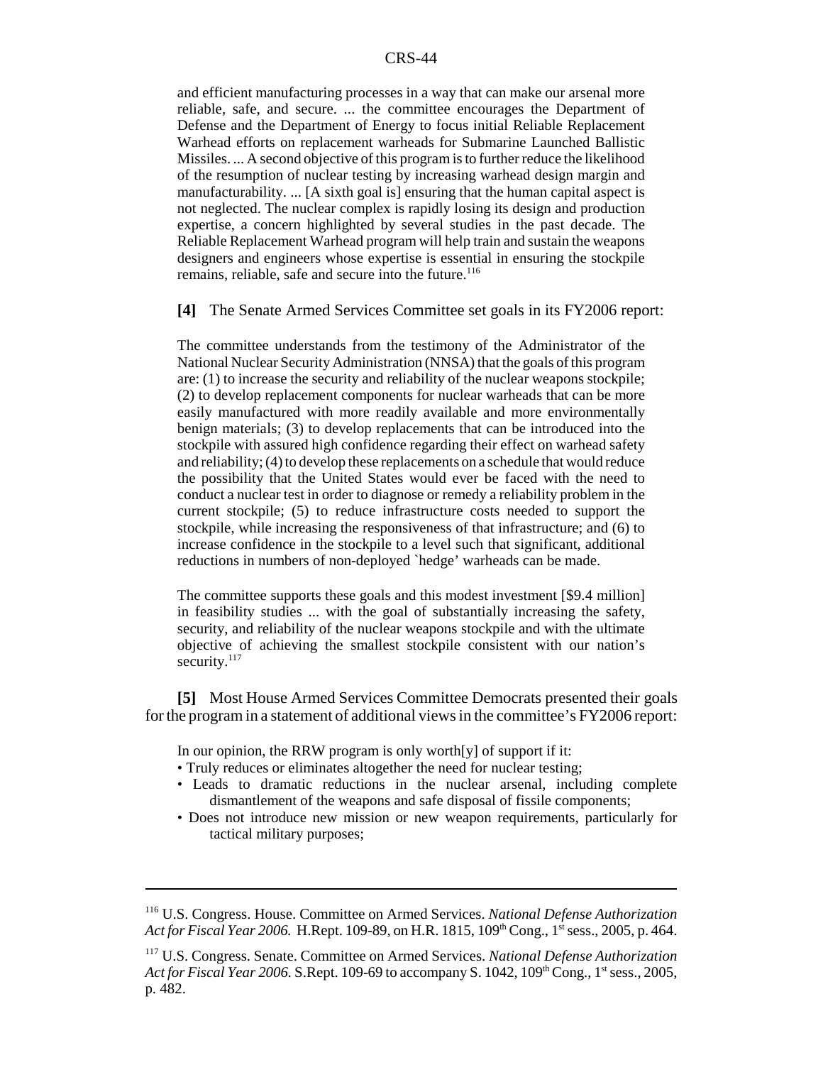> and efficient manufacturing processes in a way that can make our arsenal more reliable, safe, and secure. ... the committee encourages the Department of Defense and the Department of Energy to focus initial Reliable Replacement Warhead efforts on replacement warheads for Submarine Launched Ballistic Missiles. ... A second objective of this program is to further reduce the likelihood of the resumption of nuclear testing by increasing warhead design margin and manufacturability. ... [A sixth goal is] ensuring that the human capital aspect is not neglected. The nuclear complex is rapidly losing its design and production expertise, a concern highlighted by several studies in the past decade. The Reliable Replacement Warhead program will help train and sustain the weapons designers and engineers whose expertise is essential in ensuring the stockpile remains, reliable, safe and secure into the future.[116]

**[4]** The Senate Armed Services Committee set goals in its FY2006 report:

> The committee understands from the testimony of the Administrator of the National Nuclear Security Administration (NNSA) that the goals of this program are: (1) to increase the security and reliability of the nuclear weapons stockpile; (2) to develop replacement components for nuclear warheads that can be more easily manufactured with more readily available and more environmentally benign materials; (3) to develop replacements that can be introduced into the stockpile with assured high confidence regarding their effect on warhead safety and reliability; (4) to develop these replacements on a schedule that would reduce the possibility that the United States would ever be faced with the need to conduct a nuclear test in order to diagnose or remedy a reliability problem in the current stockpile; (5) to reduce infrastructure costs needed to support the stockpile, while increasing the responsiveness of that infrastructure; and (6) to increase confidence in the stockpile to a level such that significant, additional reductions in numbers of non-deployed `hedge' warheads can be made.
>
> The committee supports these goals and this modest investment [$9.4 million] in feasibility studies ... with the goal of substantially increasing the safety, security, and reliability of the nuclear weapons stockpile and with the ultimate objective of achieving the smallest stockpile consistent with our nation's security.[117]

**[5]** Most House Armed Services Committee Democrats presented their goals for the program in a statement of additional views in the committee's FY2006 report:

> In our opinion, the RRW program is only worth[y] of support if it:
>
> - Truly reduces or eliminates altogether the need for nuclear testing;
> - Leads to dramatic reductions in the nuclear arsenal, including complete dismantlement of the weapons and safe disposal of fissile components;
> - Does not introduce new mission or new weapon requirements, particularly for tactical military purposes;

---

[116] U.S. Congress. House. Committee on Armed Services. *National Defense Authorization Act for Fiscal Year 2006.* H.Rept. 109-89, on H.R. 1815, 109th Cong., 1st sess., 2005, p. 464.

[117] U.S. Congress. Senate. Committee on Armed Services. *National Defense Authorization Act for Fiscal Year 2006.* S.Rept. 109-69 to accompany S. 1042, 109th Cong., 1st sess., 2005, p. 482.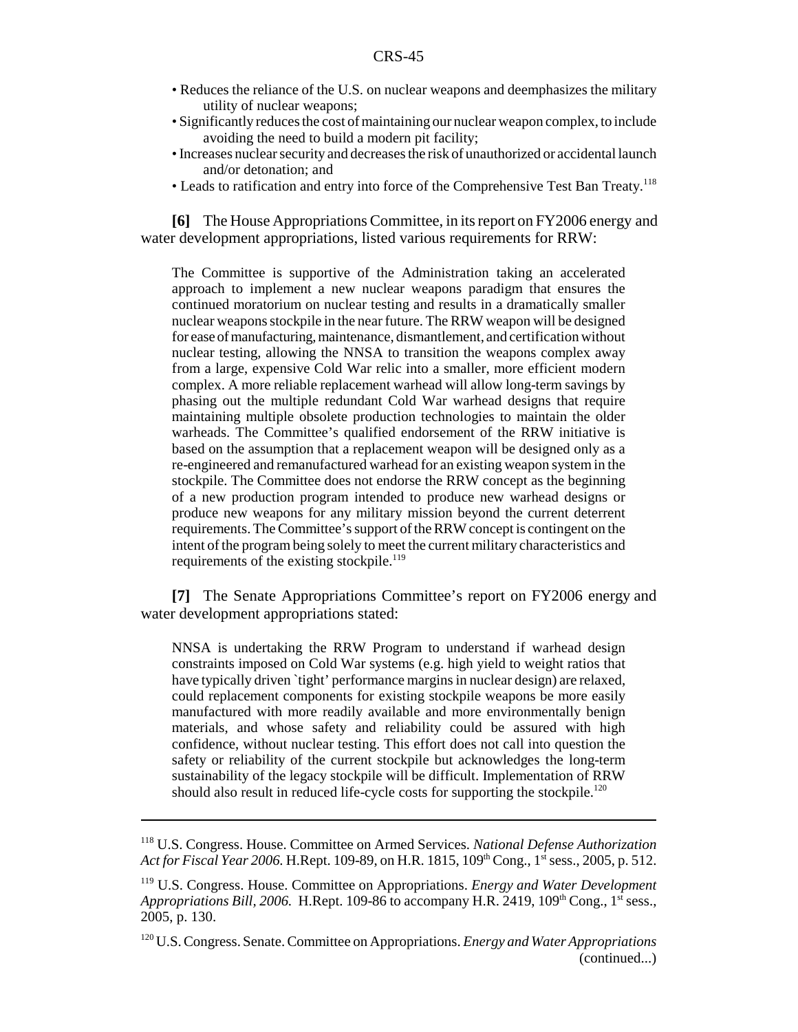- Reduces the reliance of the U.S. on nuclear weapons and deemphasizes the military utility of nuclear weapons;
- Significantly reduces the cost of maintaining our nuclear weapon complex, to include avoiding the need to build a modern pit facility;
- Increases nuclear security and decreases the risk of unauthorized or accidental launch and/or detonation; and
- Leads to ratification and entry into force of the Comprehensive Test Ban Treaty.[118]

**[6]** The House Appropriations Committee, in its report on FY2006 energy and water development appropriations, listed various requirements for RRW:

> The Committee is supportive of the Administration taking an accelerated approach to implement a new nuclear weapons paradigm that ensures the continued moratorium on nuclear testing and results in a dramatically smaller nuclear weapons stockpile in the near future. The RRW weapon will be designed for ease of manufacturing, maintenance, dismantlement, and certification without nuclear testing, allowing the NNSA to transition the weapons complex away from a large, expensive Cold War relic into a smaller, more efficient modern complex. A more reliable replacement warhead will allow long-term savings by phasing out the multiple redundant Cold War warhead designs that require maintaining multiple obsolete production technologies to maintain the older warheads. The Committee's qualified endorsement of the RRW initiative is based on the assumption that a replacement weapon will be designed only as a re-engineered and remanufactured warhead for an existing weapon system in the stockpile. The Committee does not endorse the RRW concept as the beginning of a new production program intended to produce new warhead designs or produce new weapons for any military mission beyond the current deterrent requirements. The Committee's support of the RRW concept is contingent on the intent of the program being solely to meet the current military characteristics and requirements of the existing stockpile.[119]

**[7]** The Senate Appropriations Committee's report on FY2006 energy and water development appropriations stated:

> NNSA is undertaking the RRW Program to understand if warhead design constraints imposed on Cold War systems (e.g. high yield to weight ratios that have typically driven `tight' performance margins in nuclear design) are relaxed, could replacement components for existing stockpile weapons be more easily manufactured with more readily available and more environmentally benign materials, and whose safety and reliability could be assured with high confidence, without nuclear testing. This effort does not call into question the safety or reliability of the current stockpile but acknowledges the long-term sustainability of the legacy stockpile will be difficult. Implementation of RRW should also result in reduced life-cycle costs for supporting the stockpile.[120]

---

[118] U.S. Congress. House. Committee on Armed Services. *National Defense Authorization Act for Fiscal Year 2006.* H.Rept. 109-89, on H.R. 1815, 109th Cong., 1st sess., 2005, p. 512.

[119] U.S. Congress. House. Committee on Appropriations. *Energy and Water Development Appropriations Bill, 2006.* H.Rept. 109-86 to accompany H.R. 2419, 109th Cong., 1st sess., 2005, p. 130.

[120] U.S. Congress. Senate. Committee on Appropriations. *Energy and Water Appropriations* (continued...)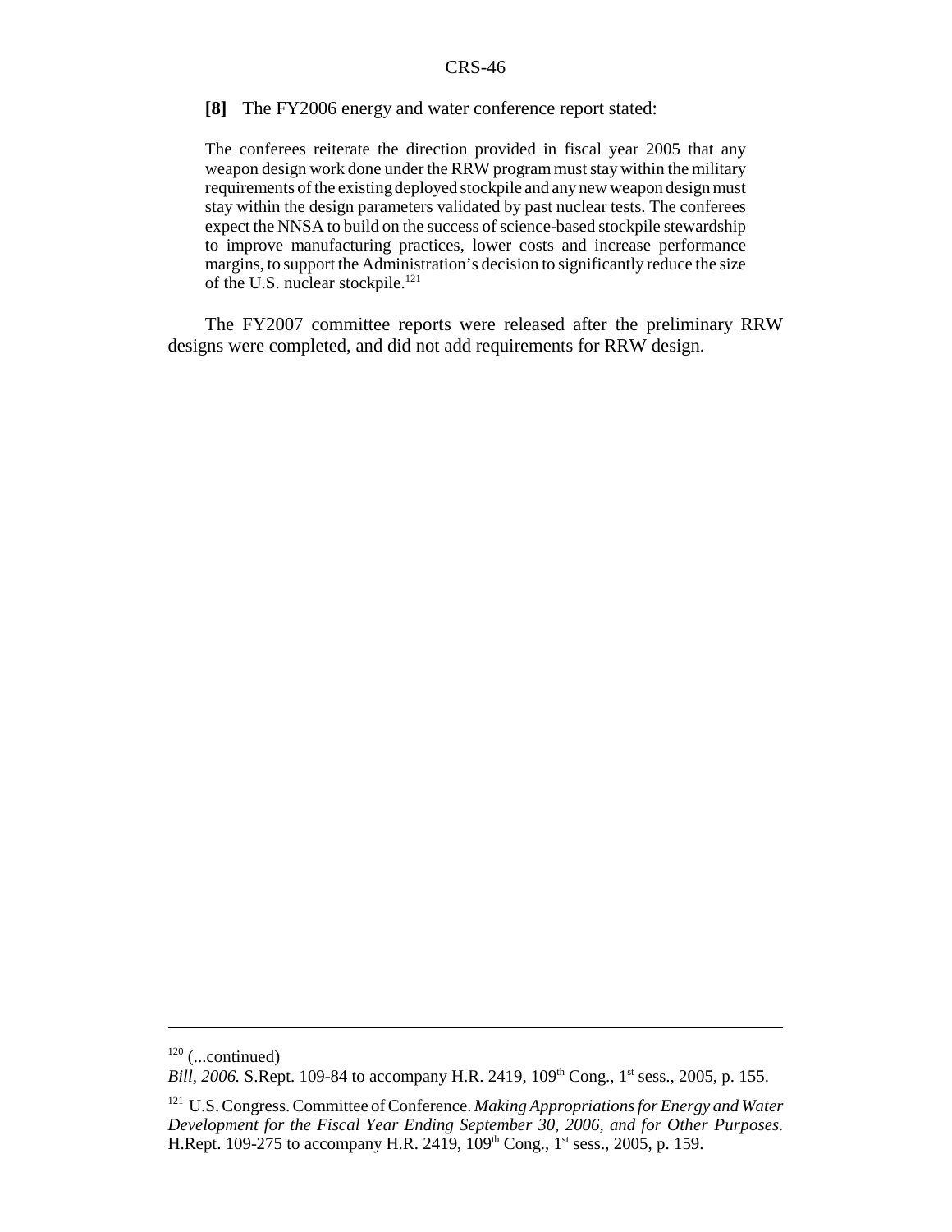**[8]** The FY2006 energy and water conference report stated:

> The conferees reiterate the direction provided in fiscal year 2005 that any weapon design work done under the RRW program must stay within the military requirements of the existing deployed stockpile and any new weapon design must stay within the design parameters validated by past nuclear tests. The conferees expect the NNSA to build on the success of science-based stockpile stewardship to improve manufacturing practices, lower costs and increase performance margins, to support the Administration's decision to significantly reduce the size of the U.S. nuclear stockpile.[121]

The FY2007 committee reports were released after the preliminary RRW designs were completed, and did not add requirements for RRW design.

---

[120] (...continued)
*Bill, 2006.* S.Rept. 109-84 to accompany H.R. 2419, 109th Cong., 1st sess., 2005, p. 155.

[121] U.S. Congress. Committee of Conference. *Making Appropriations for Energy and Water Development for the Fiscal Year Ending September 30, 2006, and for Other Purposes.* H.Rept. 109-275 to accompany H.R. 2419, 109th Cong., 1st sess., 2005, p. 159.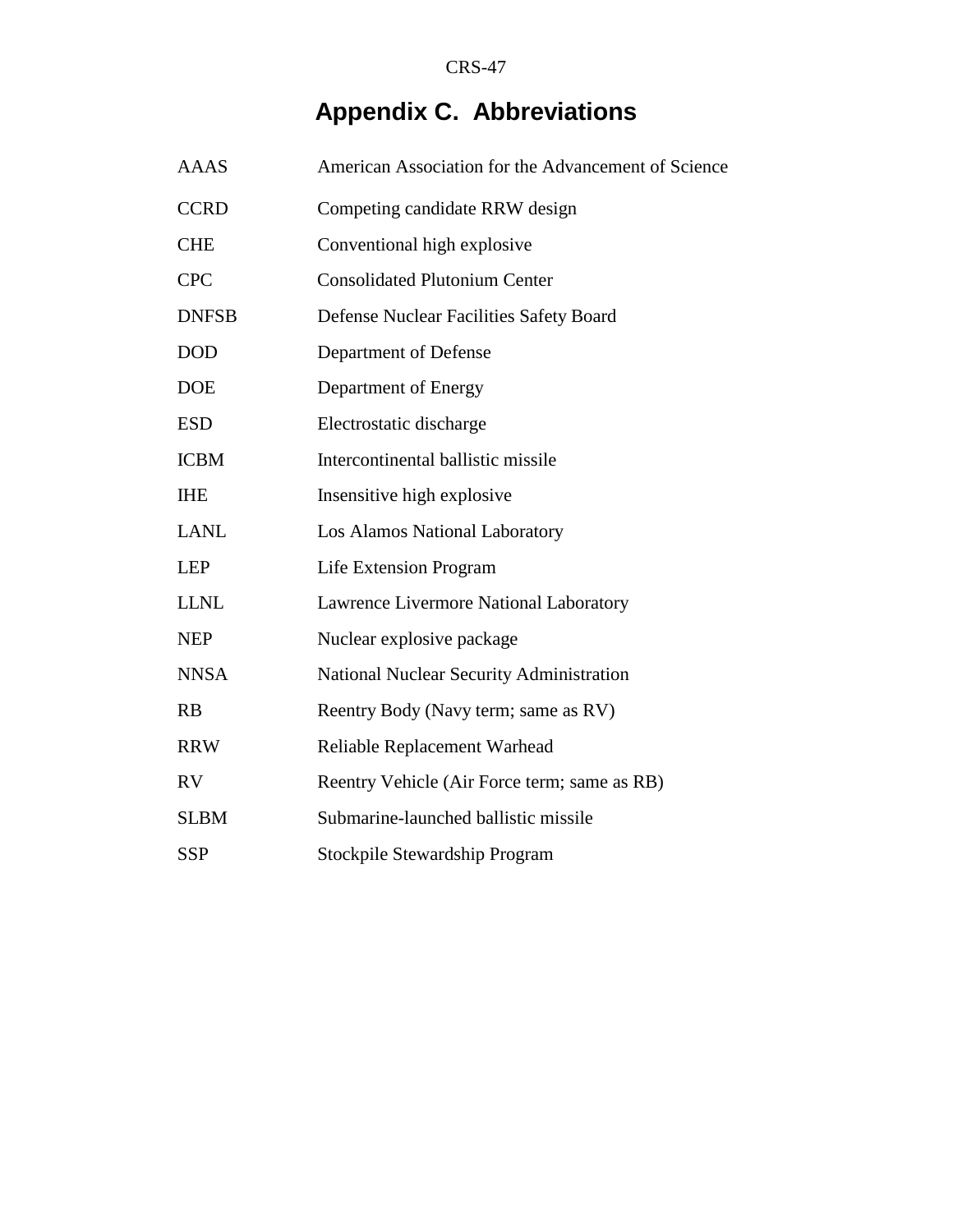# Appendix C. Abbreviations

| | |
|---|---|
| AAAS | American Association for the Advancement of Science |
| CCRD | Competing candidate RRW design |
| CHE | Conventional high explosive |
| CPC | Consolidated Plutonium Center |
| DNFSB | Defense Nuclear Facilities Safety Board |
| DOD | Department of Defense |
| DOE | Department of Energy |
| ESD | Electrostatic discharge |
| ICBM | Intercontinental ballistic missile |
| IHE | Insensitive high explosive |
| LANL | Los Alamos National Laboratory |
| LEP | Life Extension Program |
| LLNL | Lawrence Livermore National Laboratory |
| NEP | Nuclear explosive package |
| NNSA | National Nuclear Security Administration |
| RB | Reentry Body (Navy term; same as RV) |
| RRW | Reliable Replacement Warhead |
| RV | Reentry Vehicle (Air Force term; same as RB) |
| SLBM | Submarine-launched ballistic missile |
| SSP | Stockpile Stewardship Program |